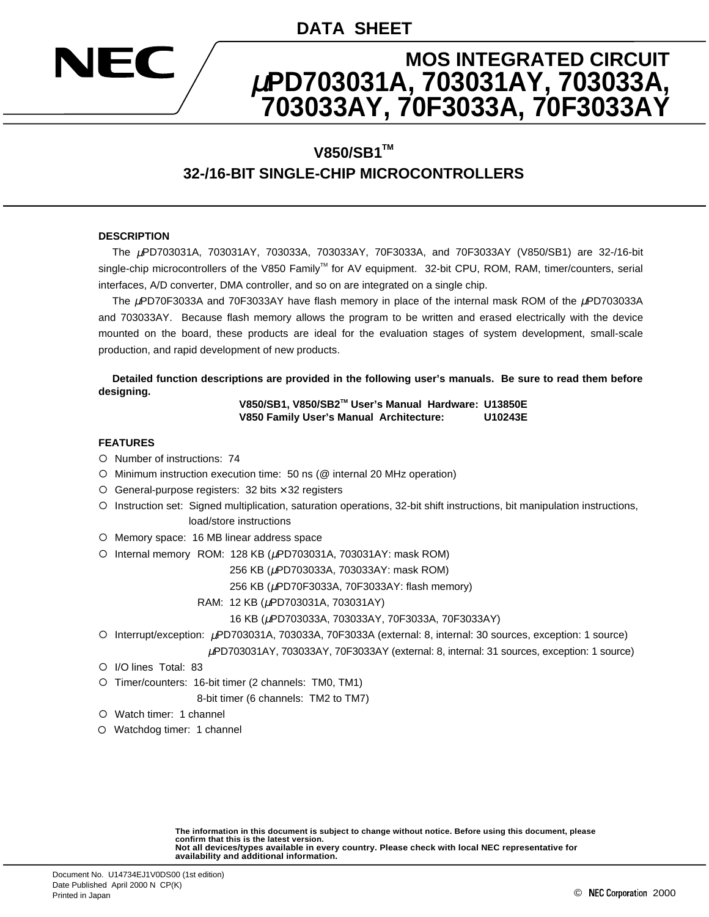DATA SHEET

# MOS INTEGRATED CIRCUIT
# μPD703031A, 703031AY, 703033A, 703033AY, 70F3033A, 70F3033AY

## V850/SB1™
## 32-/16-BIT SINGLE-CHIP MICROCONTROLLERS

### DESCRIPTION

The μPD703031A, 703031AY, 703033A, 703033AY, 70F3033A, and 70F3033AY (V850/SB1) are 32-/16-bit single-chip microcontrollers of the V850 Family™ for AV equipment. 32-bit CPU, ROM, RAM, timer/counters, serial interfaces, A/D converter, DMA controller, and so on are integrated on a single chip.

The μPD70F3033A and 70F3033AY have flash memory in place of the internal mask ROM of the μPD703033A and 703033AY. Because flash memory allows the program to be written and erased electrically with the device mounted on the board, these products are ideal for the evaluation stages of system development, small-scale production, and rapid development of new products.

**Detailed function descriptions are provided in the following user's manuals. Be sure to read them before designing.**

**V850/SB1, V850/SB2™ User's Manual Hardware: U13850E**
**V850 Family User's Manual Architecture: U10243E**

### FEATURES

- Number of instructions: 74
- Minimum instruction execution time: 50 ns (@ internal 20 MHz operation)
- General-purpose registers: 32 bits × 32 registers
- Instruction set: Signed multiplication, saturation operations, 32-bit shift instructions, bit manipulation instructions, load/store instructions
- Memory space: 16 MB linear address space
- Internal memory
  - ROM: 128 KB (μPD703031A, 703031AY: mask ROM)
    256 KB (μPD703033A, 703033AY: mask ROM)
    256 KB (μPD70F3033A, 70F3033AY: flash memory)
  - RAM: 12 KB (μPD703031A, 703031AY)
    16 KB (μPD703033A, 703033AY, 70F3033A, 70F3033AY)
- Interrupt/exception: μPD703031A, 703033A, 70F3033A (external: 8, internal: 30 sources, exception: 1 source)
  μPD703031AY, 703033AY, 70F3033AY (external: 8, internal: 31 sources, exception: 1 source)
- I/O lines Total: 83
- Timer/counters: 16-bit timer (2 channels: TM0, TM1)
  8-bit timer (6 channels: TM2 to TM7)
- Watch timer: 1 channel
- Watchdog timer: 1 channel

**The information in this document is subject to change without notice. Before using this document, please confirm that this is the latest version.**
**Not all devices/types available in every country. Please check with local NEC representative for availability and additional information.**

Document No. U14734EJ1V0DS00 (1st edition)
Date Published April 2000 N CP(K)
Printed in Japan

© NEC Corporation 2000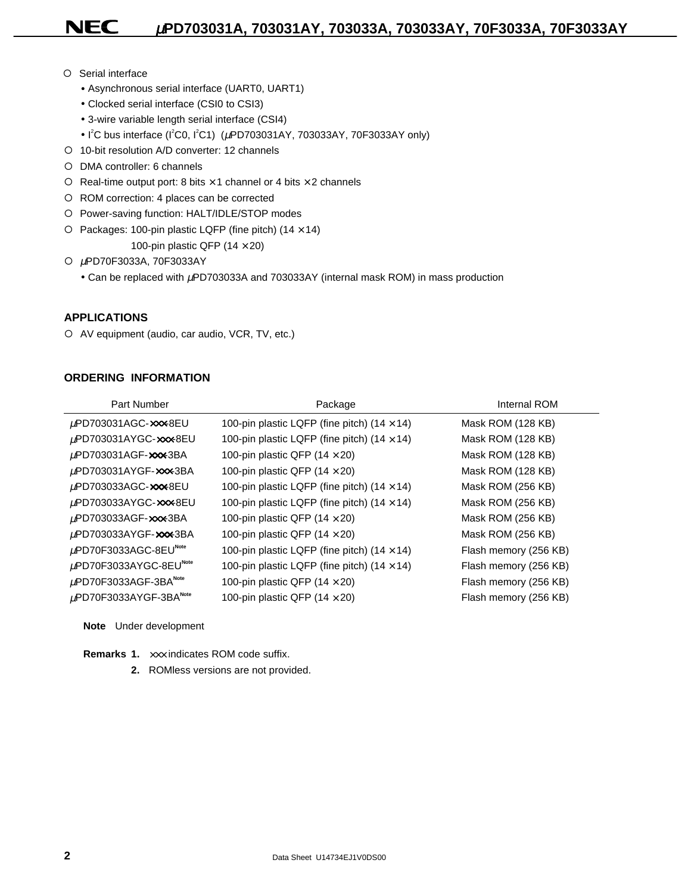- Serial interface
  - Asynchronous serial interface (UART0, UART1)
  - Clocked serial interface (CSI0 to CSI3)
  - 3-wire variable length serial interface (CSI4)
  - $I^2C$ bus interface ($I^2C0$, $I^2C1$) (μPD703031AY, 703033AY, 70F3033AY only)
- 10-bit resolution A/D converter: 12 channels
- DMA controller: 6 channels
- Real-time output port: 8 bits × 1 channel or 4 bits × 2 channels
- ROM correction: 4 places can be corrected
- Power-saving function: HALT/IDLE/STOP modes
- Packages: 100-pin plastic LQFP (fine pitch) (14 × 14)
  100-pin plastic QFP (14 × 20)
- μPD70F3033A, 70F3033AY
  - Can be replaced with μPD703033A and 703033AY (internal mask ROM) in mass production

## APPLICATIONS

- AV equipment (audio, car audio, VCR, TV, etc.)

## ORDERING INFORMATION

| Part Number | Package | Internal ROM |
|---|---|---|
| μPD703031AGC-×××-8EU | 100-pin plastic LQFP (fine pitch) (14 × 14) | Mask ROM (128 KB) |
| μPD703031AYGC-×××-8EU | 100-pin plastic LQFP (fine pitch) (14 × 14) | Mask ROM (128 KB) |
| μPD703031AGF-×××-3BA | 100-pin plastic QFP (14 × 20) | Mask ROM (128 KB) |
| μPD703031AYGF-×××-3BA | 100-pin plastic QFP (14 × 20) | Mask ROM (128 KB) |
| μPD703033AGC-×××-8EU | 100-pin plastic LQFP (fine pitch) (14 × 14) | Mask ROM (256 KB) |
| μPD703033AYGC-×××-8EU | 100-pin plastic LQFP (fine pitch) (14 × 14) | Mask ROM (256 KB) |
| μPD703033AGF-×××-3BA | 100-pin plastic QFP (14 × 20) | Mask ROM (256 KB) |
| μPD703033AYGF-×××-3BA | 100-pin plastic QFP (14 × 20) | Mask ROM (256 KB) |
| μPD70F3033AGC-8EU[Note] | 100-pin plastic LQFP (fine pitch) (14 × 14) | Flash memory (256 KB) |
| μPD70F3033AYGC-8EU[Note] | 100-pin plastic LQFP (fine pitch) (14 × 14) | Flash memory (256 KB) |
| μPD70F3033AGF-3BA[Note] | 100-pin plastic QFP (14 × 20) | Flash memory (256 KB) |
| μPD70F3033AYGF-3BA[Note] | 100-pin plastic QFP (14 × 20) | Flash memory (256 KB) |

**Note** Under development

**Remarks 1.** ××× indicates ROM code suffix.

**2.** ROMless versions are not provided.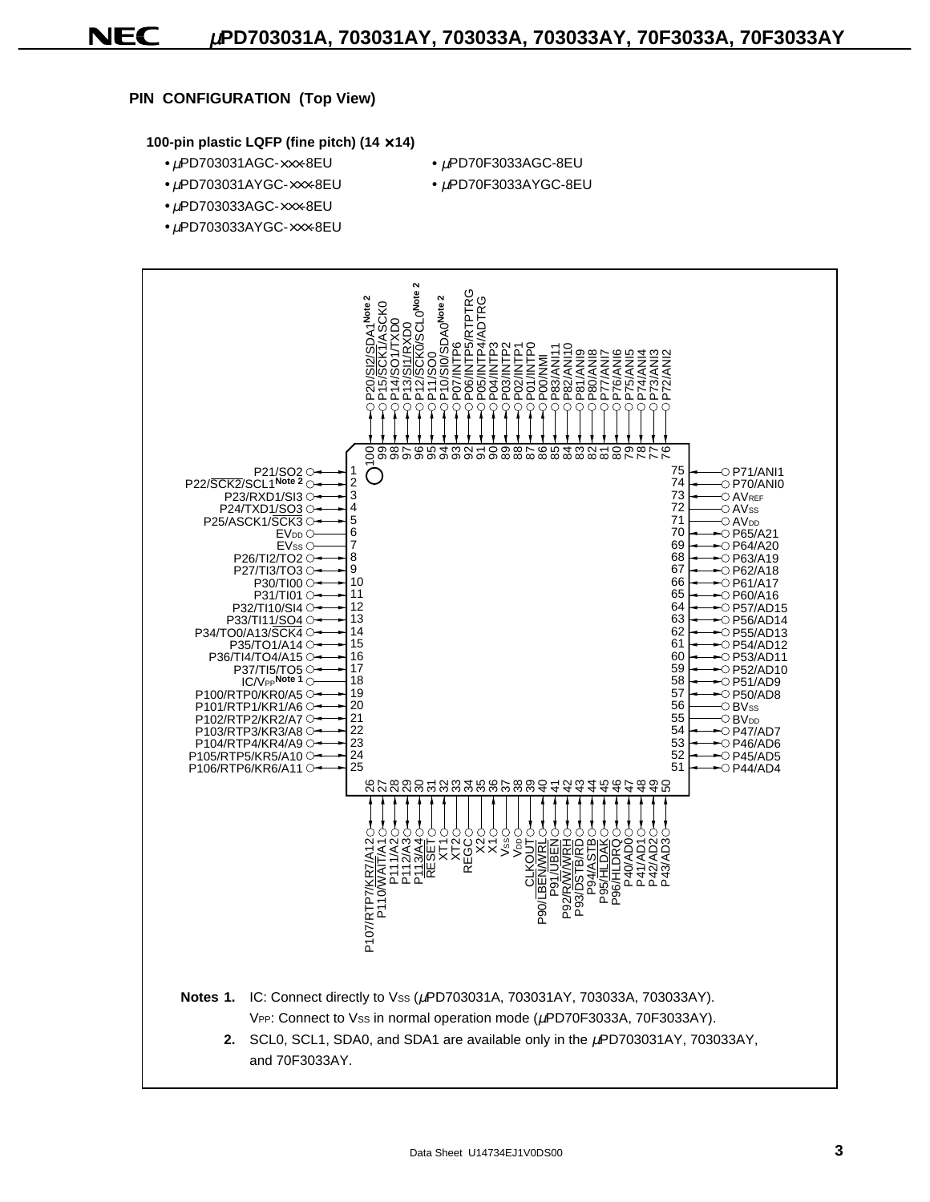## PIN CONFIGURATION (Top View)

**100-pin plastic LQFP (fine pitch) (14 × 14)**

- μPD703031AGC-×××-8EU
- μPD703031AYGC-×××-8EU
- μPD703033AGC-×××-8EU
- μPD703033AYGC-×××-8EU
- μPD70F3033AGC-8EU
- μPD70F3033AYGC-8EU

| Pin | Name | Pin | Name |
|---|---|---|---|
| 1 | P21/SO2 | 51 | P44/AD4 |
| 2 | P22/SCK2/SCL1[Note 2] | 52 | P45/AD5 |
| 3 | P23/RXD1/SI3 | 53 | P46/AD6 |
| 4 | P24/TXD1/SO3 | 54 | P47/AD7 |
| 5 | P25/ASCK1/SCK3 | 55 | $BV_{DD}$ |
| 6 | $EV_{DD}$ | 56 | $BV_{SS}$ |
| 7 | $EV_{SS}$ | 57 | P50/AD8 |
| 8 | P26/TI2/TO2 | 58 | P51/AD9 |
| 9 | P27/TI3/TO3 | 59 | P52/AD10 |
| 10 | P30/TI00 | 60 | P53/AD11 |
| 11 | P31/TI01 | 61 | P54/AD12 |
| 12 | P32/TI10/SI4 | 62 | P55/AD13 |
| 13 | P33/TI11/SO4 | 63 | P56/AD14 |
| 14 | P34/TO0/A13/SCK4 | 64 | P57/AD15 |
| 15 | P35/TO1/A14 | 65 | P60/A16 |
| 16 | P36/TI4/TO4/A15 | 66 | P61/A17 |
| 17 | P37/TI5/TO5 | 67 | P62/A18 |
| 18 | IC/$V_{PP}$[Note 1] | 68 | P63/A19 |
| 19 | P100/RTP0/KR0/A5 | 69 | P64/A20 |
| 20 | P101/RTP1/KR1/A6 | 70 | P65/A21 |
| 21 | P102/RTP2/KR2/A7 | 71 | $AV_{DD}$ |
| 22 | P103/RTP3/KR3/A8 | 72 | $AV_{SS}$ |
| 23 | P104/RTP4/KR4/A9 | 73 | $AV_{REF}$ |
| 24 | P105/RTP5/KR5/A10 | 74 | P70/ANI0 |
| 25 | P106/RTP6/KR6/A11 | 75 | P71/ANI1 |
| 26 | P107/RTP7/KR7/A12 | 76 | P72/ANI2 |
| 27 | P110/WAIT/A1 | 77 | P73/ANI3 |
| 28 | P111/A2 | 78 | P74/ANI4 |
| 29 | P112/A3 | 79 | P75/ANI5 |
| 30 | P113/A4 | 80 | P76/ANI6 |
| 31 | RESET | 81 | P77/ANI7 |
| 32 | XT1 | 82 | P80/ANI8 |
| 33 | XT2 | 83 | P81/ANI9 |
| 34 | REGC | 84 | P82/ANI10 |
| 35 | X2 | 85 | P83/ANI11 |
| 36 | X1 | 86 | P00/NMI |
| 37 | $V_{SS}$ | 87 | P01/INTP0 |
| 38 | $V_{DD}$ | 88 | P02/INTP1 |
| 39 | CLKOUT | 89 | P03/INTP2 |
| 40 | P90/LBEN/WRL | 90 | P04/INTP3 |
| 41 | P91/UBEN | 91 | P05/INTP4/ADTRG |
| 42 | P92/R/W/WRH | 92 | P06/INTP5/RTPTRG |
| 43 | P93/DSTB/RD | 93 | P07/INTP6 |
| 44 | P94/ASTB | 94 | P10/SI0/SDA0[Note 2] |
| 45 | P95/HLDAK | 95 | P11/SO0 |
| 46 | P96/HLDRQ | 96 | P12/SCK0/SCL0[Note 2] |
| 47 | P40/AD0 | 97 | P13/SI1/RXD0 |
| 48 | P41/AD1 | 98 | P14/SO1/TXD0 |
| 49 | P42/AD2 | 99 | P15/SCK1/ASCK0 |
| 50 | P43/AD3 | 100 | P20/SI2/SDA1[Note 2] |

**Notes 1.** IC: Connect directly to $V_{SS}$ (μPD703031A, 703031AY, 703033A, 703033AY).
$V_{PP}$: Connect to $V_{SS}$ in normal operation mode (μPD70F3033A, 70F3033AY).

**2.** SCL0, SCL1, SDA0, and SDA1 are available only in the μPD703031AY, 703033AY, and 70F3033AY.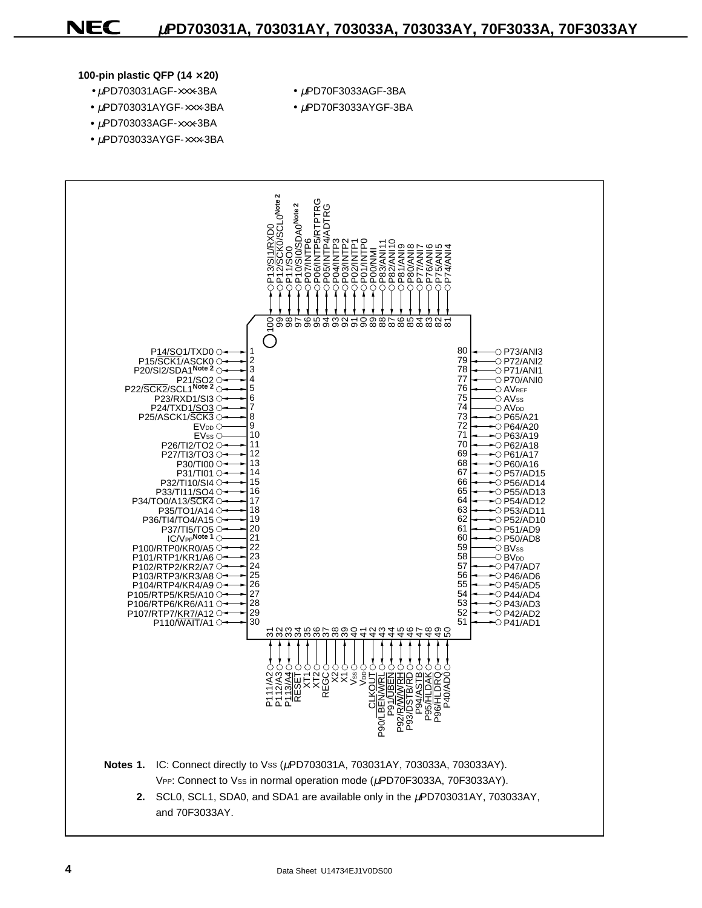**100-pin plastic QFP (14 × 20)**

- μPD703031AGF-×××-3BA
- μPD703031AYGF-×××-3BA
- μPD703033AGF-×××-3BA
- μPD703033AYGF-×××-3BA
- μPD70F3033AGF-3BA
- μPD70F3033AYGF-3BA

| Pin No. | Pin name | Pin No. | Pin name |
| --- | --- | --- | --- |
| 1 | P14/SO1/TXD0 | 51 | P41/AD1 |
| 2 | P15/SCK1/ASCK0 | 52 | P42/AD2 |
| 3 | P20/SI2/SDA1 Note 2 | 53 | P43/AD3 |
| 4 | P21/SO2 | 54 | P44/AD4 |
| 5 | P22/SCK2/SCL1 Note 2 | 55 | P45/AD5 |
| 6 | P23/RXD1/SI3 | 56 | P46/AD6 |
| 7 | P24/TXD1/SO3 | 57 | P47/AD7 |
| 8 | P25/ASCK1/SCK3 | 58 | $BV_{DD}$ |
| 9 | $EV_{DD}$ | 59 | $BV_{SS}$ |
| 10 | $EV_{SS}$ | 60 | P50/AD8 |
| 11 | P26/TI2/TO2 | 61 | P51/AD9 |
| 12 | P27/TI3/TO3 | 62 | P52/AD10 |
| 13 | P30/TI00 | 63 | P53/AD11 |
| 14 | P31/TI01 | 64 | P54/AD12 |
| 15 | P32/TI10/SI4 | 65 | P55/AD13 |
| 16 | P33/TI11/SO4 | 66 | P56/AD14 |
| 17 | P34/TO0/A13/SCK4 | 67 | P57/AD15 |
| 18 | P35/TO1/A14 | 68 | P60/A16 |
| 19 | P36/TI4/TO4/A15 | 69 | P61/A17 |
| 20 | P37/TI5/TO5 | 70 | P62/A18 |
| 21 | IC/$V_{PP}$ Note 1 | 71 | P63/A19 |
| 22 | P100/RTP0/KR0/A5 | 72 | P64/A20 |
| 23 | P101/RTP1/KR1/A6 | 73 | P65/A21 |
| 24 | P102/RTP2/KR2/A7 | 74 | $AV_{DD}$ |
| 25 | P103/RTP3/KR3/A8 | 75 | $AV_{SS}$ |
| 26 | P104/RTP4/KR4/A9 | 76 | $AV_{REF}$ |
| 27 | P105/RTP5/KR5/A10 | 77 | P70/ANI0 |
| 28 | P106/RTP6/KR6/A11 | 78 | P71/ANI1 |
| 29 | P107/RTP7/KR7/A12 | 79 | P72/ANI2 |
| 30 | P110/WAIT/A1 | 80 | P73/ANI3 |
| 31 | P111/A2 | 81 | P74/ANI4 |
| 32 | P112/A3 | 82 | P75/ANI5 |
| 33 | P113/A4 | 83 | P76/ANI6 |
| 34 | RESET | 84 | P77/ANI7 |
| 35 | XT1 | 85 | P80/ANI8 |
| 36 | XT2 | 86 | P81/ANI9 |
| 37 | REGC | 87 | P82/ANI10 |
| 38 | X2 | 88 | P83/ANI11 |
| 39 | X1 | 89 | P00/NMI |
| 40 | $V_{SS}$ | 90 | P01/INTP0 |
| 41 | $V_{DD}$ | 91 | P02/INTP1 |
| 42 | CLKOUT | 92 | P03/INTP2 |
| 43 | P90/LBEN/WRL | 93 | P04/INTP3 |
| 44 | P91/UBEN | 94 | P05/INTP4/ADTRG |
| 45 | P92/R/W/WRH | 95 | P06/INTP5/RTPTRG |
| 46 | P93/DSTB/RD | 96 | P07/INTP6 |
| 47 | P94/ASTB | 97 | P10/SI0/SDA0 Note 2 |
| 48 | P95/HLDAK | 98 | P11/SO0 |
| 49 | P96/HLDRQ | 99 | P12/SCK0/SCL0 Note 2 |
| 50 | P40/AD0 | 100 | P13/SI1/RXD0 |

**Notes 1.** IC: Connect directly to $V_{SS}$ (μPD703031A, 703031AY, 703033A, 703033AY).
$V_{PP}$: Connect to $V_{SS}$ in normal operation mode (μPD70F3033A, 70F3033AY).

**2.** SCL0, SCL1, SDA0, and SDA1 are available only in the μPD703031AY, 703033AY, and 70F3033AY.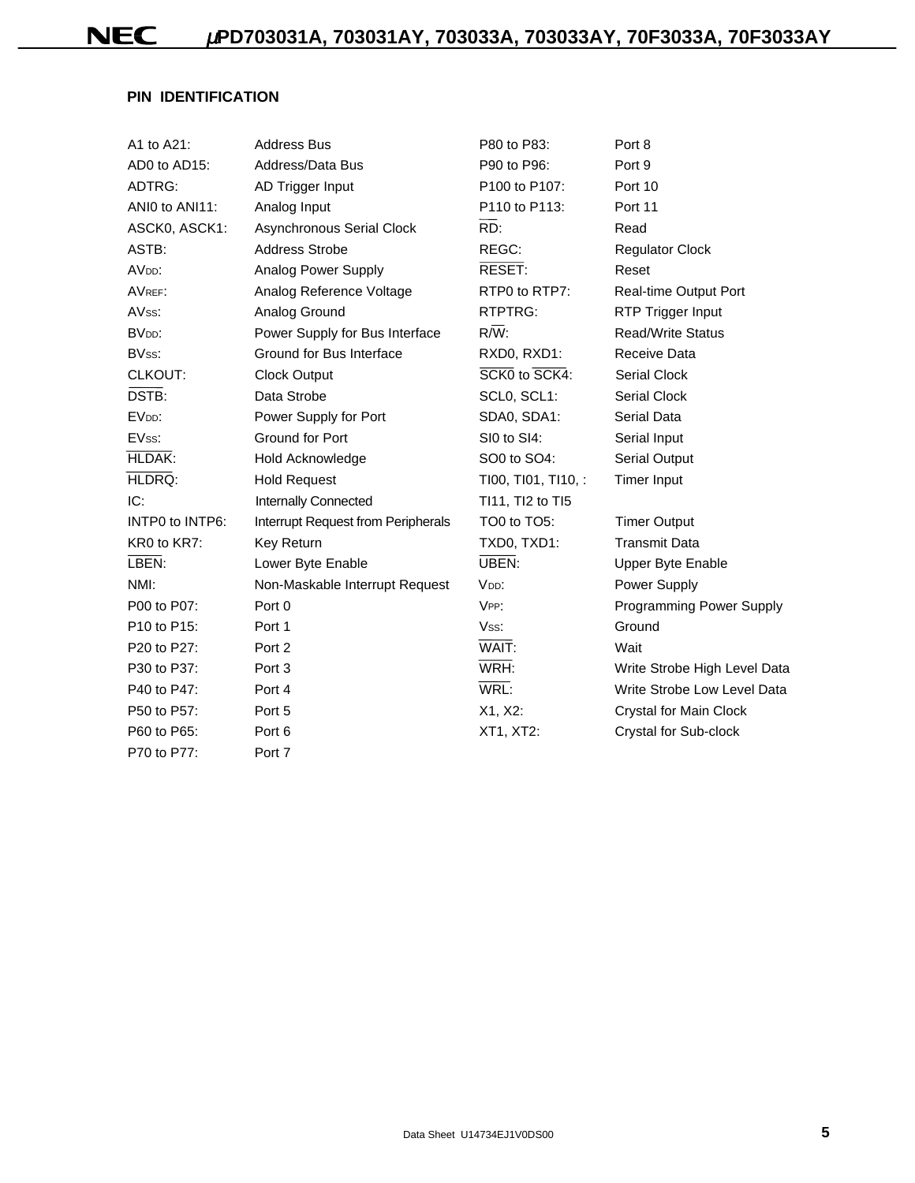## PIN IDENTIFICATION

| | | | |
|---|---|---|---|
| A1 to A21: | Address Bus | P80 to P83: | Port 8 |
| AD0 to AD15: | Address/Data Bus | P90 to P96: | Port 9 |
| ADTRG: | AD Trigger Input | P100 to P107: | Port 10 |
| ANI0 to ANI11: | Analog Input | P110 to P113: | Port 11 |
| ASCK0, ASCK1: | Asynchronous Serial Clock | $\overline{\text{RD}}$: | Read |
| ASTB: | Address Strobe | REGC: | Regulator Clock |
| $AV_{DD}$: | Analog Power Supply | $\overline{\text{RESET}}$: | Reset |
| $AV_{REF}$: | Analog Reference Voltage | RTP0 to RTP7: | Real-time Output Port |
| $AV_{SS}$: | Analog Ground | RTPTRG: | RTP Trigger Input |
| $BV_{DD}$: | Power Supply for Bus Interface | R/$\overline{\text{W}}$: | Read/Write Status |
| $BV_{SS}$: | Ground for Bus Interface | RXD0, RXD1: | Receive Data |
| CLKOUT: | Clock Output | $\overline{\text{SCK0}}$ to $\overline{\text{SCK4}}$: | Serial Clock |
| $\overline{\text{DSTB}}$: | Data Strobe | SCL0, SCL1: | Serial Clock |
| $EV_{DD}$: | Power Supply for Port | SDA0, SDA1: | Serial Data |
| $EV_{SS}$: | Ground for Port | SI0 to SI4: | Serial Input |
| $\overline{\text{HLDAK}}$: | Hold Acknowledge | SO0 to SO4: | Serial Output |
| $\overline{\text{HLDRQ}}$: | Hold Request | TI00, TI01, TI10, : TI11, TI2 to TI5 | Timer Input |
| IC: | Internally Connected | | |
| INTP0 to INTP6: | Interrupt Request from Peripherals | TO0 to TO5: | Timer Output |
| KR0 to KR7: | Key Return | TXD0, TXD1: | Transmit Data |
| $\overline{\text{LBEN}}$: | Lower Byte Enable | $\overline{\text{UBEN}}$: | Upper Byte Enable |
| NMI: | Non-Maskable Interrupt Request | $V_{DD}$: | Power Supply |
| P00 to P07: | Port 0 | $V_{PP}$: | Programming Power Supply |
| P10 to P15: | Port 1 | $V_{SS}$: | Ground |
| P20 to P27: | Port 2 | $\overline{\text{WAIT}}$: | Wait |
| P30 to P37: | Port 3 | $\overline{\text{WRH}}$: | Write Strobe High Level Data |
| P40 to P47: | Port 4 | $\overline{\text{WRL}}$: | Write Strobe Low Level Data |
| P50 to P57: | Port 5 | X1, X2: | Crystal for Main Clock |
| P60 to P65: | Port 6 | XT1, XT2: | Crystal for Sub-clock |
| P70 to P77: | Port 7 | | |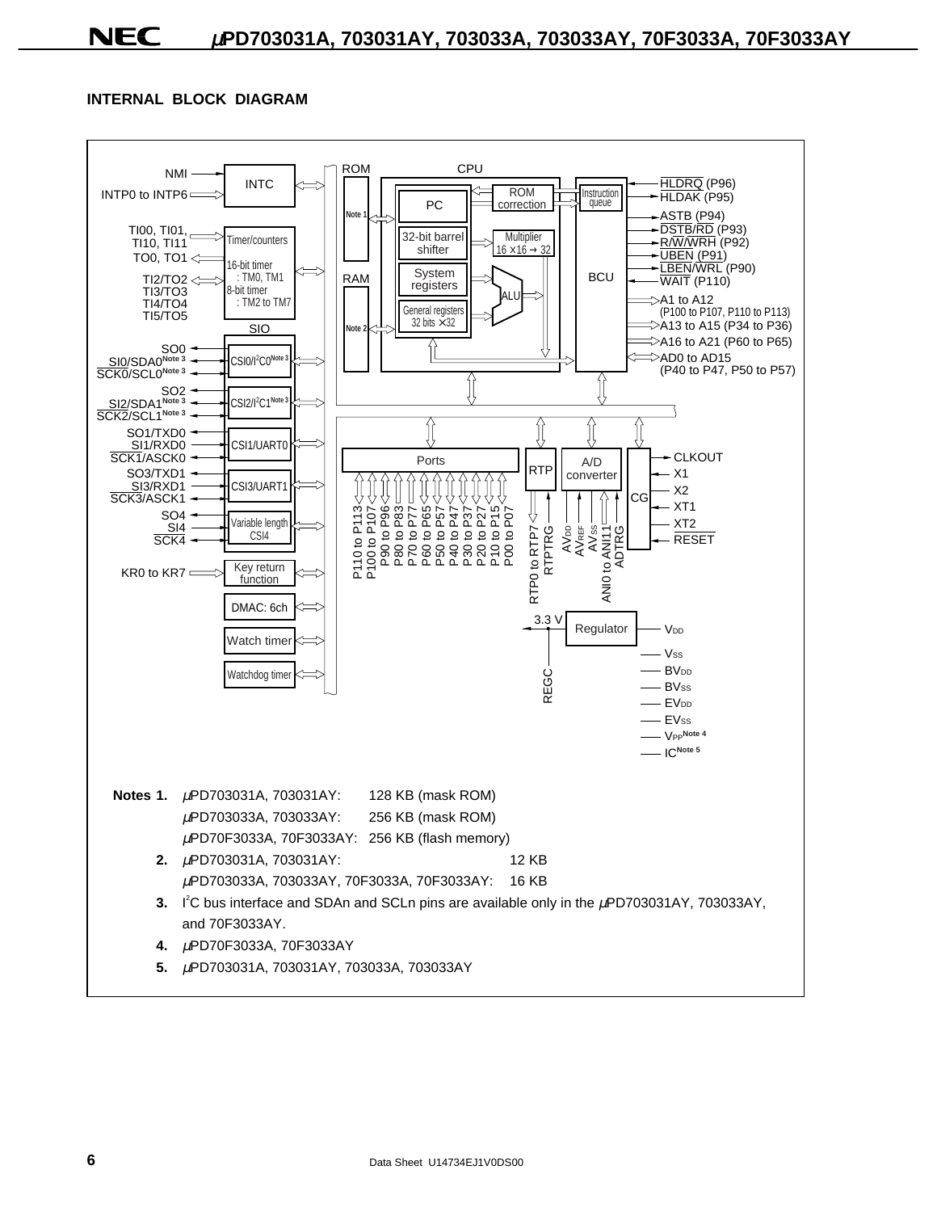## INTERNAL BLOCK DIAGRAM

**Notes 1.** μPD703031A, 703031AY: 128 KB (mask ROM)

μPD703033A, 703033AY: 256 KB (mask ROM)

μPD70F3033A, 70F3033AY: 256 KB (flash memory)

**2.** μPD703031A, 703031AY: 12 KB

μPD703033A, 703033AY, 70F3033A, 70F3033AY: 16 KB

**3.** I²C bus interface and SDAn and SCLn pins are available only in the μPD703031AY, 703033AY, and 70F3033AY.

**4.** μPD70F3033A, 70F3033AY

**5.** μPD703031A, 703031AY, 703033A, 703033AY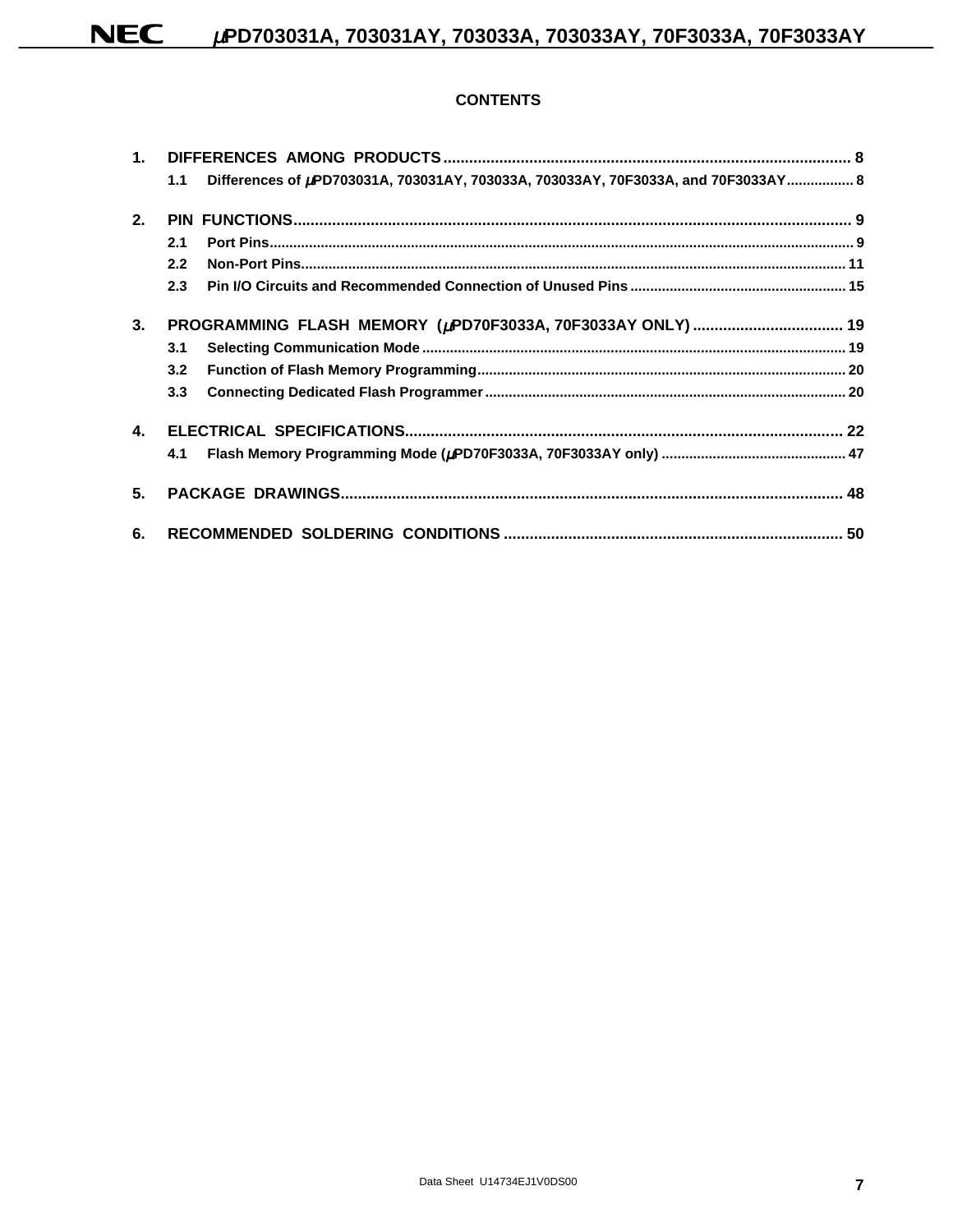# CONTENTS

1. **DIFFERENCES AMONG PRODUCTS** .......... 8
   - 1.1 Differences of μPD703031A, 703031AY, 703033A, 703033AY, 70F3033A, and 70F3033AY .......... 8
2. **PIN FUNCTIONS** .......... 9
   - 2.1 Port Pins .......... 9
   - 2.2 Non-Port Pins .......... 11
   - 2.3 Pin I/O Circuits and Recommended Connection of Unused Pins .......... 15
3. **PROGRAMMING FLASH MEMORY (μPD70F3033A, 70F3033AY ONLY)** .......... 19
   - 3.1 Selecting Communication Mode .......... 19
   - 3.2 Function of Flash Memory Programming .......... 20
   - 3.3 Connecting Dedicated Flash Programmer .......... 20
4. **ELECTRICAL SPECIFICATIONS** .......... 22
   - 4.1 Flash Memory Programming Mode (μPD70F3033A, 70F3033AY only) .......... 47
5. **PACKAGE DRAWINGS** .......... 48
6. **RECOMMENDED SOLDERING CONDITIONS** .......... 50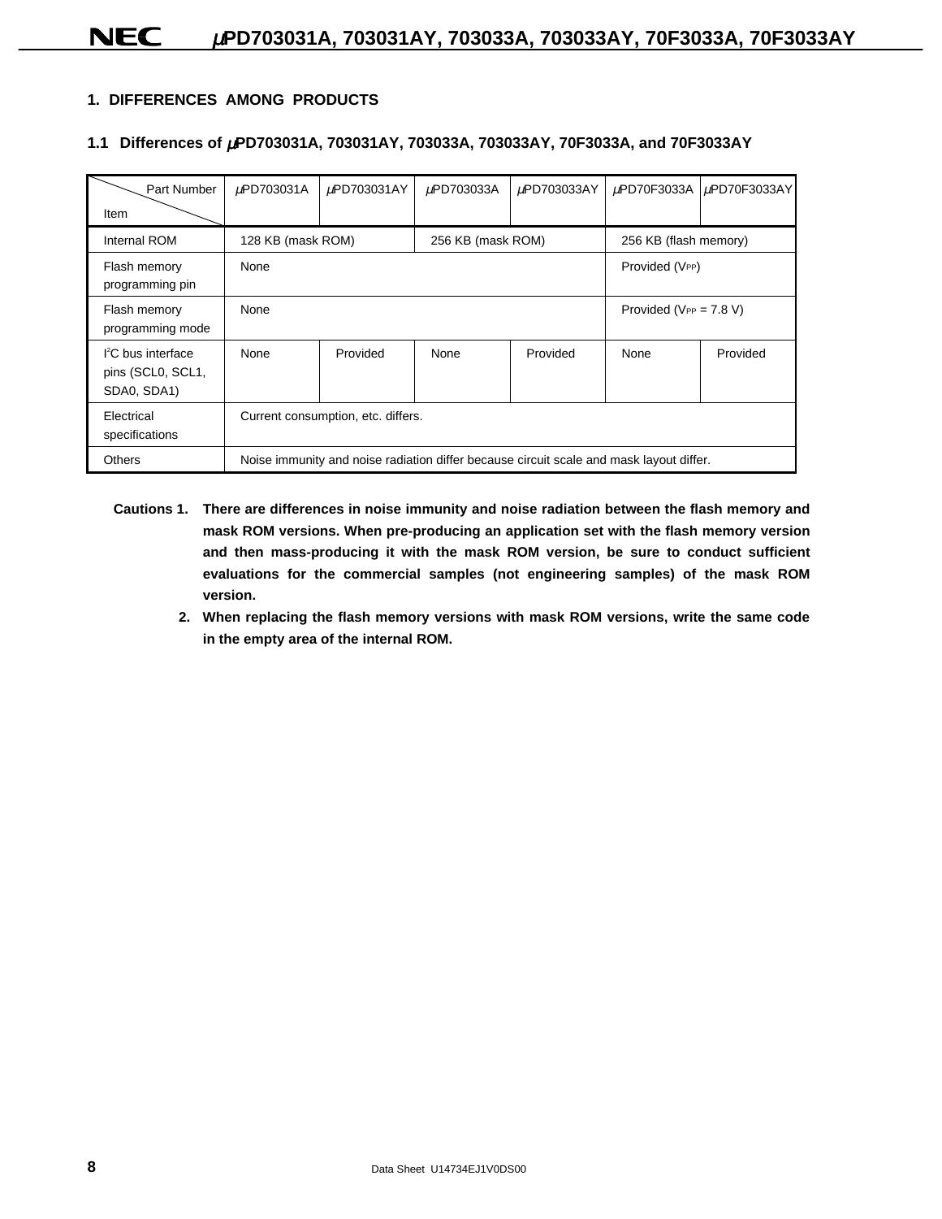## 1. DIFFERENCES AMONG PRODUCTS

### 1.1 Differences of μPD703031A, 703031AY, 703033A, 703033AY, 70F3033A, and 70F3033AY

| Item \ Part Number | μPD703031A | μPD703031AY | μPD703033A | μPD703033AY | μPD70F3033A | μPD70F3033AY |
|---|---|---|---|---|---|---|
| Internal ROM | 128 KB (mask ROM) | | 256 KB (mask ROM) | | 256 KB (flash memory) | |
| Flash memory programming pin | None | | | | Provided ($V_{PP}$) | |
| Flash memory programming mode | None | | | | Provided ($V_{PP}$ = 7.8 V) | |
| $I^2C$ bus interface pins (SCL0, SCL1, SDA0, SDA1) | None | Provided | None | Provided | None | Provided |
| Electrical specifications | Current consumption, etc. differs. | | | | | |
| Others | Noise immunity and noise radiation differ because circuit scale and mask layout differ. | | | | | |

**Cautions 1. There are differences in noise immunity and noise radiation between the flash memory and mask ROM versions. When pre-producing an application set with the flash memory version and then mass-producing it with the mask ROM version, be sure to conduct sufficient evaluations for the commercial samples (not engineering samples) of the mask ROM version.**

**2. When replacing the flash memory versions with mask ROM versions, write the same code in the empty area of the internal ROM.**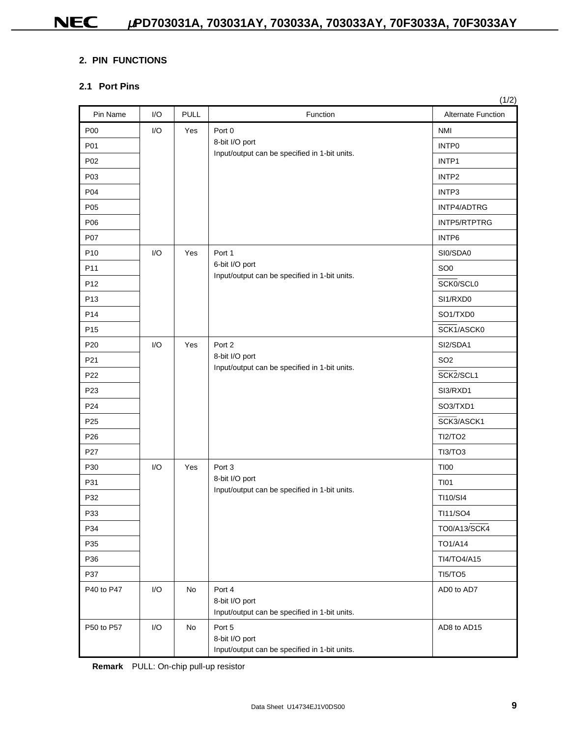## 2. PIN FUNCTIONS

### 2.1 Port Pins

(1/2)

| Pin Name | I/O | PULL | Function | Alternate Function |
|---|---|---|---|---|
| P00 | I/O | Yes | Port 0<br>8-bit I/O port<br>Input/output can be specified in 1-bit units. | NMI |
| P01 | | | | INTP0 |
| P02 | | | | INTP1 |
| P03 | | | | INTP2 |
| P04 | | | | INTP3 |
| P05 | | | | INTP4/ADTRG |
| P06 | | | | INTP5/RTPTRG |
| P07 | | | | INTP6 |
| P10 | I/O | Yes | Port 1<br>6-bit I/O port<br>Input/output can be specified in 1-bit units. | SI0/SDA0 |
| P11 | | | | SO0 |
| P12 | | | | $\overline{\text{SCK0}}$/SCL0 |
| P13 | | | | SI1/RXD0 |
| P14 | | | | SO1/TXD0 |
| P15 | | | | $\overline{\text{SCK1}}$/ASCK0 |
| P20 | I/O | Yes | Port 2<br>8-bit I/O port<br>Input/output can be specified in 1-bit units. | SI2/SDA1 |
| P21 | | | | SO2 |
| P22 | | | | $\overline{\text{SCK2}}$/SCL1 |
| P23 | | | | SI3/RXD1 |
| P24 | | | | SO3/TXD1 |
| P25 | | | | $\overline{\text{SCK3}}$/ASCK1 |
| P26 | | | | TI2/TO2 |
| P27 | | | | TI3/TO3 |
| P30 | I/O | Yes | Port 3<br>8-bit I/O port<br>Input/output can be specified in 1-bit units. | TI00 |
| P31 | | | | TI01 |
| P32 | | | | TI10/SI4 |
| P33 | | | | TI11/SO4 |
| P34 | | | | TO0/A13/$\overline{\text{SCK4}}$ |
| P35 | | | | TO1/A14 |
| P36 | | | | TI4/TO4/A15 |
| P37 | | | | TI5/TO5 |
| P40 to P47 | I/O | No | Port 4<br>8-bit I/O port<br>Input/output can be specified in 1-bit units. | AD0 to AD7 |
| P50 to P57 | I/O | No | Port 5<br>8-bit I/O port<br>Input/output can be specified in 1-bit units. | AD8 to AD15 |

**Remark** PULL: On-chip pull-up resistor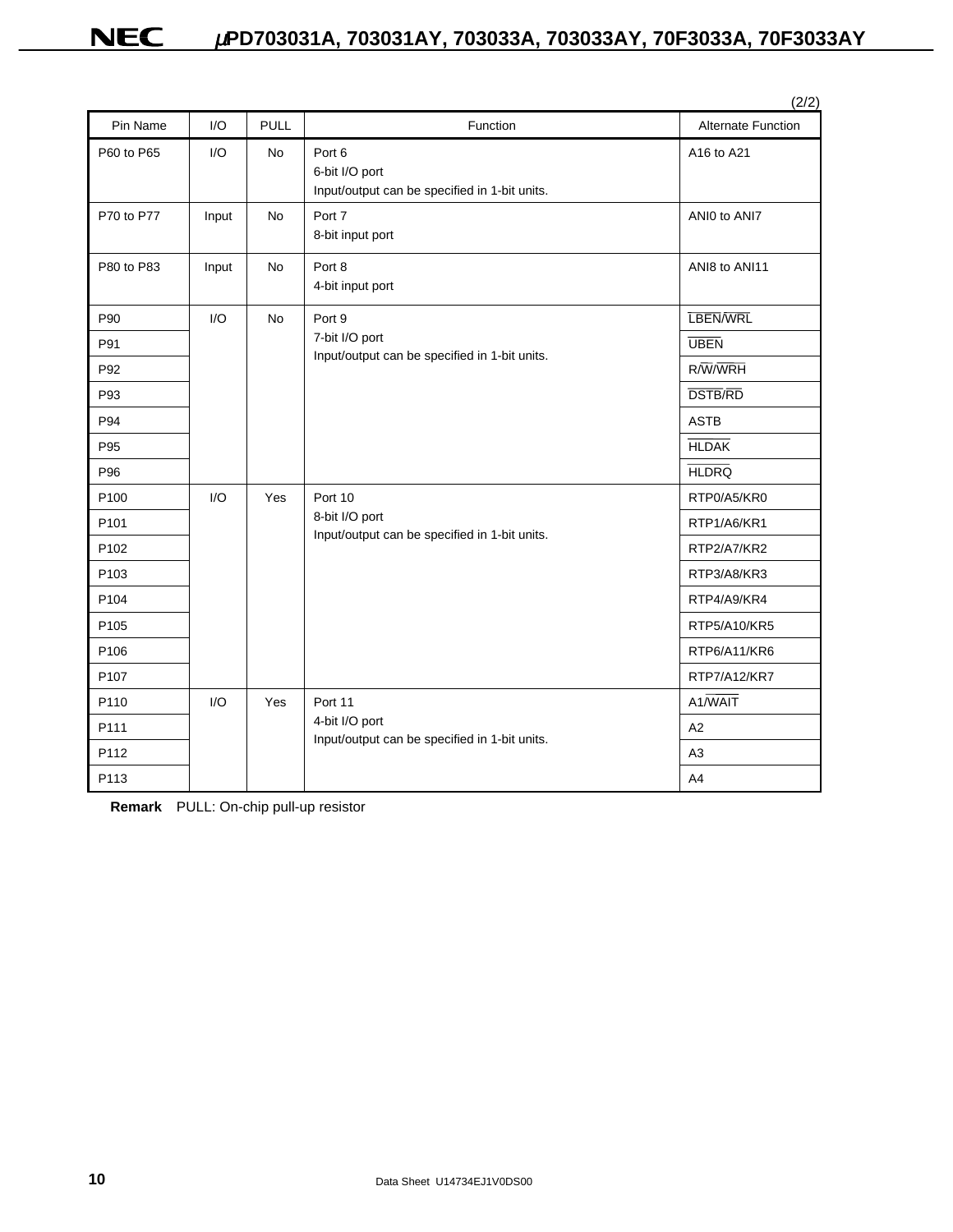(2/2)

| Pin Name | I/O | PULL | Function | Alternate Function |
|---|---|---|---|---|
| P60 to P65 | I/O | No | Port 6<br>6-bit I/O port<br>Input/output can be specified in 1-bit units. | A16 to A21 |
| P70 to P77 | Input | No | Port 7<br>8-bit input port | ANI0 to ANI7 |
| P80 to P83 | Input | No | Port 8<br>4-bit input port | ANI8 to ANI11 |
| P90 | I/O | No | Port 9<br>7-bit I/O port<br>Input/output can be specified in 1-bit units. | $\overline{\text{LBEN}}$/$\overline{\text{WRL}}$ |
| P91 | | | | $\overline{\text{UBEN}}$ |
| P92 | | | | R/$\overline{\text{W}}$/$\overline{\text{WRH}}$ |
| P93 | | | | $\overline{\text{DSTB}}$/$\overline{\text{RD}}$ |
| P94 | | | | ASTB |
| P95 | | | | $\overline{\text{HLDAK}}$ |
| P96 | | | | $\overline{\text{HLDRQ}}$ |
| P100 | I/O | Yes | Port 10<br>8-bit I/O port<br>Input/output can be specified in 1-bit units. | RTP0/A5/KR0 |
| P101 | | | | RTP1/A6/KR1 |
| P102 | | | | RTP2/A7/KR2 |
| P103 | | | | RTP3/A8/KR3 |
| P104 | | | | RTP4/A9/KR4 |
| P105 | | | | RTP5/A10/KR5 |
| P106 | | | | RTP6/A11/KR6 |
| P107 | | | | RTP7/A12/KR7 |
| P110 | I/O | Yes | Port 11<br>4-bit I/O port<br>Input/output can be specified in 1-bit units. | A1/$\overline{\text{WAIT}}$ |
| P111 | | | | A2 |
| P112 | | | | A3 |
| P113 | | | | A4 |

**Remark** PULL: On-chip pull-up resistor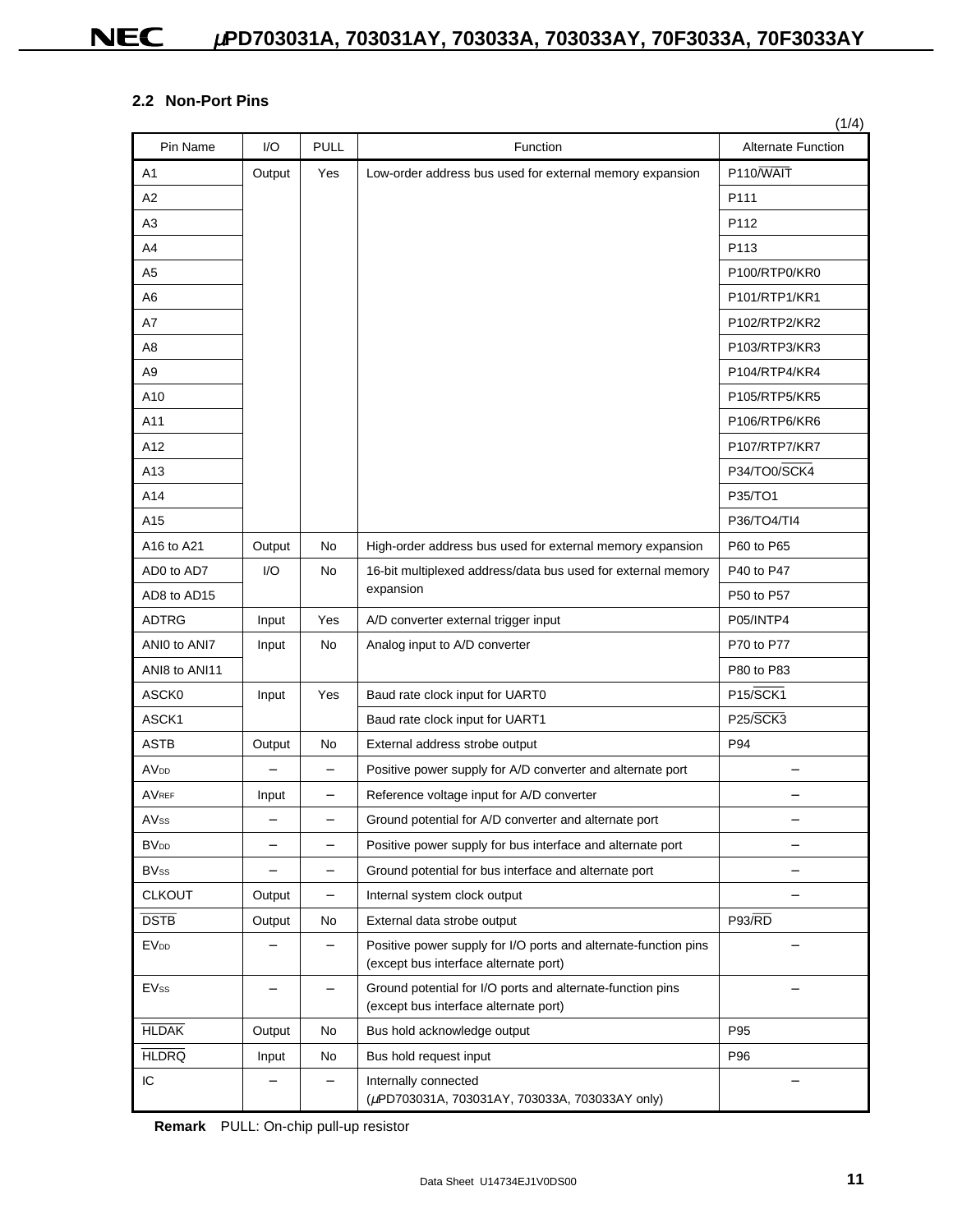## 2.2 Non-Port Pins

(1/4)

| Pin Name | I/O | PULL | Function | Alternate Function |
|---|---|---|---|---|
| A1 | Output | Yes | Low-order address bus used for external memory expansion | P110/WAIT |
| A2 | | | | P111 |
| A3 | | | | P112 |
| A4 | | | | P113 |
| A5 | | | | P100/RTP0/KR0 |
| A6 | | | | P101/RTP1/KR1 |
| A7 | | | | P102/RTP2/KR2 |
| A8 | | | | P103/RTP3/KR3 |
| A9 | | | | P104/RTP4/KR4 |
| A10 | | | | P105/RTP5/KR5 |
| A11 | | | | P106/RTP6/KR6 |
| A12 | | | | P107/RTP7/KR7 |
| A13 | | | | P34/TO0/SCK4 |
| A14 | | | | P35/TO1 |
| A15 | | | | P36/TO4/TI4 |
| A16 to A21 | Output | No | High-order address bus used for external memory expansion | P60 to P65 |
| AD0 to AD7 | I/O | No | 16-bit multiplexed address/data bus used for external memory expansion | P40 to P47 |
| AD8 to AD15 | | | | P50 to P57 |
| ADTRG | Input | Yes | A/D converter external trigger input | P05/INTP4 |
| ANI0 to ANI7 | Input | No | Analog input to A/D converter | P70 to P77 |
| ANI8 to ANI11 | | | | P80 to P83 |
| ASCK0 | Input | Yes | Baud rate clock input for UART0 | P15/SCK1 |
| ASCK1 | | | Baud rate clock input for UART1 | P25/SCK3 |
| ASTB | Output | No | External address strobe output | P94 |
| $AV_{DD}$ | – | – | Positive power supply for A/D converter and alternate port | – |
| $AV_{REF}$ | Input | – | Reference voltage input for A/D converter | – |
| $AV_{SS}$ | – | – | Ground potential for A/D converter and alternate port | – |
| $BV_{DD}$ | – | – | Positive power supply for bus interface and alternate port | – |
| $BV_{SS}$ | – | – | Ground potential for bus interface and alternate port | – |
| CLKOUT | Output | – | Internal system clock output | – |
| DSTB | Output | No | External data strobe output | P93/RD |
| $EV_{DD}$ | – | – | Positive power supply for I/O ports and alternate-function pins (except bus interface alternate port) | – |
| $EV_{SS}$ | – | – | Ground potential for I/O ports and alternate-function pins (except bus interface alternate port) | – |
| HLDAK | Output | No | Bus hold acknowledge output | P95 |
| HLDRQ | Input | No | Bus hold request input | P96 |
| IC | – | – | Internally connected (μPD703031A, 703031AY, 703033A, 703033AY only) | – |

**Remark** PULL: On-chip pull-up resistor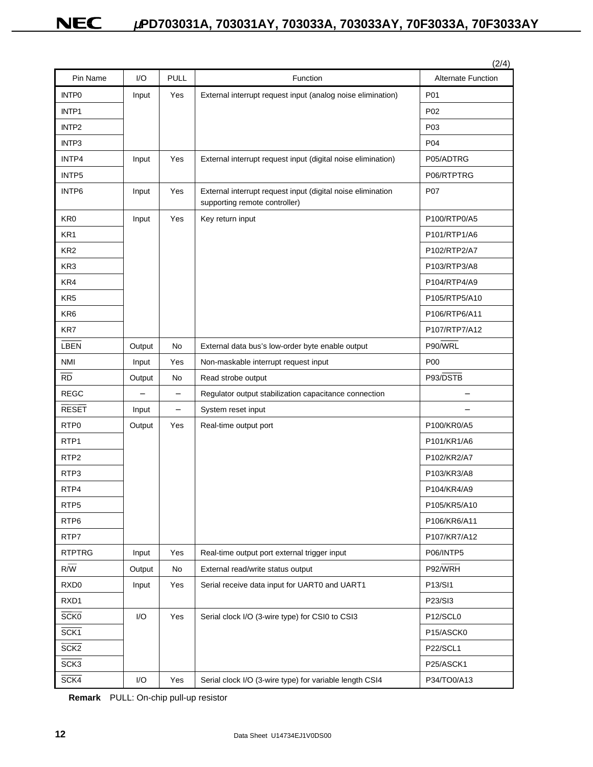(2/4)

| Pin Name | I/O | PULL | Function | Alternate Function |
|---|---|---|---|---|
| INTP0 | Input | Yes | External interrupt request input (analog noise elimination) | P01 |
| INTP1 | | | | P02 |
| INTP2 | | | | P03 |
| INTP3 | | | | P04 |
| INTP4 | Input | Yes | External interrupt request input (digital noise elimination) | P05/ADTRG |
| INTP5 | | | | P06/RTPTRG |
| INTP6 | Input | Yes | External interrupt request input (digital noise elimination supporting remote controller) | P07 |
| KR0 | Input | Yes | Key return input | P100/RTP0/A5 |
| KR1 | | | | P101/RTP1/A6 |
| KR2 | | | | P102/RTP2/A7 |
| KR3 | | | | P103/RTP3/A8 |
| KR4 | | | | P104/RTP4/A9 |
| KR5 | | | | P105/RTP5/A10 |
| KR6 | | | | P106/RTP6/A11 |
| KR7 | | | | P107/RTP7/A12 |
| $\overline{\text{LBEN}}$ | Output | No | External data bus's low-order byte enable output | P90/$\overline{\text{WRL}}$ |
| NMI | Input | Yes | Non-maskable interrupt request input | P00 |
| $\overline{\text{RD}}$ | Output | No | Read strobe output | P93/$\overline{\text{DSTB}}$ |
| REGC | – | – | Regulator output stabilization capacitance connection | – |
| $\overline{\text{RESET}}$ | Input | – | System reset input | – |
| RTP0 | Output | Yes | Real-time output port | P100/KR0/A5 |
| RTP1 | | | | P101/KR1/A6 |
| RTP2 | | | | P102/KR2/A7 |
| RTP3 | | | | P103/KR3/A8 |
| RTP4 | | | | P104/KR4/A9 |
| RTP5 | | | | P105/KR5/A10 |
| RTP6 | | | | P106/KR6/A11 |
| RTP7 | | | | P107/KR7/A12 |
| RTPTRG | Input | Yes | Real-time output port external trigger input | P06/INTP5 |
| R/$\overline{\text{W}}$ | Output | No | External read/write status output | P92/$\overline{\text{WRH}}$ |
| RXD0 | Input | Yes | Serial receive data input for UART0 and UART1 | P13/SI1 |
| RXD1 | | | | P23/SI3 |
| $\overline{\text{SCK0}}$ | I/O | Yes | Serial clock I/O (3-wire type) for CSI0 to CSI3 | P12/SCL0 |
| $\overline{\text{SCK1}}$ | | | | P15/ASCK0 |
| $\overline{\text{SCK2}}$ | | | | P22/SCL1 |
| $\overline{\text{SCK3}}$ | | | | P25/ASCK1 |
| $\overline{\text{SCK4}}$ | I/O | Yes | Serial clock I/O (3-wire type) for variable length CSI4 | P34/TO0/A13 |

**Remark** PULL: On-chip pull-up resistor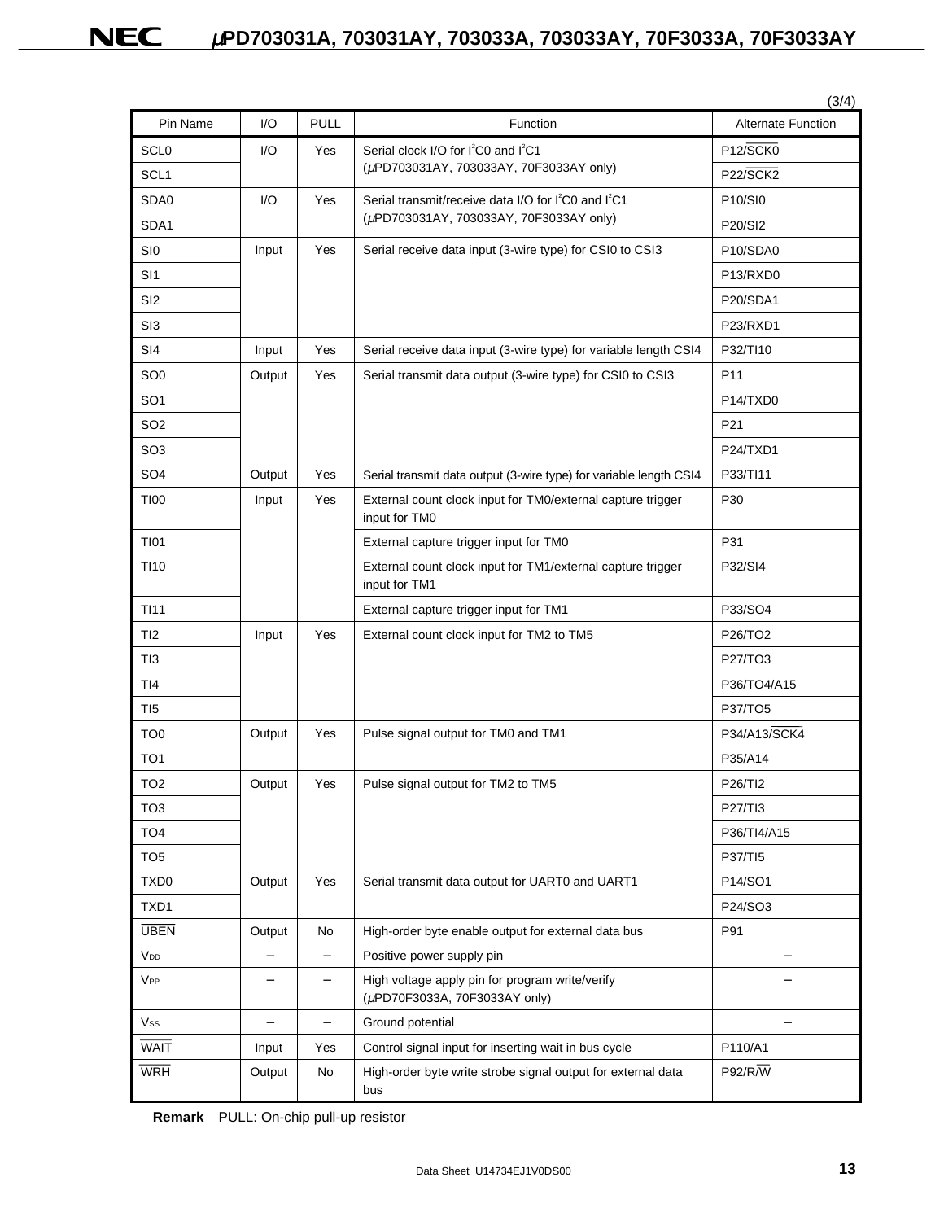(3/4)

| Pin Name | I/O | PULL | Function | Alternate Function |
|---|---|---|---|---|
| SCL0 | I/O | Yes | Serial clock I/O for $I^2C0$ and $I^2C1$ (μPD703031AY, 703033AY, 70F3033AY only) | P12/$\overline{SCK0}$ |
| SCL1 | | | | P22/$\overline{SCK2}$ |
| SDA0 | I/O | Yes | Serial transmit/receive data I/O for $I^2C0$ and $I^2C1$ (μPD703031AY, 703033AY, 70F3033AY only) | P10/SI0 |
| SDA1 | | | | P20/SI2 |
| SI0 | Input | Yes | Serial receive data input (3-wire type) for CSI0 to CSI3 | P10/SDA0 |
| SI1 | | | | P13/RXD0 |
| SI2 | | | | P20/SDA1 |
| SI3 | | | | P23/RXD1 |
| SI4 | Input | Yes | Serial receive data input (3-wire type) for variable length CSI4 | P32/TI10 |
| SO0 | Output | Yes | Serial transmit data output (3-wire type) for CSI0 to CSI3 | P11 |
| SO1 | | | | P14/TXD0 |
| SO2 | | | | P21 |
| SO3 | | | | P24/TXD1 |
| SO4 | Output | Yes | Serial transmit data output (3-wire type) for variable length CSI4 | P33/TI11 |
| TI00 | Input | Yes | External count clock input for TM0/external capture trigger input for TM0 | P30 |
| TI01 | | | External capture trigger input for TM0 | P31 |
| TI10 | | | External count clock input for TM1/external capture trigger input for TM1 | P32/SI4 |
| TI11 | | | External capture trigger input for TM1 | P33/SO4 |
| TI2 | Input | Yes | External count clock input for TM2 to TM5 | P26/TO2 |
| TI3 | | | | P27/TO3 |
| TI4 | | | | P36/TO4/A15 |
| TI5 | | | | P37/TO5 |
| TO0 | Output | Yes | Pulse signal output for TM0 and TM1 | P34/A13/$\overline{SCK4}$ |
| TO1 | | | | P35/A14 |
| TO2 | Output | Yes | Pulse signal output for TM2 to TM5 | P26/TI2 |
| TO3 | | | | P27/TI3 |
| TO4 | | | | P36/TI4/A15 |
| TO5 | | | | P37/TI5 |
| TXD0 | Output | Yes | Serial transmit data output for UART0 and UART1 | P14/SO1 |
| TXD1 | | | | P24/SO3 |
| $\overline{UBEN}$ | Output | No | High-order byte enable output for external data bus | P91 |
| $V_{DD}$ | – | – | Positive power supply pin | – |
| $V_{PP}$ | – | – | High voltage apply pin for program write/verify (μPD70F3033A, 70F3033AY only) | – |
| $V_{SS}$ | – | – | Ground potential | – |
| $\overline{WAIT}$ | Input | Yes | Control signal input for inserting wait in bus cycle | P110/A1 |
| $\overline{WRH}$ | Output | No | High-order byte write strobe signal output for external data bus | P92/R/$\overline{W}$ |

**Remark** PULL: On-chip pull-up resistor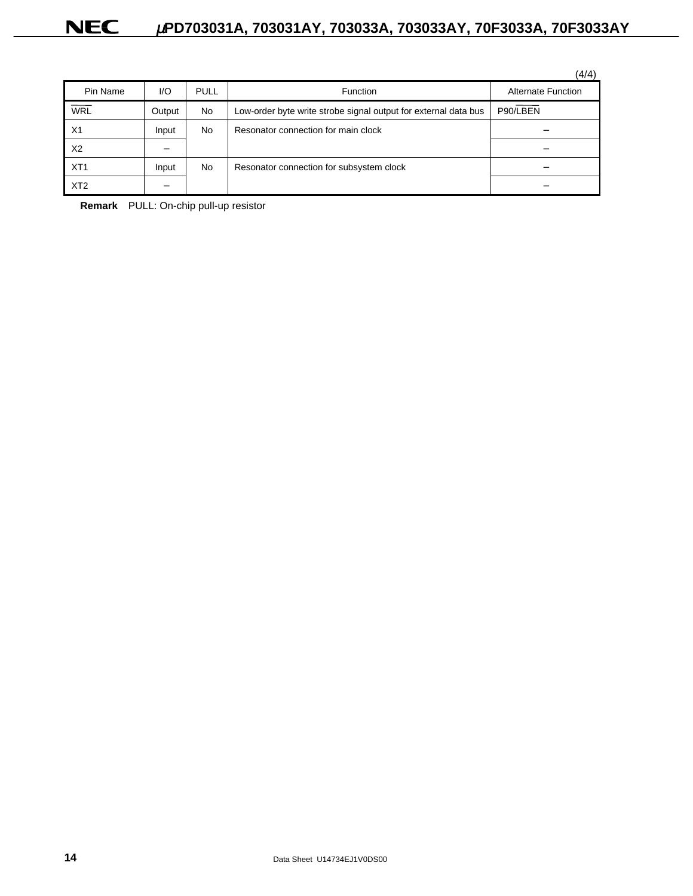(4/4)

| Pin Name | I/O | PULL | Function | Alternate Function |
| --- | --- | --- | --- | --- |
| $\overline{WRL}$ | Output | No | Low-order byte write strobe signal output for external data bus | P90/$\overline{LBEN}$ |
| X1 | Input | No | Resonator connection for main clock | – |
| X2 | – | | | – |
| XT1 | Input | No | Resonator connection for subsystem clock | – |
| XT2 | – | | | – |

**Remark** PULL: On-chip pull-up resistor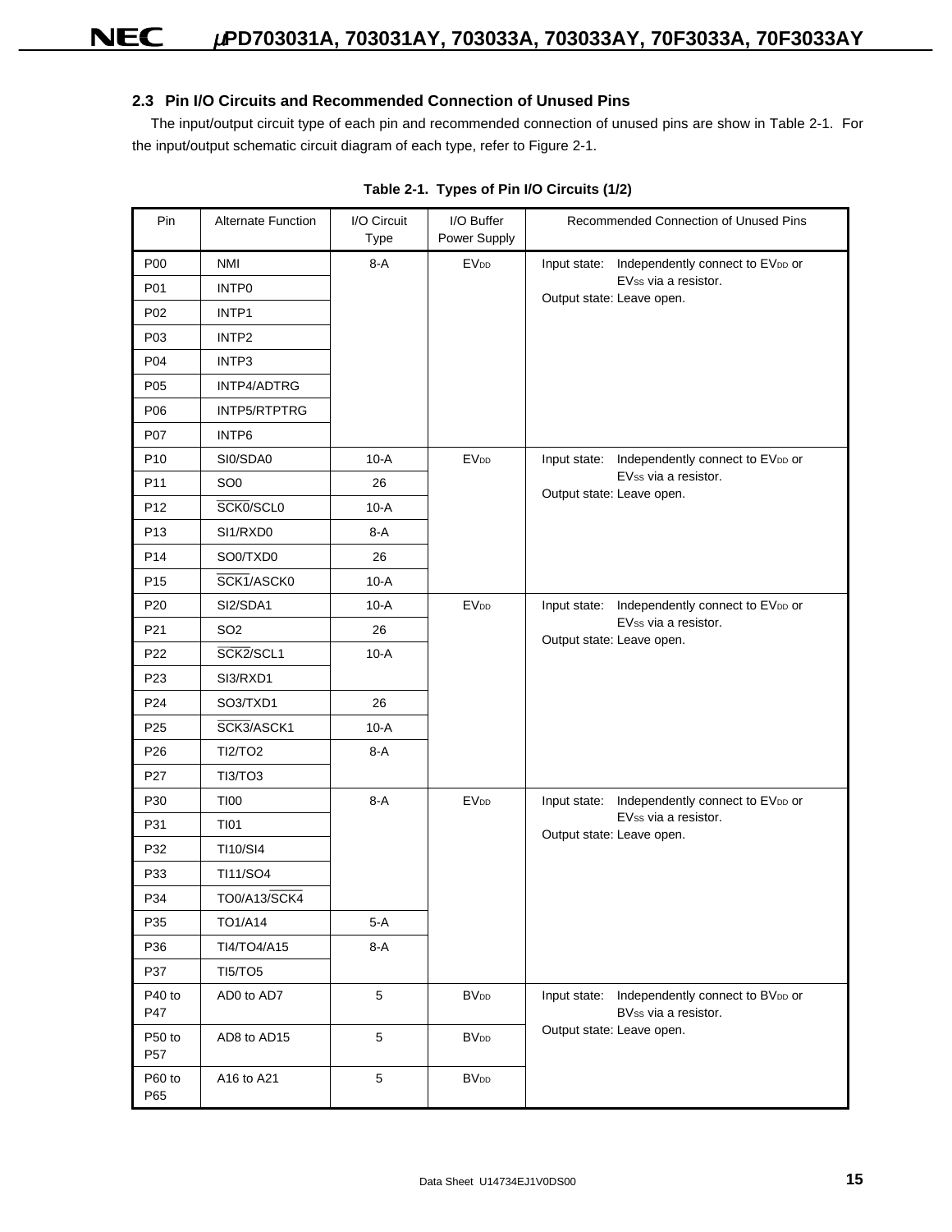## 2.3 Pin I/O Circuits and Recommended Connection of Unused Pins

The input/output circuit type of each pin and recommended connection of unused pins are show in Table 2-1. For the input/output schematic circuit diagram of each type, refer to Figure 2-1.

**Table 2-1. Types of Pin I/O Circuits (1/2)**

| Pin | Alternate Function | I/O Circuit Type | I/O Buffer Power Supply | Recommended Connection of Unused Pins |
|---|---|---|---|---|
| P00 | NMI | 8-A | $EV_{DD}$ | Input state: Independently connect to $EV_{DD}$ or $EV_{SS}$ via a resistor. Output state: Leave open. |
| P01 | INTP0 | | | |
| P02 | INTP1 | | | |
| P03 | INTP2 | | | |
| P04 | INTP3 | | | |
| P05 | INTP4/ADTRG | | | |
| P06 | INTP5/RTPTRG | | | |
| P07 | INTP6 | | | |
| P10 | SI0/SDA0 | 10-A | $EV_{DD}$ | Input state: Independently connect to $EV_{DD}$ or $EV_{SS}$ via a resistor. Output state: Leave open. |
| P11 | SO0 | 26 | | |
| P12 | $\overline{SCK0}$/SCL0 | 10-A | | |
| P13 | SI1/RXD0 | 8-A | | |
| P14 | SO0/TXD0 | 26 | | |
| P15 | $\overline{SCK1}$/ASCK0 | 10-A | | |
| P20 | SI2/SDA1 | 10-A | $EV_{DD}$ | Input state: Independently connect to $EV_{DD}$ or $EV_{SS}$ via a resistor. Output state: Leave open. |
| P21 | SO2 | 26 | | |
| P22 | $\overline{SCK2}$/SCL1 | 10-A | | |
| P23 | SI3/RXD1 | | | |
| P24 | SO3/TXD1 | 26 | | |
| P25 | $\overline{SCK3}$/ASCK1 | 10-A | | |
| P26 | TI2/TO2 | 8-A | | |
| P27 | TI3/TO3 | | | |
| P30 | TI00 | 8-A | $EV_{DD}$ | Input state: Independently connect to $EV_{DD}$ or $EV_{SS}$ via a resistor. Output state: Leave open. |
| P31 | TI01 | | | |
| P32 | TI10/SI4 | | | |
| P33 | TI11/SO4 | | | |
| P34 | TO0/A13/$\overline{SCK4}$ | | | |
| P35 | TO1/A14 | 5-A | | |
| P36 | TI4/TO4/A15 | 8-A | | |
| P37 | TI5/TO5 | | | |
| P40 to P47 | AD0 to AD7 | 5 | $BV_{DD}$ | Input state: Independently connect to $BV_{DD}$ or $BV_{SS}$ via a resistor. Output state: Leave open. |
| P50 to P57 | AD8 to AD15 | 5 | $BV_{DD}$ | |
| P60 to P65 | A16 to A21 | 5 | $BV_{DD}$ | |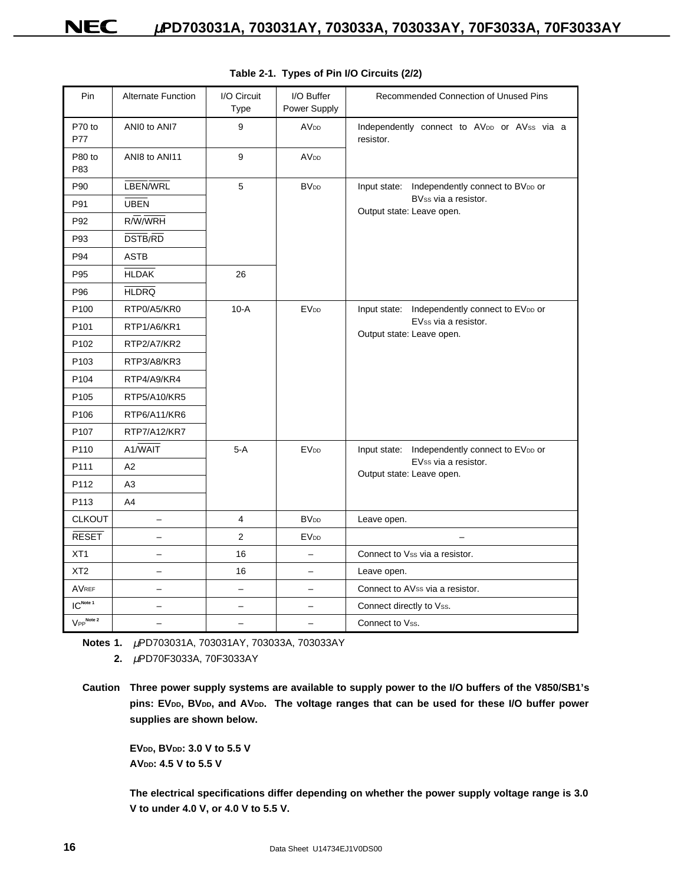**Table 2-1. Types of Pin I/O Circuits (2/2)**

| Pin | Alternate Function | I/O Circuit Type | I/O Buffer Power Supply | Recommended Connection of Unused Pins |
|---|---|---|---|---|
| P70 to P77 | ANI0 to ANI7 | 9 | $AV_{DD}$ | Independently connect to $AV_{DD}$ or $AV_{SS}$ via a resistor. |
| P80 to P83 | ANI8 to ANI11 | 9 | $AV_{DD}$ | |
| P90 | $\overline{LBEN}/\overline{WRL}$ | 5 | $BV_{DD}$ | Input state: Independently connect to $BV_{DD}$ or $BV_{SS}$ via a resistor. Output state: Leave open. |
| P91 | $\overline{UBEN}$ | | | |
| P92 | $R/\overline{W}/\overline{WRH}$ | | | |
| P93 | $\overline{DSTB}/\overline{RD}$ | | | |
| P94 | ASTB | | | |
| P95 | $\overline{HLDAK}$ | 26 | | |
| P96 | $\overline{HLDRQ}$ | | | |
| P100 | RTP0/A5/KR0 | 10-A | $EV_{DD}$ | Input state: Independently connect to $EV_{DD}$ or $EV_{SS}$ via a resistor. Output state: Leave open. |
| P101 | RTP1/A6/KR1 | | | |
| P102 | RTP2/A7/KR2 | | | |
| P103 | RTP3/A8/KR3 | | | |
| P104 | RTP4/A9/KR4 | | | |
| P105 | RTP5/A10/KR5 | | | |
| P106 | RTP6/A11/KR6 | | | |
| P107 | RTP7/A12/KR7 | | | |
| P110 | A1/$\overline{WAIT}$ | 5-A | $EV_{DD}$ | Input state: Independently connect to $EV_{DD}$ or $EV_{SS}$ via a resistor. Output state: Leave open. |
| P111 | A2 | | | |
| P112 | A3 | | | |
| P113 | A4 | | | |
| CLKOUT | – | 4 | $BV_{DD}$ | Leave open. |
| $\overline{RESET}$ | – | 2 | $EV_{DD}$ | – |
| XT1 | – | 16 | – | Connect to $V_{SS}$ via a resistor. |
| XT2 | – | 16 | – | Leave open. |
| $AV_{REF}$ | – | – | – | Connect to $AV_{SS}$ via a resistor. |
| IC[Note 1] | – | – | – | Connect directly to $V_{SS}$. |
| $V_{PP}$[Note 2] | – | – | – | Connect to $V_{SS}$. |

**Notes 1.** μPD703031A, 703031AY, 703033A, 703033AY

**2.** μPD70F3033A, 70F3033AY

**Caution Three power supply systems are available to supply power to the I/O buffers of the V850/SB1's pins: $EV_{DD}$, $BV_{DD}$, and $AV_{DD}$. The voltage ranges that can be used for these I/O buffer power supplies are shown below.**

**$EV_{DD}$, $BV_{DD}$: 3.0 V to 5.5 V**
**$AV_{DD}$: 4.5 V to 5.5 V**

**The electrical specifications differ depending on whether the power supply voltage range is 3.0 V to under 4.0 V, or 4.0 V to 5.5 V.**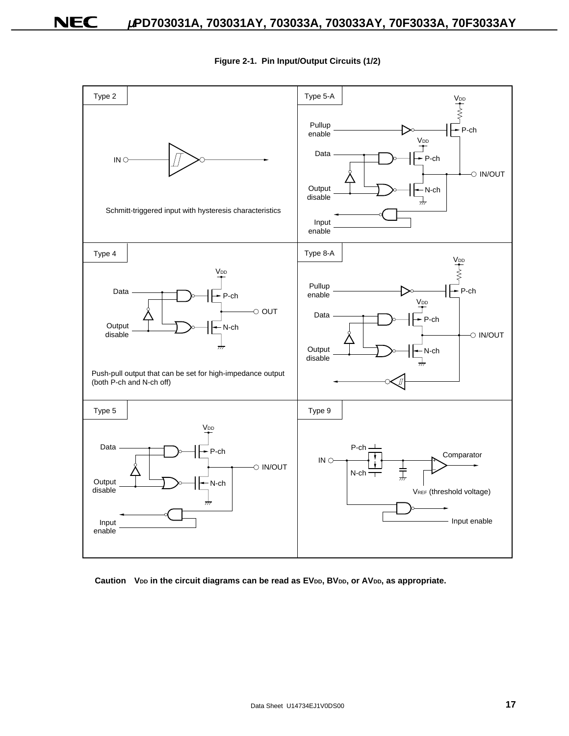**Figure 2-1. Pin Input/Output Circuits (1/2)**

Type 2

IN

Schmitt-triggered input with hysteresis characteristics

Type 5-A

$V_{DD}$

Pullup enable

P-ch

$V_{DD}$

Data

P-ch

IN/OUT

Output disable

N-ch

Input enable

Type 4

$V_{DD}$

Data

P-ch

OUT

Output disable

N-ch

Push-pull output that can be set for high-impedance output (both P-ch and N-ch off)

Type 8-A

$V_{DD}$

Pullup enable

P-ch

$V_{DD}$

Data

P-ch

IN/OUT

Output disable

N-ch

Type 5

$V_{DD}$

Data

P-ch

IN/OUT

Output disable

N-ch

Input enable

Type 9

P-ch

IN

Comparator

N-ch

$V_{REF}$ (threshold voltage)

Input enable

**Caution** $V_{DD}$ **in the circuit diagrams can be read as** $EV_{DD}$**,** $BV_{DD}$**, or** $AV_{DD}$**, as appropriate.**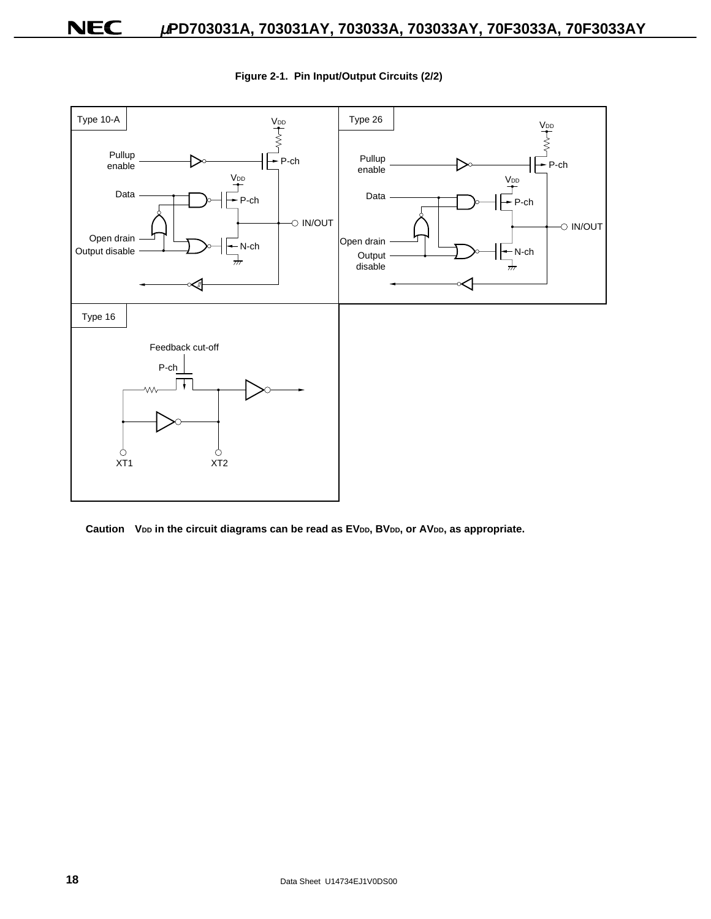**Figure 2-1. Pin Input/Output Circuits (2/2)**

Type 10-A

Type 26

Type 16

**Caution $V_{DD}$ in the circuit diagrams can be read as $EV_{DD}$, $BV_{DD}$, or $AV_{DD}$, as appropriate.**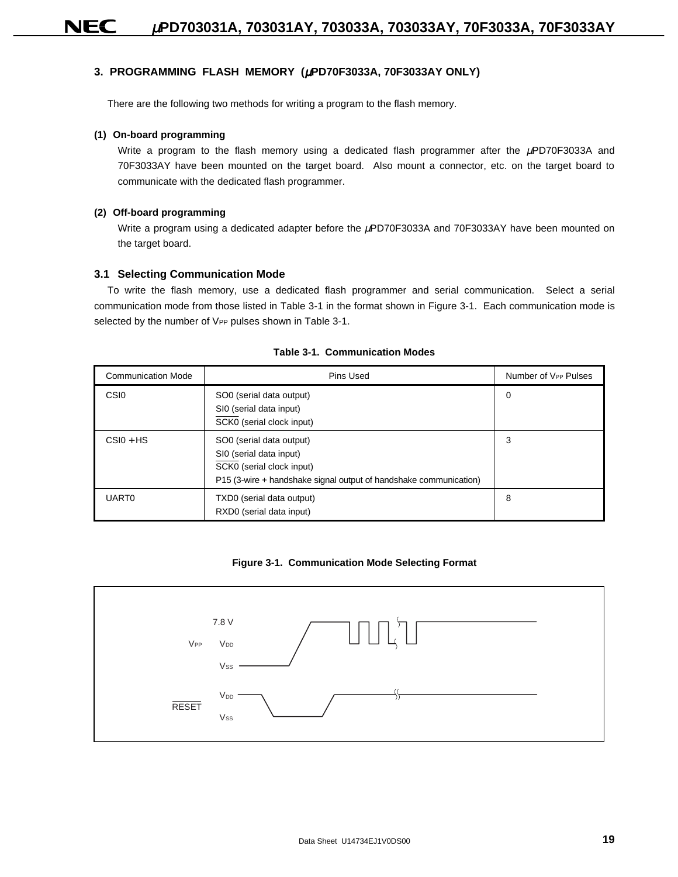## 3. PROGRAMMING FLASH MEMORY (μPD70F3033A, 70F3033AY ONLY)

There are the following two methods for writing a program to the flash memory.

**(1) On-board programming**

Write a program to the flash memory using a dedicated flash programmer after the μPD70F3033A and 70F3033AY have been mounted on the target board. Also mount a connector, etc. on the target board to communicate with the dedicated flash programmer.

**(2) Off-board programming**

Write a program using a dedicated adapter before the μPD70F3033A and 70F3033AY have been mounted on the target board.

### 3.1 Selecting Communication Mode

To write the flash memory, use a dedicated flash programmer and serial communication. Select a serial communication mode from those listed in Table 3-1 in the format shown in Figure 3-1. Each communication mode is selected by the number of $V_{PP}$ pulses shown in Table 3-1.

**Table 3-1. Communication Modes**

| Communication Mode | Pins Used | Number of $V_{PP}$ Pulses |
|---|---|---|
| CSI0 | SO0 (serial data output)<br>SI0 (serial data input)<br>$\overline{\text{SCK0}}$ (serial clock input) | 0 |
| CSI0 + HS | SO0 (serial data output)<br>SI0 (serial data input)<br>$\overline{\text{SCK0}}$ (serial clock input)<br>P15 (3-wire + handshake signal output of handshake communication) | 3 |
| UART0 | TXD0 (serial data output)<br>RXD0 (serial data input) | 8 |

**Figure 3-1. Communication Mode Selecting Format**

$V_{PP}$: 7.8 V / $V_{DD}$ / $V_{SS}$

$\overline{\text{RESET}}$: $V_{DD}$ / $V_{SS}$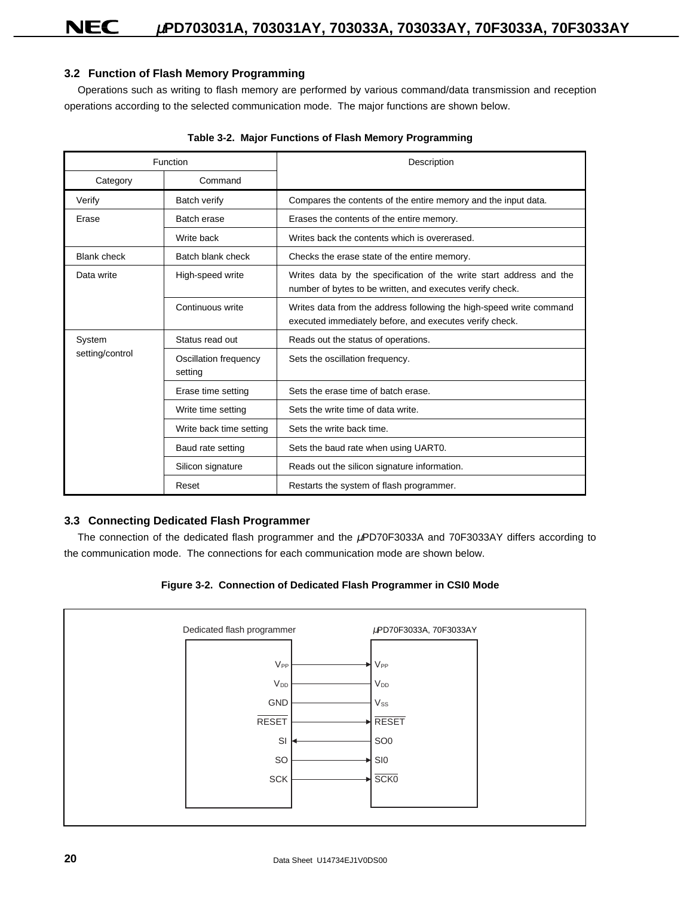### 3.2 Function of Flash Memory Programming

Operations such as writing to flash memory are performed by various command/data transmission and reception operations according to the selected communication mode. The major functions are shown below.

**Table 3-2. Major Functions of Flash Memory Programming**

| Function | | Description |
|---|---|---|
| Category | Command | |
| Verify | Batch verify | Compares the contents of the entire memory and the input data. |
| Erase | Batch erase | Erases the contents of the entire memory. |
| | Write back | Writes back the contents which is overerased. |
| Blank check | Batch blank check | Checks the erase state of the entire memory. |
| Data write | High-speed write | Writes data by the specification of the write start address and the number of bytes to be written, and executes verify check. |
| | Continuous write | Writes data from the address following the high-speed write command executed immediately before, and executes verify check. |
| System setting/control | Status read out | Reads out the status of operations. |
| | Oscillation frequency setting | Sets the oscillation frequency. |
| | Erase time setting | Sets the erase time of batch erase. |
| | Write time setting | Sets the write time of data write. |
| | Write back time setting | Sets the write back time. |
| | Baud rate setting | Sets the baud rate when using UART0. |
| | Silicon signature | Reads out the silicon signature information. |
| | Reset | Restarts the system of flash programmer. |

### 3.3 Connecting Dedicated Flash Programmer

The connection of the dedicated flash programmer and the μPD70F3033A and 70F3033AY differs according to the communication mode. The connections for each communication mode are shown below.

**Figure 3-2. Connection of Dedicated Flash Programmer in CSI0 Mode**

| Dedicated flash programmer | Direction | μPD70F3033A, 70F3033AY |
|---|---|---|
| $V_{PP}$ | → | $V_{PP}$ |
| $V_{DD}$ | — | $V_{DD}$ |
| GND | — | $V_{SS}$ |
| $\overline{RESET}$ | → | $\overline{RESET}$ |
| SI | ← | SO0 |
| SO | → | SI0 |
| SCK | → | $\overline{SCK0}$ |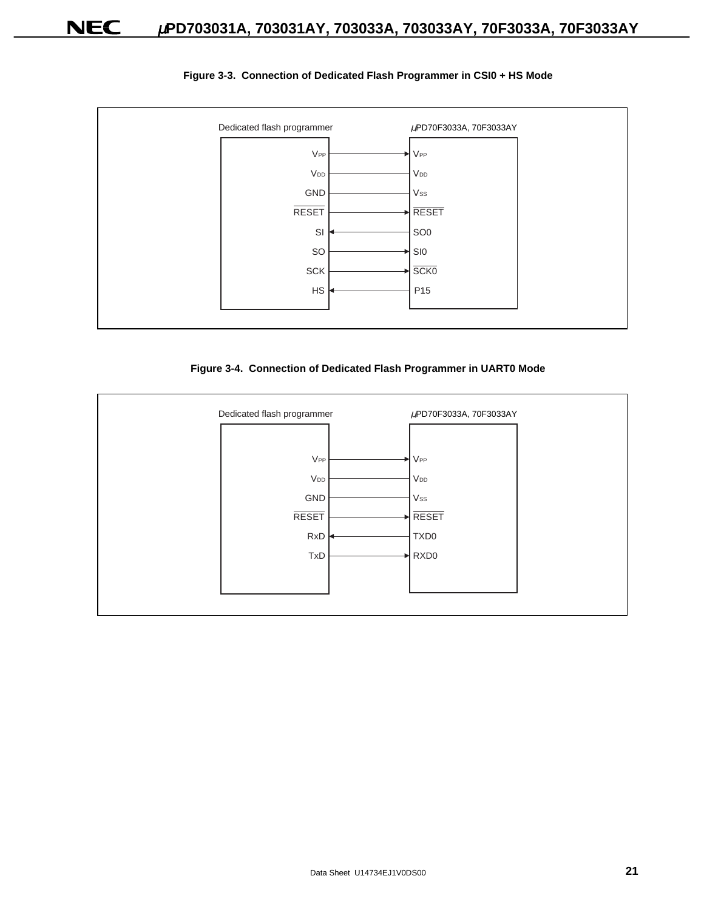**Figure 3-3. Connection of Dedicated Flash Programmer in CSI0 + HS Mode**

| Dedicated flash programmer | Direction | μPD70F3033A, 70F3033AY |
| --- | --- | --- |
| $V_{PP}$ | → | $V_{PP}$ |
| $V_{DD}$ | — | $V_{DD}$ |
| GND | — | $V_{SS}$ |
| $\overline{RESET}$ | → | $\overline{RESET}$ |
| SI | ← | SO0 |
| SO | → | SI0 |
| SCK | → | $\overline{SCK0}$ |
| HS | ← | P15 |

**Figure 3-4. Connection of Dedicated Flash Programmer in UART0 Mode**

| Dedicated flash programmer | Direction | μPD70F3033A, 70F3033AY |
| --- | --- | --- |
| $V_{PP}$ | → | $V_{PP}$ |
| $V_{DD}$ | — | $V_{DD}$ |
| GND | — | $V_{SS}$ |
| $\overline{RESET}$ | → | $\overline{RESET}$ |
| RxD | ← | TXD0 |
| TxD | → | RXD0 |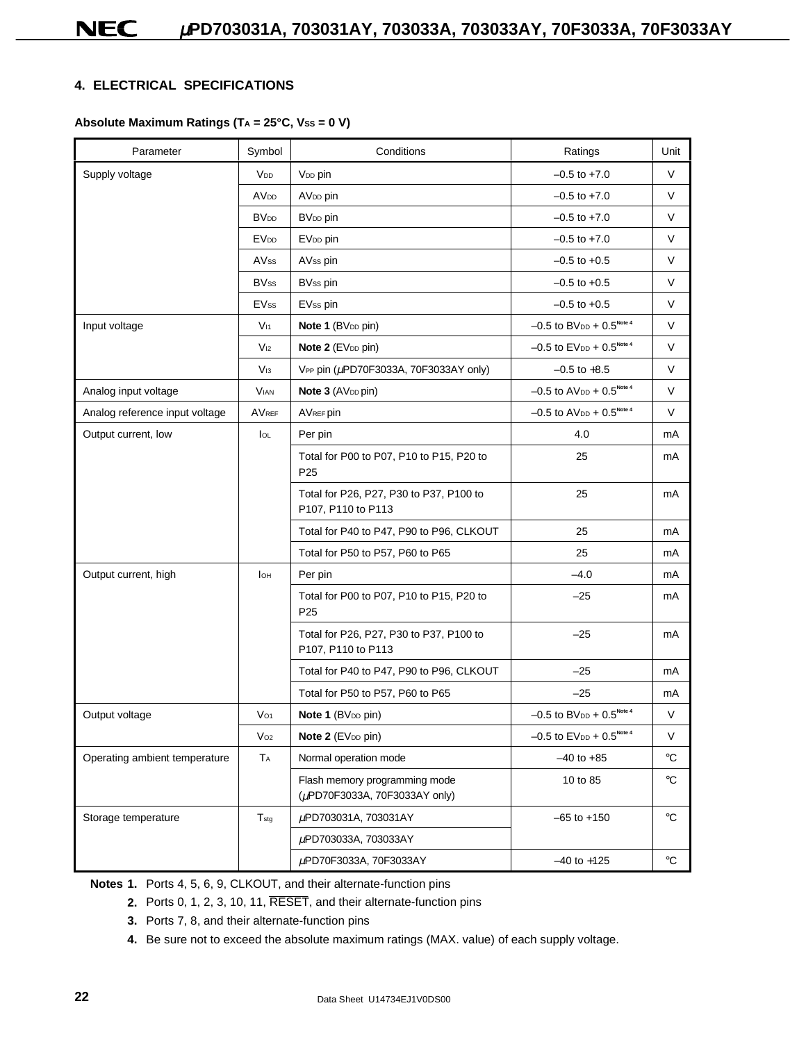## 4. ELECTRICAL SPECIFICATIONS

**Absolute Maximum Ratings ($T_A$ = 25°C, $V_{SS}$ = 0 V)**

| Parameter | Symbol | Conditions | Ratings | Unit |
|---|---|---|---|---|
| Supply voltage | $V_{DD}$ | $V_{DD}$ pin | –0.5 to +7.0 | V |
| | $AV_{DD}$ | $AV_{DD}$ pin | –0.5 to +7.0 | V |
| | $BV_{DD}$ | $BV_{DD}$ pin | –0.5 to +7.0 | V |
| | $EV_{DD}$ | $EV_{DD}$ pin | –0.5 to +7.0 | V |
| | $AV_{SS}$ | $AV_{SS}$ pin | –0.5 to +0.5 | V |
| | $BV_{SS}$ | $BV_{SS}$ pin | –0.5 to +0.5 | V |
| | $EV_{SS}$ | $EV_{SS}$ pin | –0.5 to +0.5 | V |
| Input voltage | $V_{I1}$ | **Note 1** ($BV_{DD}$ pin) | –0.5 to $BV_{DD}$ + 0.5 Note 4 | V |
| | $V_{I2}$ | **Note 2** ($EV_{DD}$ pin) | –0.5 to $EV_{DD}$ + 0.5 Note 4 | V |
| | $V_{I3}$ | $V_{PP}$ pin (μPD70F3033A, 70F3033AY only) | –0.5 to +8.5 | V |
| Analog input voltage | $V_{IAN}$ | **Note 3** ($AV_{DD}$ pin) | –0.5 to $AV_{DD}$ + 0.5 Note 4 | V |
| Analog reference input voltage | $AV_{REF}$ | $AV_{REF}$ pin | –0.5 to $AV_{DD}$ + 0.5 Note 4 | V |
| Output current, low | $I_{OL}$ | Per pin | 4.0 | mA |
| | | Total for P00 to P07, P10 to P15, P20 to P25 | 25 | mA |
| | | Total for P26, P27, P30 to P37, P100 to P107, P110 to P113 | 25 | mA |
| | | Total for P40 to P47, P90 to P96, CLKOUT | 25 | mA |
| | | Total for P50 to P57, P60 to P65 | 25 | mA |
| Output current, high | $I_{OH}$ | Per pin | –4.0 | mA |
| | | Total for P00 to P07, P10 to P15, P20 to P25 | –25 | mA |
| | | Total for P26, P27, P30 to P37, P100 to P107, P110 to P113 | –25 | mA |
| | | Total for P40 to P47, P90 to P96, CLKOUT | –25 | mA |
| | | Total for P50 to P57, P60 to P65 | –25 | mA |
| Output voltage | $V_{O1}$ | **Note 1** ($BV_{DD}$ pin) | –0.5 to $BV_{DD}$ + 0.5 Note 4 | V |
| | $V_{O2}$ | **Note 2** ($EV_{DD}$ pin) | –0.5 to $EV_{DD}$ + 0.5 Note 4 | V |
| Operating ambient temperature | $T_A$ | Normal operation mode | –40 to +85 | °C |
| | | Flash memory programming mode (μPD70F3033A, 70F3033AY only) | 10 to 85 | °C |
| Storage temperature | $T_{stg}$ | μPD703031A, 703031AY | –65 to +150 | °C |
| | | μPD703033A, 703033AY | | |
| | | μPD70F3033A, 70F3033AY | –40 to +125 | °C |

**Notes 1.** Ports 4, 5, 6, 9, CLKOUT, and their alternate-function pins

**2.** Ports 0, 1, 2, 3, 10, 11, $\overline{\text{RESET}}$, and their alternate-function pins

**3.** Ports 7, 8, and their alternate-function pins

**4.** Be sure not to exceed the absolute maximum ratings (MAX. value) of each supply voltage.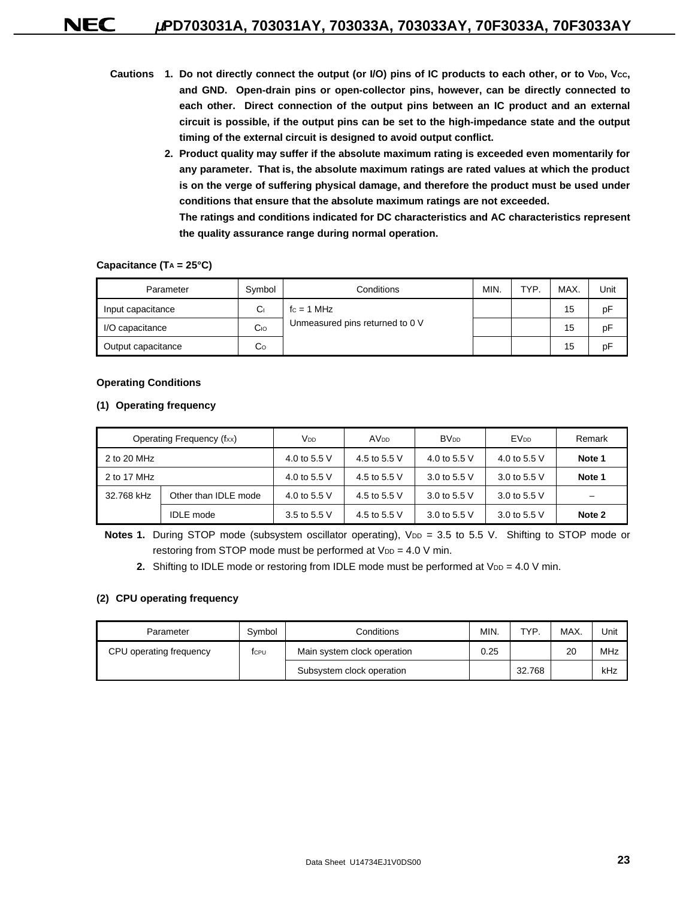**Cautions 1. Do not directly connect the output (or I/O) pins of IC products to each other, or to $V_{DD}$, $V_{CC}$, and GND. Open-drain pins or open-collector pins, however, can be directly connected to each other. Direct connection of the output pins between an IC product and an external circuit is possible, if the output pins can be set to the high-impedance state and the output timing of the external circuit is designed to avoid output conflict.**

**2. Product quality may suffer if the absolute maximum rating is exceeded even momentarily for any parameter. That is, the absolute maximum ratings are rated values at which the product is on the verge of suffering physical damage, and therefore the product must be used under conditions that ensure that the absolute maximum ratings are not exceeded.**

**The ratings and conditions indicated for DC characteristics and AC characteristics represent the quality assurance range during normal operation.**

**Capacitance ($T_A$ = 25°C)**

| Parameter | Symbol | Conditions | MIN. | TYP. | MAX. | Unit |
|---|---|---|---|---|---|---|
| Input capacitance | $C_I$ | $f_C$ = 1 MHz | | | 15 | pF |
| I/O capacitance | $C_{IO}$ | Unmeasured pins returned to 0 V | | | 15 | pF |
| Output capacitance | $C_O$ | | | | 15 | pF |

**Operating Conditions**

**(1) Operating frequency**

| Operating Frequency ($f_{XX}$) | | $V_{DD}$ | $AV_{DD}$ | $BV_{DD}$ | $EV_{DD}$ | Remark |
|---|---|---|---|---|---|---|
| 2 to 20 MHz | | 4.0 to 5.5 V | 4.5 to 5.5 V | 4.0 to 5.5 V | 4.0 to 5.5 V | **Note 1** |
| 2 to 17 MHz | | 4.0 to 5.5 V | 4.5 to 5.5 V | 3.0 to 5.5 V | 3.0 to 5.5 V | **Note 1** |
| 32.768 kHz | Other than IDLE mode | 4.0 to 5.5 V | 4.5 to 5.5 V | 3.0 to 5.5 V | 3.0 to 5.5 V | – |
| | IDLE mode | 3.5 to 5.5 V | 4.5 to 5.5 V | 3.0 to 5.5 V | 3.0 to 5.5 V | **Note 2** |

**Notes 1.** During STOP mode (subsystem oscillator operating), $V_{DD}$ = 3.5 to 5.5 V. Shifting to STOP mode or restoring from STOP mode must be performed at $V_{DD}$ = 4.0 V min.

**2.** Shifting to IDLE mode or restoring from IDLE mode must be performed at $V_{DD}$ = 4.0 V min.

**(2) CPU operating frequency**

| Parameter | Symbol | Conditions | MIN. | TYP. | MAX. | Unit |
|---|---|---|---|---|---|---|
| CPU operating frequency | $f_{CPU}$ | Main system clock operation | 0.25 | | 20 | MHz |
| | | Subsystem clock operation | | 32.768 | | kHz |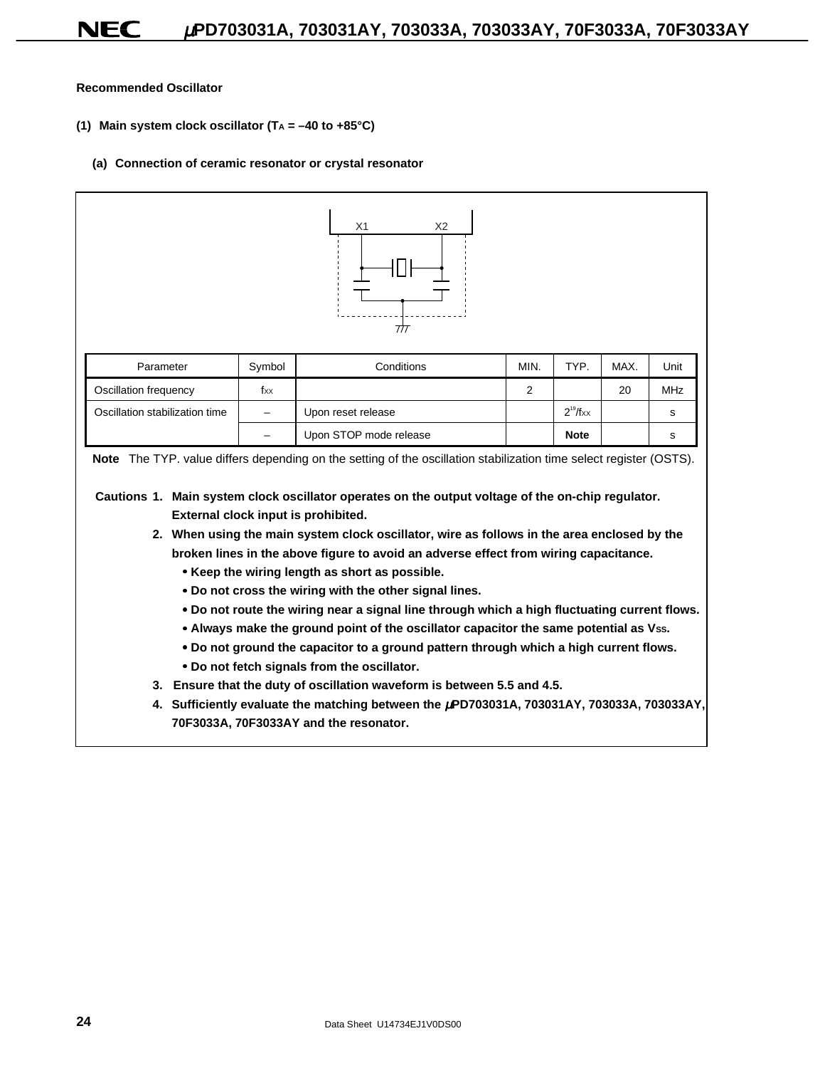**Recommended Oscillator**

**(1) Main system clock oscillator ($T_A$ = –40 to +85°C)**

**(a) Connection of ceramic resonator or crystal resonator**

X1 X2

| Parameter | Symbol | Conditions | MIN. | TYP. | MAX. | Unit |
|---|---|---|---|---|---|---|
| Oscillation frequency | $f_{XX}$ | | 2 | | 20 | MHz |
| Oscillation stabilization time | – | Upon reset release | | $2^{19}/f_{XX}$ | | s |
| | – | Upon STOP mode release | | **Note** | | s |

**Note** The TYP. value differs depending on the setting of the oscillation stabilization time select register (OSTS).

**Cautions 1. Main system clock oscillator operates on the output voltage of the on-chip regulator. External clock input is prohibited.**

**2. When using the main system clock oscillator, wire as follows in the area enclosed by the broken lines in the above figure to avoid an adverse effect from wiring capacitance.**

- **Keep the wiring length as short as possible.**
- **Do not cross the wiring with the other signal lines.**
- **Do not route the wiring near a signal line through which a high fluctuating current flows.**
- **Always make the ground point of the oscillator capacitor the same potential as $V_{SS}$.**
- **Do not ground the capacitor to a ground pattern through which a high current flows.**
- **Do not fetch signals from the oscillator.**

**3. Ensure that the duty of oscillation waveform is between 5.5 and 4.5.**

**4. Sufficiently evaluate the matching between the μPD703031A, 703031AY, 703033A, 703033AY, 70F3033A, 70F3033AY and the resonator.**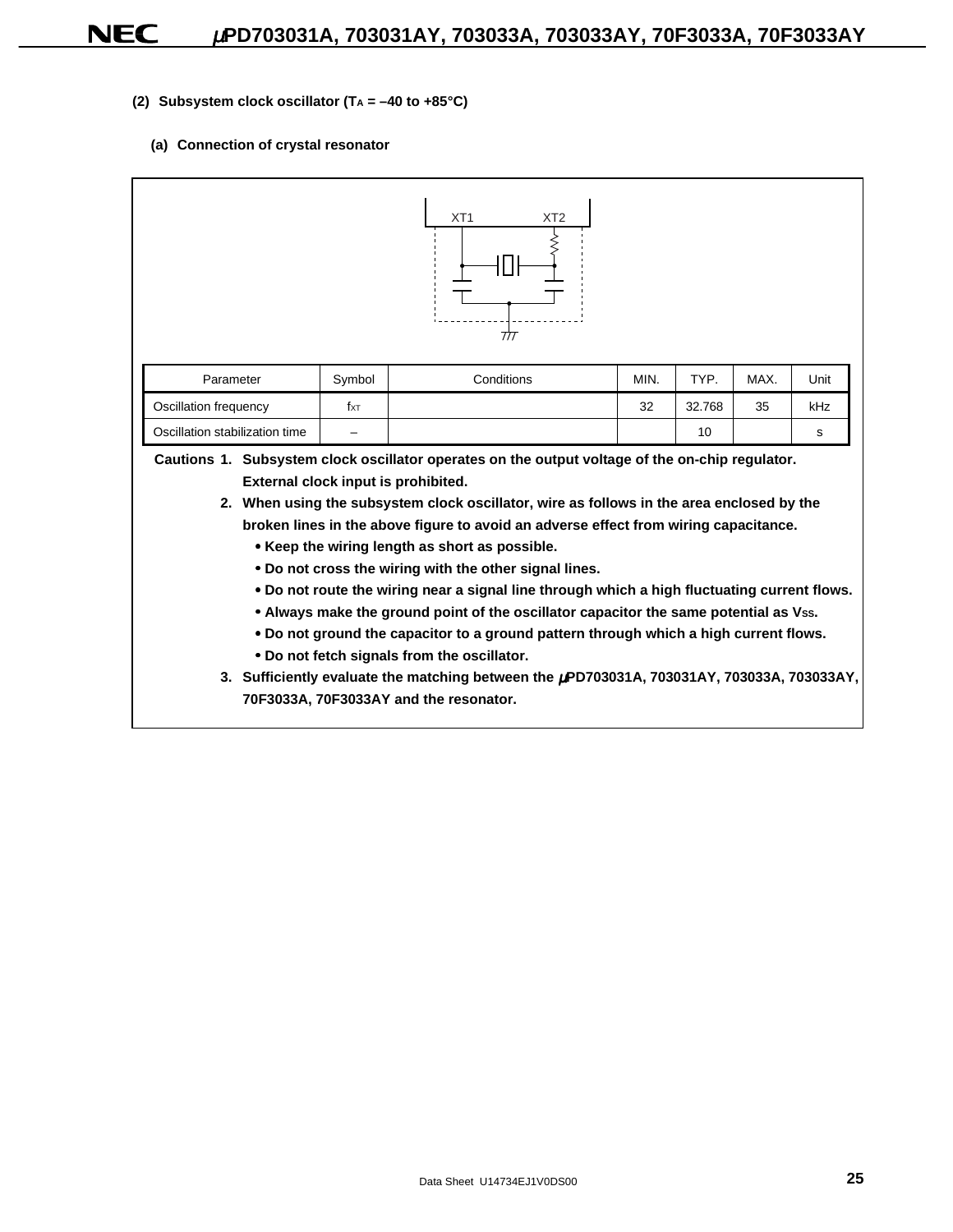**(2) Subsystem clock oscillator ($T_A$ = –40 to +85°C)**

**(a) Connection of crystal resonator**

XT1 XT2

| Parameter | Symbol | Conditions | MIN. | TYP. | MAX. | Unit |
|---|---|---|---|---|---|---|
| Oscillation frequency | $f_{XT}$ | | 32 | 32.768 | 35 | kHz |
| Oscillation stabilization time | – | | | 10 | | s |

**Cautions 1. Subsystem clock oscillator operates on the output voltage of the on-chip regulator. External clock input is prohibited.**

**2. When using the subsystem clock oscillator, wire as follows in the area enclosed by the broken lines in the above figure to avoid an adverse effect from wiring capacitance.**

- **Keep the wiring length as short as possible.**
- **Do not cross the wiring with the other signal lines.**
- **Do not route the wiring near a signal line through which a high fluctuating current flows.**
- **Always make the ground point of the oscillator capacitor the same potential as $V_{SS}$.**
- **Do not ground the capacitor to a ground pattern through which a high current flows.**
- **Do not fetch signals from the oscillator.**

**3. Sufficiently evaluate the matching between the μPD703031A, 703031AY, 703033A, 703033AY, 70F3033A, 70F3033AY and the resonator.**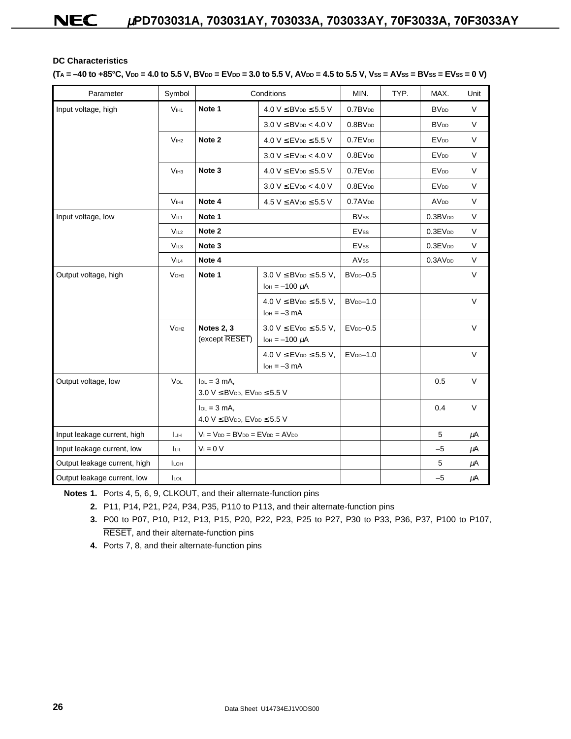### DC Characteristics

($T_A$ = –40 to +85°C, $V_{DD}$ = 4.0 to 5.5 V, $BV_{DD}$ = $EV_{DD}$ = 3.0 to 5.5 V, $AV_{DD}$ = 4.5 to 5.5 V, $V_{SS}$ = $AV_{SS}$ = $BV_{SS}$ = $EV_{SS}$ = 0 V)

| Parameter | Symbol | Conditions | | MIN. | TYP. | MAX. | Unit |
|---|---|---|---|---|---|---|---|
| Input voltage, high | $V_{IH1}$ | **Note 1** | 4.0 V ≤ $BV_{DD}$ ≤ 5.5 V | $0.7BV_{DD}$ | | $BV_{DD}$ | V |
| | | | 3.0 V ≤ $BV_{DD}$ < 4.0 V | $0.8BV_{DD}$ | | $BV_{DD}$ | V |
| | $V_{IH2}$ | **Note 2** | 4.0 V ≤ $EV_{DD}$ ≤ 5.5 V | $0.7EV_{DD}$ | | $EV_{DD}$ | V |
| | | | 3.0 V ≤ $EV_{DD}$ < 4.0 V | $0.8EV_{DD}$ | | $EV_{DD}$ | V |
| | $V_{IH3}$ | **Note 3** | 4.0 V ≤ $EV_{DD}$ ≤ 5.5 V | $0.7EV_{DD}$ | | $EV_{DD}$ | V |
| | | | 3.0 V ≤ $EV_{DD}$ < 4.0 V | $0.8EV_{DD}$ | | $EV_{DD}$ | V |
| | $V_{IH4}$ | **Note 4** | 4.5 V ≤ $AV_{DD}$ ≤ 5.5 V | $0.7AV_{DD}$ | | $AV_{DD}$ | V |
| Input voltage, low | $V_{IL1}$ | **Note 1** | | $BV_{SS}$ | | $0.3BV_{DD}$ | V |
| | $V_{IL2}$ | **Note 2** | | $EV_{SS}$ | | $0.3EV_{DD}$ | V |
| | $V_{IL3}$ | **Note 3** | | $EV_{SS}$ | | $0.3EV_{DD}$ | V |
| | $V_{IL4}$ | **Note 4** | | $AV_{SS}$ | | $0.3AV_{DD}$ | V |
| Output voltage, high | $V_{OH1}$ | **Note 1** | 3.0 V ≤ $BV_{DD}$ ≤ 5.5 V, $I_{OH}$ = –100 μA | $BV_{DD}$–0.5 | | | V |
| | | | 4.0 V ≤ $BV_{DD}$ ≤ 5.5 V, $I_{OH}$ = –3 mA | $BV_{DD}$–1.0 | | | V |
| | $V_{OH2}$ | **Notes 2, 3** (except $\overline{\text{RESET}}$) | 3.0 V ≤ $EV_{DD}$ ≤ 5.5 V, $I_{OH}$ = –100 μA | $EV_{DD}$–0.5 | | | V |
| | | | 4.0 V ≤ $EV_{DD}$ ≤ 5.5 V, $I_{OH}$ = –3 mA | $EV_{DD}$–1.0 | | | V |
| Output voltage, low | $V_{OL}$ | $I_{OL}$ = 3 mA, 3.0 V ≤ $BV_{DD}$, $EV_{DD}$ ≤ 5.5 V | | | | 0.5 | V |
| | | $I_{OL}$ = 3 mA, 4.0 V ≤ $BV_{DD}$, $EV_{DD}$ ≤ 5.5 V | | | | 0.4 | V |
| Input leakage current, high | $I_{LIH}$ | $V_I$ = $V_{DD}$ = $BV_{DD}$ = $EV_{DD}$ = $AV_{DD}$ | | | | 5 | μA |
| Input leakage current, low | $I_{LIL}$ | $V_I$ = 0 V | | | | –5 | μA |
| Output leakage current, high | $I_{LOH}$ | | | | | 5 | μA |
| Output leakage current, low | $I_{LOL}$ | | | | | –5 | μA |

**Notes 1.** Ports 4, 5, 6, 9, CLKOUT, and their alternate-function pins

**2.** P11, P14, P21, P24, P34, P35, P110 to P113, and their alternate-function pins

**3.** P00 to P07, P10, P12, P13, P15, P20, P22, P23, P25 to P27, P30 to P33, P36, P37, P100 to P107, $\overline{\text{RESET}}$, and their alternate-function pins

**4.** Ports 7, 8, and their alternate-function pins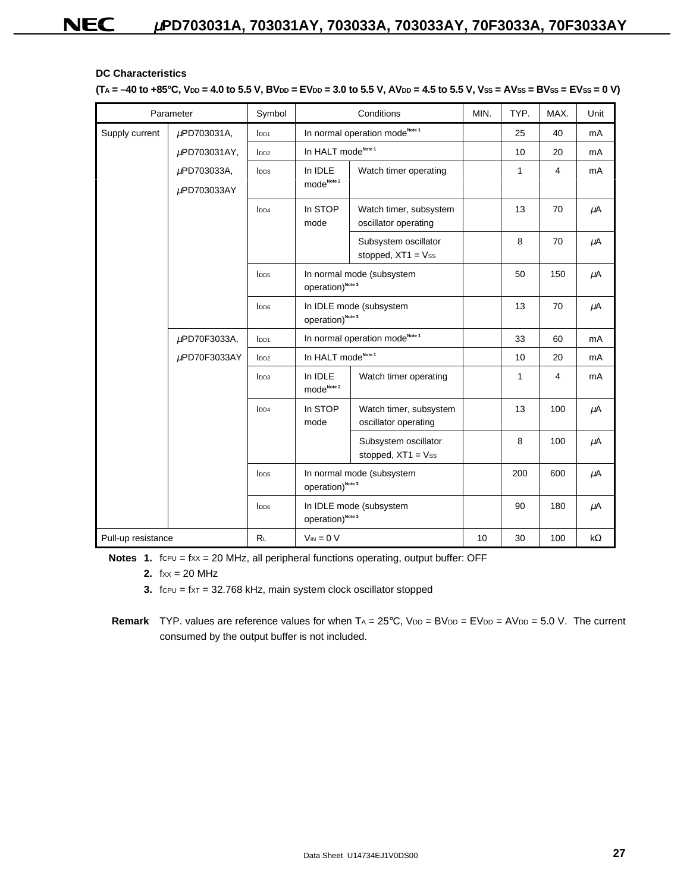**DC Characteristics**

**($T_A$ = –40 to +85°C, $V_{DD}$ = 4.0 to 5.5 V, $BV_{DD}$ = $EV_{DD}$ = 3.0 to 5.5 V, $AV_{DD}$ = 4.5 to 5.5 V, $V_{SS}$ = $AV_{SS}$ = $BV_{SS}$ = $EV_{SS}$ = 0 V)**

| Parameter | | Symbol | Conditions | | MIN. | TYP. | MAX. | Unit |
|---|---|---|---|---|---|---|---|---|
| Supply current | μPD703031A, μPD703031AY, μPD703033A, μPD703033AY | $I_{DD1}$ | In normal operation mode[Note 1] | | | 25 | 40 | mA |
| | | $I_{DD2}$ | In HALT mode[Note 1] | | | 10 | 20 | mA |
| | | $I_{DD3}$ | In IDLE mode[Note 2] | Watch timer operating | | 1 | 4 | mA |
| | | $I_{DD4}$ | In STOP mode | Watch timer, subsystem oscillator operating | | 13 | 70 | μA |
| | | | | Subsystem oscillator stopped, XT1 = $V_{SS}$ | | 8 | 70 | μA |
| | | $I_{DD5}$ | In normal mode (subsystem operation)[Note 3] | | | 50 | 150 | μA |
| | | $I_{DD6}$ | In IDLE mode (subsystem operation)[Note 3] | | | 13 | 70 | μA |
| | μPD70F3033A, μPD70F3033AY | $I_{DD1}$ | In normal operation mode[Note 1] | | | 33 | 60 | mA |
| | | $I_{DD2}$ | In HALT mode[Note 1] | | | 10 | 20 | mA |
| | | $I_{DD3}$ | In IDLE mode[Note 2] | Watch timer operating | | 1 | 4 | mA |
| | | $I_{DD4}$ | In STOP mode | Watch timer, subsystem oscillator operating | | 13 | 100 | μA |
| | | | | Subsystem oscillator stopped, XT1 = $V_{SS}$ | | 8 | 100 | μA |
| | | $I_{DD5}$ | In normal mode (subsystem operation)[Note 3] | | | 200 | 600 | μA |
| | | $I_{DD6}$ | In IDLE mode (subsystem operation)[Note 3] | | | 90 | 180 | μA |
| Pull-up resistance | | $R_L$ | $V_{IN}$ = 0 V | | 10 | 30 | 100 | kΩ |

**Notes 1.** $f_{CPU}$ = $f_{XX}$ = 20 MHz, all peripheral functions operating, output buffer: OFF

**2.** $f_{XX}$ = 20 MHz

**3.** $f_{CPU}$ = $f_{XT}$ = 32.768 kHz, main system clock oscillator stopped

**Remark** TYP. values are reference values for when $T_A$ = 25°C, $V_{DD}$ = $BV_{DD}$ = $EV_{DD}$ = $AV_{DD}$ = 5.0 V. The current consumed by the output buffer is not included.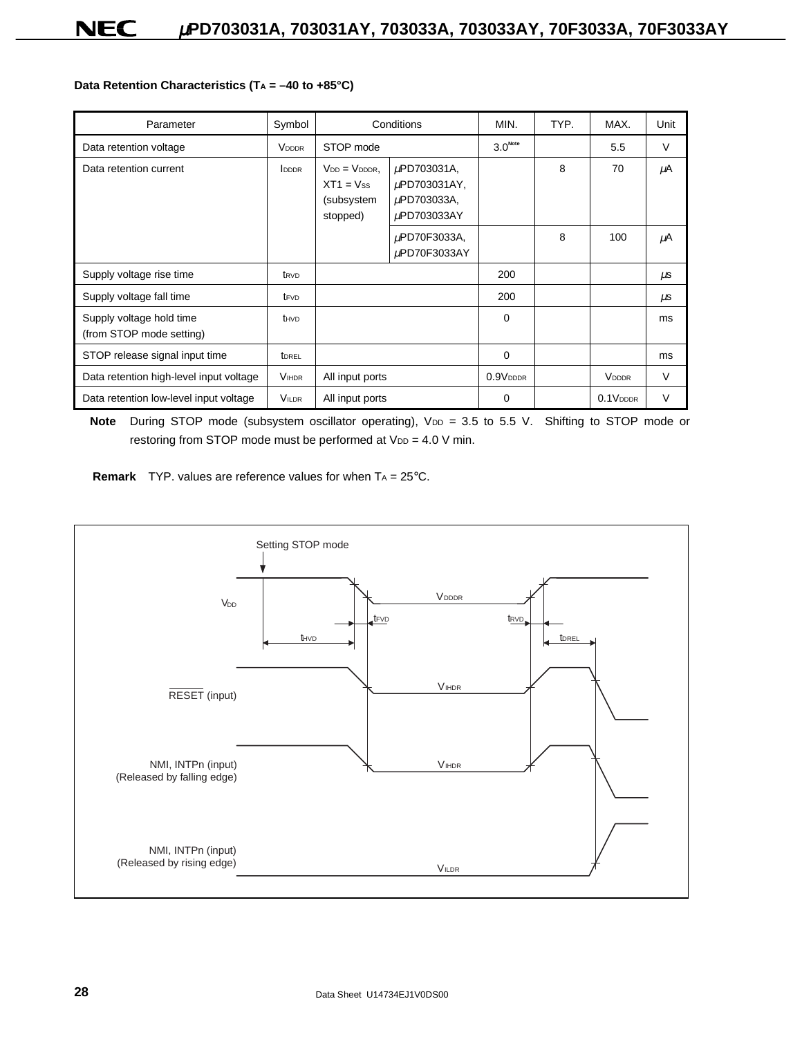**Data Retention Characteristics ($T_A$ = –40 to +85°C)**

| Parameter | Symbol | Conditions | | MIN. | TYP. | MAX. | Unit |
|---|---|---|---|---|---|---|---|
| Data retention voltage | $V_{DDDR}$ | STOP mode | | 3.0[Note] | | 5.5 | V |
| Data retention current | $I_{DDDR}$ | $V_{DD} = V_{DDDR}$, $XT1 = V_{SS}$ (subsystem stopped) | μPD703031A, μPD703031AY, μPD703033A, μPD703033AY | | 8 | 70 | μA |
| | | | μPD70F3033A, μPD70F3033AY | | 8 | 100 | μA |
| Supply voltage rise time | $t_{RVD}$ | | | 200 | | | μs |
| Supply voltage fall time | $t_{FVD}$ | | | 200 | | | μs |
| Supply voltage hold time (from STOP mode setting) | $t_{HVD}$ | | | 0 | | | ms |
| STOP release signal input time | $t_{DREL}$ | | | 0 | | | ms |
| Data retention high-level input voltage | $V_{IHDR}$ | All input ports | | $0.9V_{DDDR}$ | | $V_{DDDR}$ | V |
| Data retention low-level input voltage | $V_{ILDR}$ | All input ports | | 0 | | $0.1V_{DDDR}$ | V |

**Note** During STOP mode (subsystem oscillator operating), $V_{DD}$ = 3.5 to 5.5 V. Shifting to STOP mode or restoring from STOP mode must be performed at $V_{DD}$ = 4.0 V min.

**Remark** TYP. values are reference values for when $T_A$ = 25°C.

Setting STOP mode

$V_{DD}$ — $V_{DDDR}$, $t_{FVD}$, $t_{RVD}$, $t_{HVD}$, $t_{DREL}$

RESET (input) — $V_{IHDR}$

NMI, INTPn (input) (Released by falling edge) — $V_{IHDR}$

NMI, INTPn (input) (Released by rising edge) — $V_{ILDR}$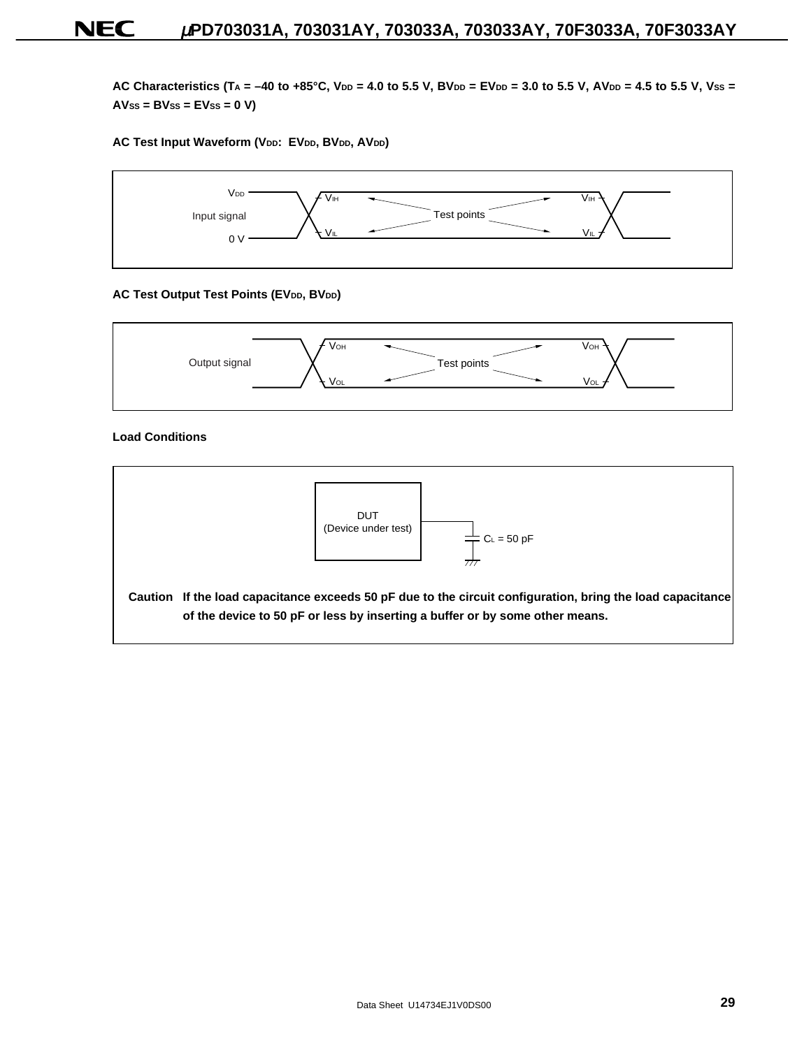**AC Characteristics ($T_A$ = –40 to +85°C, $V_{DD}$ = 4.0 to 5.5 V, $BV_{DD}$ = $EV_{DD}$ = 3.0 to 5.5 V, $AV_{DD}$ = 4.5 to 5.5 V, $V_{SS}$ = $AV_{SS}$ = $BV_{SS}$ = $EV_{SS}$ = 0 V)**

**AC Test Input Waveform ($V_{DD}$: $EV_{DD}$, $BV_{DD}$, $AV_{DD}$)**

$V_{DD}$

Input signal

0 V

$V_{IH}$ Test points $V_{IH}$

$V_{IL}$ $V_{IL}$

**AC Test Output Test Points ($EV_{DD}$, $BV_{DD}$)**

Output signal

$V_{OH}$ Test points $V_{OH}$

$V_{OL}$ $V_{OL}$

**Load Conditions**

DUT
(Device under test)

$C_L$ = 50 pF

**Caution If the load capacitance exceeds 50 pF due to the circuit configuration, bring the load capacitance of the device to 50 pF or less by inserting a buffer or by some other means.**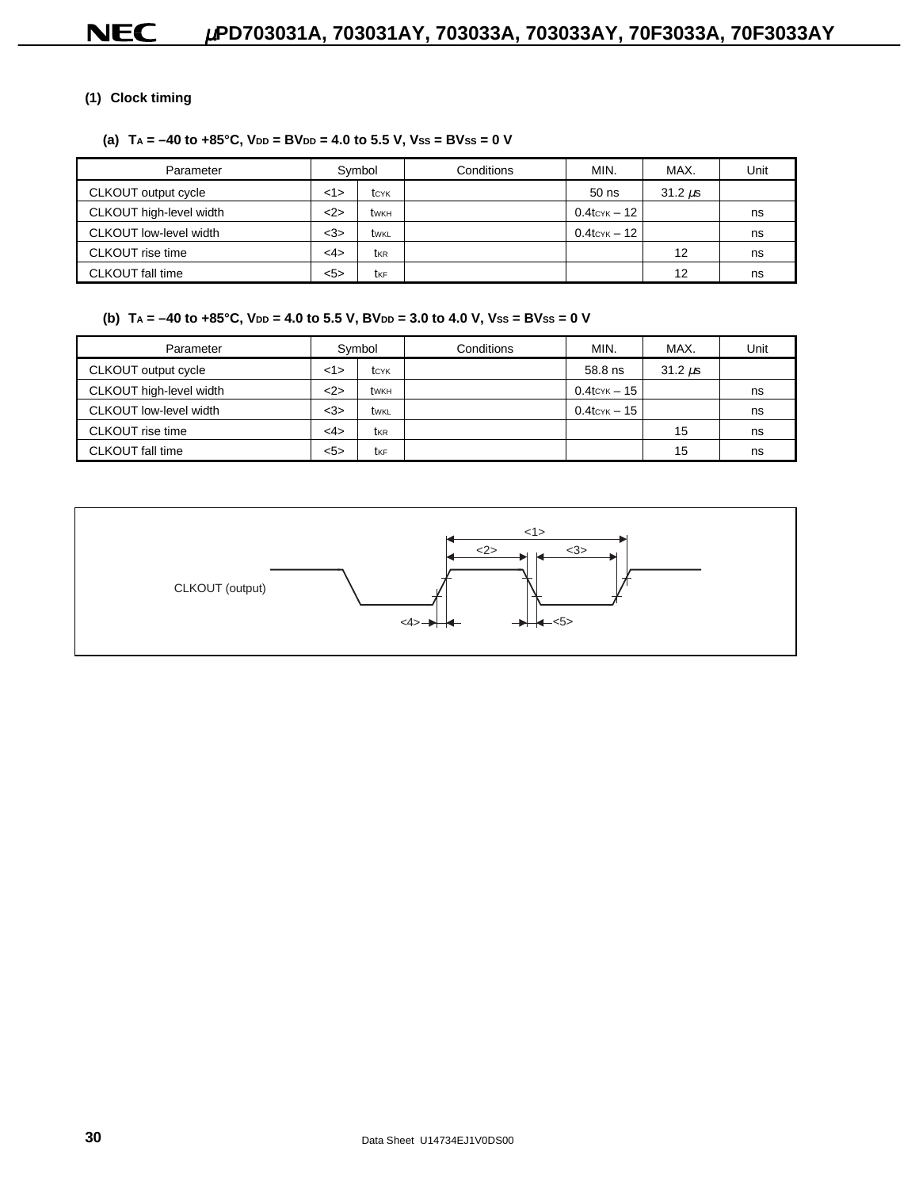### (1) Clock timing

#### (a) $T_A$ = –40 to +85°C, $V_{DD}$ = $BV_{DD}$ = 4.0 to 5.5 V, $V_{SS}$ = $BV_{SS}$ = 0 V

| Parameter | Symbol | | Conditions | MIN. | MAX. | Unit |
|---|---|---|---|---|---|---|
| CLKOUT output cycle | <1> | $t_{CYK}$ | | 50 ns | 31.2 μs | |
| CLKOUT high-level width | <2> | $t_{WKH}$ | | $0.4t_{CYK}$ – 12 | | ns |
| CLKOUT low-level width | <3> | $t_{WKL}$ | | $0.4t_{CYK}$ – 12 | | ns |
| CLKOUT rise time | <4> | $t_{KR}$ | | | 12 | ns |
| CLKOUT fall time | <5> | $t_{KF}$ | | | 12 | ns |

#### (b) $T_A$ = –40 to +85°C, $V_{DD}$ = 4.0 to 5.5 V, $BV_{DD}$ = 3.0 to 4.0 V, $V_{SS}$ = $BV_{SS}$ = 0 V

| Parameter | Symbol | | Conditions | MIN. | MAX. | Unit |
|---|---|---|---|---|---|---|
| CLKOUT output cycle | <1> | $t_{CYK}$ | | 58.8 ns | 31.2 μs | |
| CLKOUT high-level width | <2> | $t_{WKH}$ | | $0.4t_{CYK}$ – 15 | | ns |
| CLKOUT low-level width | <3> | $t_{WKL}$ | | $0.4t_{CYK}$ – 15 | | ns |
| CLKOUT rise time | <4> | $t_{KR}$ | | | 15 | ns |
| CLKOUT fall time | <5> | $t_{KF}$ | | | 15 | ns |

CLKOUT (output)

<1> <2> <3> <4> <5>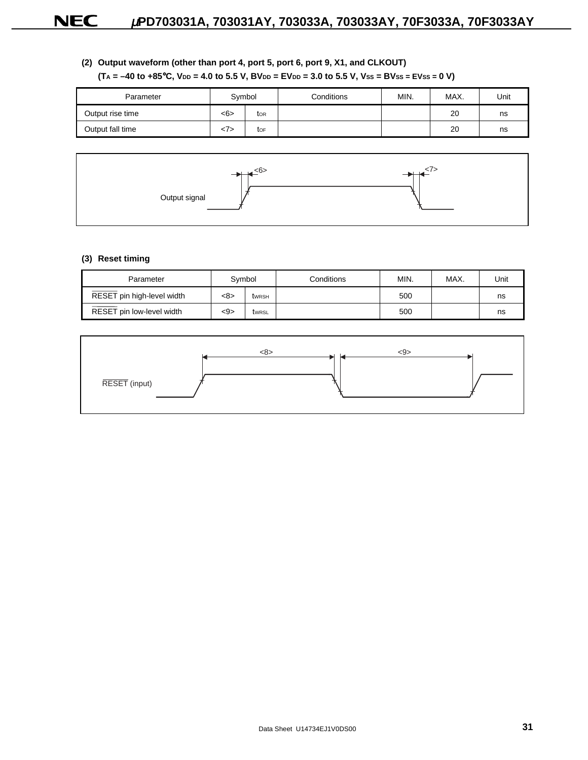#### (2) Output waveform (other than port 4, port 5, port 6, port 9, X1, and CLKOUT)

**($T_A$ = –40 to +85°C, $V_{DD}$ = 4.0 to 5.5 V, $BV_{DD}$ = $EV_{DD}$ = 3.0 to 5.5 V, $V_{SS}$ = $BV_{SS}$ = $EV_{SS}$ = 0 V)**

| Parameter | Symbol | | Conditions | MIN. | MAX. | Unit |
|---|---|---|---|---|---|---|
| Output rise time | <6> | $t_{OR}$ | | | 20 | ns |
| Output fall time | <7> | $t_{OF}$ | | | 20 | ns |

Output signal

#### (3) Reset timing

| Parameter | Symbol | | Conditions | MIN. | MAX. | Unit |
|---|---|---|---|---|---|---|
| $\overline{\text{RESET}}$ pin high-level width | <8> | $t_{WRSH}$ | | 500 | | ns |
| $\overline{\text{RESET}}$ pin low-level width | <9> | $t_{WRSL}$ | | 500 | | ns |

$\overline{\text{RESET}}$ (input)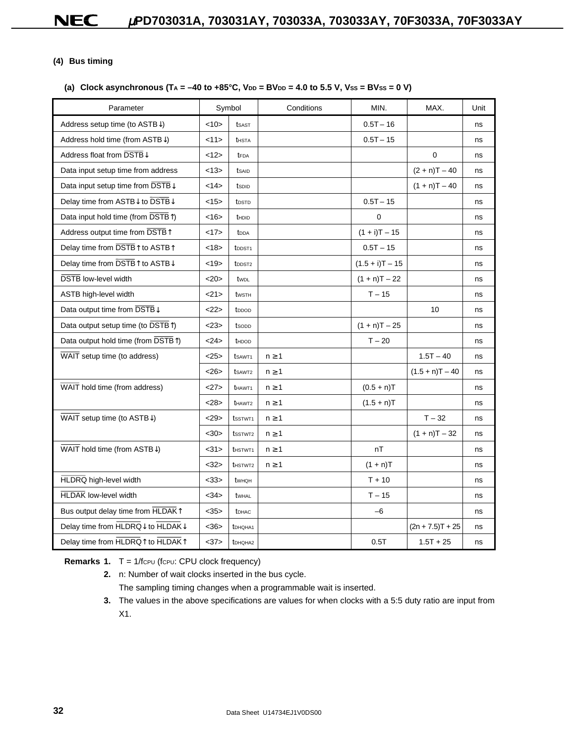### (4) Bus timing

#### (a) Clock asynchronous ($T_A$ = –40 to +85°C, $V_{DD}$ = $BV_{DD}$ = 4.0 to 5.5 V, $V_{SS}$ = $BV_{SS}$ = 0 V)

| Parameter | Symbol | | Conditions | MIN. | MAX. | Unit |
|---|---|---|---|---|---|---|
| Address setup time (to ASTB↓) | <10> | $t_{SAST}$ | | 0.5T – 16 | | ns |
| Address hold time (from ASTB↓) | <11> | $t_{HSTA}$ | | 0.5T – 15 | | ns |
| Address float from $\overline{DSTB}$↓ | <12> | $t_{FDA}$ | | | 0 | ns |
| Data input setup time from address | <13> | $t_{SAID}$ | | | (2 + n)T – 40 | ns |
| Data input setup time from $\overline{DSTB}$↓ | <14> | $t_{SDID}$ | | | (1 + n)T – 40 | ns |
| Delay time from ASTB↓ to $\overline{DSTB}$↓ | <15> | $t_{DSTD}$ | | 0.5T – 15 | | ns |
| Data input hold time (from $\overline{DSTB}$↑) | <16> | $t_{HDID}$ | | 0 | | ns |
| Address output time from $\overline{DSTB}$↑ | <17> | $t_{DDA}$ | | (1 + i)T – 15 | | ns |
| Delay time from $\overline{DSTB}$↑ to ASTB↑ | <18> | $t_{DDST1}$ | | 0.5T – 15 | | ns |
| Delay time from $\overline{DSTB}$↑ to ASTB↓ | <19> | $t_{DDST2}$ | | (1.5 + i)T – 15 | | ns |
| $\overline{DSTB}$ low-level width | <20> | $t_{WDL}$ | | (1 + n)T – 22 | | ns |
| ASTB high-level width | <21> | $t_{WSTH}$ | | T – 15 | | ns |
| Data output time from $\overline{DSTB}$↓ | <22> | $t_{DDOD}$ | | | 10 | ns |
| Data output setup time (to $\overline{DSTB}$↑) | <23> | $t_{SODD}$ | | (1 + n)T – 25 | | ns |
| Data output hold time (from $\overline{DSTB}$↑) | <24> | $t_{HDOD}$ | | T – 20 | | ns |
| $\overline{WAIT}$ setup time (to address) | <25> | $t_{SAWT1}$ | n ≥ 1 | | 1.5T – 40 | ns |
| | <26> | $t_{SAWT2}$ | n ≥ 1 | | (1.5 + n)T – 40 | ns |
| $\overline{WAIT}$ hold time (from address) | <27> | $t_{HAWT1}$ | n ≥ 1 | (0.5 + n)T | | ns |
| | <28> | $t_{HAWT2}$ | n ≥ 1 | (1.5 + n)T | | ns |
| $\overline{WAIT}$ setup time (to ASTB↓) | <29> | $t_{SSTWT1}$ | n ≥ 1 | | T – 32 | ns |
| | <30> | $t_{SSTWT2}$ | n ≥ 1 | | (1 + n)T – 32 | ns |
| $\overline{WAIT}$ hold time (from ASTB↓) | <31> | $t_{HSTWT1}$ | n ≥ 1 | nT | | ns |
| | <32> | $t_{HSTWT2}$ | n ≥ 1 | (1 + n)T | | ns |
| $\overline{HLDRQ}$ high-level width | <33> | $t_{WHQH}$ | | T + 10 | | ns |
| $\overline{HLDAK}$ low-level width | <34> | $t_{WHAL}$ | | T – 15 | | ns |
| Bus output delay time from $\overline{HLDAK}$↑ | <35> | $t_{DHAC}$ | | –6 | | ns |
| Delay time from $\overline{HLDRQ}$↓ to $\overline{HLDAK}$↓ | <36> | $t_{DHQHA1}$ | | | (2n + 7.5)T + 25 | ns |
| Delay time from $\overline{HLDRQ}$↑ to $\overline{HLDAK}$↑ | <37> | $t_{DHQHA2}$ | | 0.5T | 1.5T + 25 | ns |

**Remarks 1.** T = 1/$f_{CPU}$ ($f_{CPU}$: CPU clock frequency)

**2.** n: Number of wait clocks inserted in the bus cycle.
The sampling timing changes when a programmable wait is inserted.

**3.** The values in the above specifications are values for when clocks with a 5:5 duty ratio are input from X1.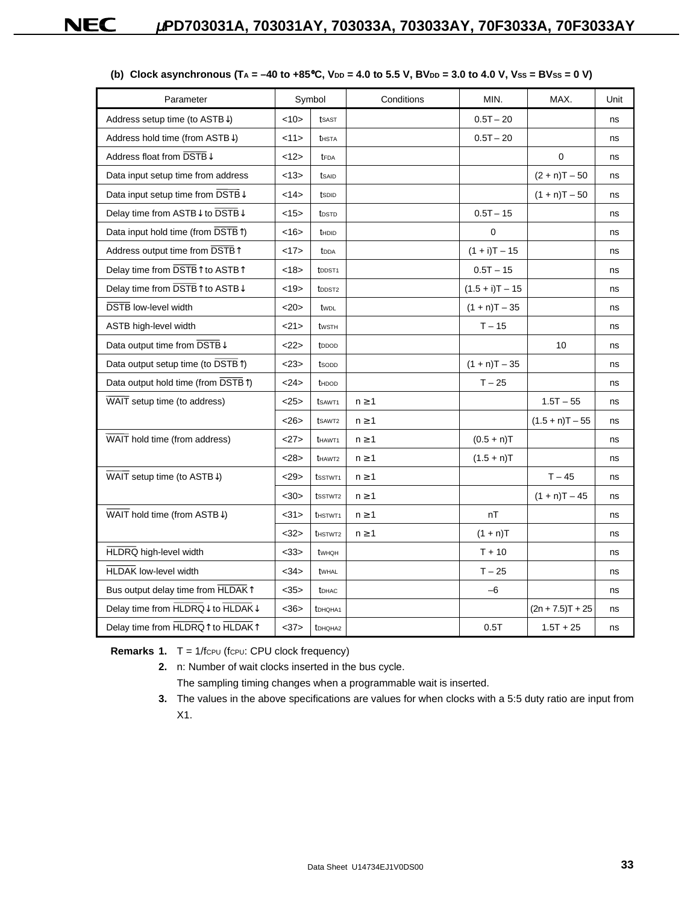**(b) Clock asynchronous ($T_A$ = –40 to +85°C, $V_{DD}$ = 4.0 to 5.5 V, $BV_{DD}$ = 3.0 to 4.0 V, $V_{SS}$ = $BV_{SS}$ = 0 V)**

| Parameter | Symbol | | Conditions | MIN. | MAX. | Unit |
|---|---|---|---|---|---|---|
| Address setup time (to ASTB↓) | <10> | $t_{SAST}$ | | 0.5T – 20 | | ns |
| Address hold time (from ASTB↓) | <11> | $t_{HSTA}$ | | 0.5T – 20 | | ns |
| Address float from $\overline{DSTB}$↓ | <12> | $t_{FDA}$ | | | 0 | ns |
| Data input setup time from address | <13> | $t_{SAID}$ | | | (2 + n)T – 50 | ns |
| Data input setup time from $\overline{DSTB}$↓ | <14> | $t_{SDID}$ | | | (1 + n)T – 50 | ns |
| Delay time from ASTB↓ to $\overline{DSTB}$↓ | <15> | $t_{DSTD}$ | | 0.5T – 15 | | ns |
| Data input hold time (from $\overline{DSTB}$↑) | <16> | $t_{HDID}$ | | 0 | | ns |
| Address output time from $\overline{DSTB}$↑ | <17> | $t_{DDA}$ | | (1 + i)T – 15 | | ns |
| Delay time from $\overline{DSTB}$↑ to ASTB↑ | <18> | $t_{DDST1}$ | | 0.5T – 15 | | ns |
| Delay time from $\overline{DSTB}$↑ to ASTB↓ | <19> | $t_{DDST2}$ | | (1.5 + i)T – 15 | | ns |
| $\overline{DSTB}$ low-level width | <20> | $t_{WDL}$ | | (1 + n)T – 35 | | ns |
| ASTB high-level width | <21> | $t_{WSTH}$ | | T – 15 | | ns |
| Data output time from $\overline{DSTB}$↓ | <22> | $t_{DDOD}$ | | | 10 | ns |
| Data output setup time (to $\overline{DSTB}$↑) | <23> | $t_{SODD}$ | | (1 + n)T – 35 | | ns |
| Data output hold time (from $\overline{DSTB}$↑) | <24> | $t_{HDOD}$ | | T – 25 | | ns |
| $\overline{WAIT}$ setup time (to address) | <25> | $t_{SAWT1}$ | n ≥ 1 | | 1.5T – 55 | ns |
| | <26> | $t_{SAWT2}$ | n ≥ 1 | | (1.5 + n)T – 55 | ns |
| $\overline{WAIT}$ hold time (from address) | <27> | $t_{HAWT1}$ | n ≥ 1 | (0.5 + n)T | | ns |
| | <28> | $t_{HAWT2}$ | n ≥ 1 | (1.5 + n)T | | ns |
| $\overline{WAIT}$ setup time (to ASTB↓) | <29> | $t_{SSTWT1}$ | n ≥ 1 | | T – 45 | ns |
| | <30> | $t_{SSTWT2}$ | n ≥ 1 | | (1 + n)T – 45 | ns |
| $\overline{WAIT}$ hold time (from ASTB↓) | <31> | $t_{HSTWT1}$ | n ≥ 1 | nT | | ns |
| | <32> | $t_{HSTWT2}$ | n ≥ 1 | (1 + n)T | | ns |
| $\overline{HLDRQ}$ high-level width | <33> | $t_{WHQH}$ | | T + 10 | | ns |
| $\overline{HLDAK}$ low-level width | <34> | $t_{WHAL}$ | | T – 25 | | ns |
| Bus output delay time from $\overline{HLDAK}$↑ | <35> | $t_{DHAC}$ | | –6 | | ns |
| Delay time from $\overline{HLDRQ}$↓ to $\overline{HLDAK}$↓ | <36> | $t_{DHQHA1}$ | | | (2n + 7.5)T + 25 | ns |
| Delay time from $\overline{HLDRQ}$↑ to $\overline{HLDAK}$↑ | <37> | $t_{DHQHA2}$ | | 0.5T | 1.5T + 25 | ns |

**Remarks 1.** T = 1/$f_{CPU}$ ($f_{CPU}$: CPU clock frequency)

**2.** n: Number of wait clocks inserted in the bus cycle.
The sampling timing changes when a programmable wait is inserted.

**3.** The values in the above specifications are values for when clocks with a 5:5 duty ratio are input from X1.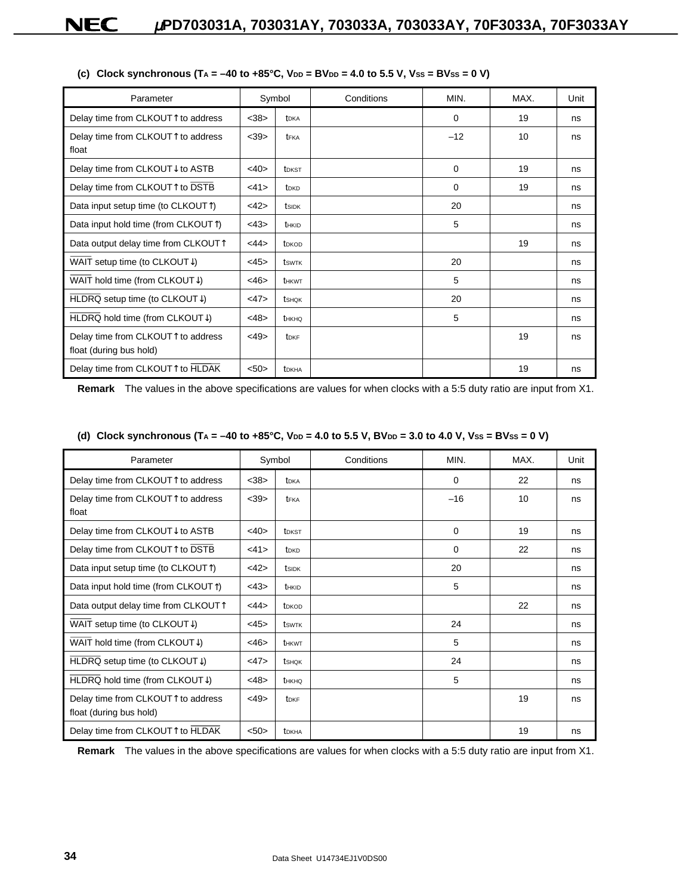**(c) Clock synchronous ($T_A$ = –40 to +85°C, $V_{DD}$ = $BV_{DD}$ = 4.0 to 5.5 V, $V_{SS}$ = $BV_{SS}$ = 0 V)**

| Parameter | Symbol | | Conditions | MIN. | MAX. | Unit |
|---|---|---|---|---|---|---|
| Delay time from CLKOUT↑ to address | <38> | $t_{DKA}$ | | 0 | 19 | ns |
| Delay time from CLKOUT↑ to address float | <39> | $t_{FKA}$ | | –12 | 10 | ns |
| Delay time from CLKOUT↓ to ASTB | <40> | $t_{DKST}$ | | 0 | 19 | ns |
| Delay time from CLKOUT↑ to $\overline{DSTB}$ | <41> | $t_{DKD}$ | | 0 | 19 | ns |
| Data input setup time (to CLKOUT↑) | <42> | $t_{SIDK}$ | | 20 | | ns |
| Data input hold time (from CLKOUT↑) | <43> | $t_{HKID}$ | | 5 | | ns |
| Data output delay time from CLKOUT↑ | <44> | $t_{DKOD}$ | | | 19 | ns |
| $\overline{WAIT}$ setup time (to CLKOUT↓) | <45> | $t_{SWTK}$ | | 20 | | ns |
| $\overline{WAIT}$ hold time (from CLKOUT↓) | <46> | $t_{HKWT}$ | | 5 | | ns |
| $\overline{HLDRQ}$ setup time (to CLKOUT↓) | <47> | $t_{SHQK}$ | | 20 | | ns |
| $\overline{HLDRQ}$ hold time (from CLKOUT↓) | <48> | $t_{HKHQ}$ | | 5 | | ns |
| Delay time from CLKOUT↑ to address float (during bus hold) | <49> | $t_{DKF}$ | | | 19 | ns |
| Delay time from CLKOUT↑ to $\overline{HLDAK}$ | <50> | $t_{DKHA}$ | | | 19 | ns |

**Remark** The values in the above specifications are values for when clocks with a 5:5 duty ratio are input from X1.

**(d) Clock synchronous ($T_A$ = –40 to +85°C, $V_{DD}$ = 4.0 to 5.5 V, $BV_{DD}$ = 3.0 to 4.0 V, $V_{SS}$ = $BV_{SS}$ = 0 V)**

| Parameter | Symbol | | Conditions | MIN. | MAX. | Unit |
|---|---|---|---|---|---|---|
| Delay time from CLKOUT↑ to address | <38> | $t_{DKA}$ | | 0 | 22 | ns |
| Delay time from CLKOUT↑ to address float | <39> | $t_{FKA}$ | | –16 | 10 | ns |
| Delay time from CLKOUT↓ to ASTB | <40> | $t_{DKST}$ | | 0 | 19 | ns |
| Delay time from CLKOUT↑ to $\overline{DSTB}$ | <41> | $t_{DKD}$ | | 0 | 22 | ns |
| Data input setup time (to CLKOUT↑) | <42> | $t_{SIDK}$ | | 20 | | ns |
| Data input hold time (from CLKOUT↑) | <43> | $t_{HKID}$ | | 5 | | ns |
| Data output delay time from CLKOUT↑ | <44> | $t_{DKOD}$ | | | 22 | ns |
| $\overline{WAIT}$ setup time (to CLKOUT↓) | <45> | $t_{SWTK}$ | | 24 | | ns |
| $\overline{WAIT}$ hold time (from CLKOUT↓) | <46> | $t_{HKWT}$ | | 5 | | ns |
| $\overline{HLDRQ}$ setup time (to CLKOUT↓) | <47> | $t_{SHQK}$ | | 24 | | ns |
| $\overline{HLDRQ}$ hold time (from CLKOUT↓) | <48> | $t_{HKHQ}$ | | 5 | | ns |
| Delay time from CLKOUT↑ to address float (during bus hold) | <49> | $t_{DKF}$ | | | 19 | ns |
| Delay time from CLKOUT↑ to $\overline{HLDAK}$ | <50> | $t_{DKHA}$ | | | 19 | ns |

**Remark** The values in the above specifications are values for when clocks with a 5:5 duty ratio are input from X1.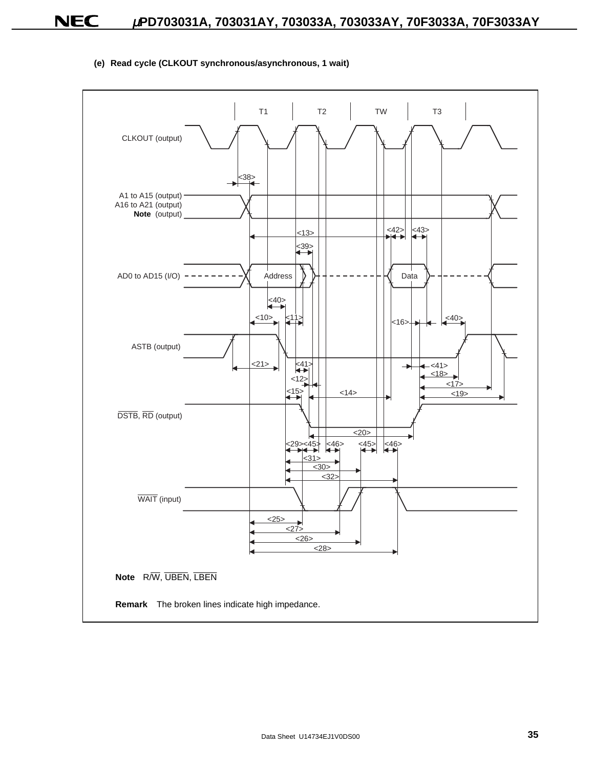**(e) Read cycle (CLKOUT synchronous/asynchronous, 1 wait)**

T1 T2 TW T3

CLKOUT (output)

<38>

A1 to A15 (output)
A16 to A21 (output)
**Note** (output)

<13> <42> <43>

<39>

AD0 to AD15 (I/O) Address Data

<40>

<10> <11> <16> <40>

ASTB (output)

<21> <41> <41>

<18>

<12>

<17>

<15> <14> <19>

DSTB, RD (output)

<20>

<29> <45> <46> <45> <46>

<31>

<30>

<32>

WAIT (input)

<25>

<27>

<26>

<28>

**Note** R/W, UBEN, LBEN

**Remark** The broken lines indicate high impedance.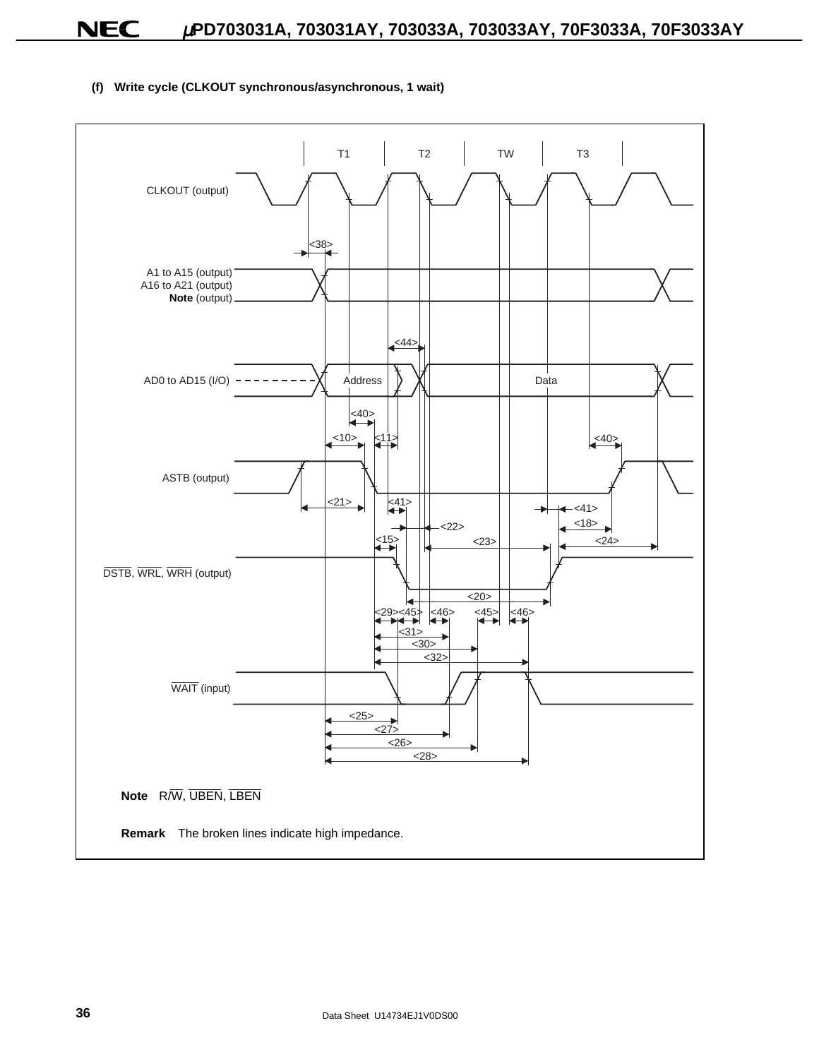(f) Write cycle (CLKOUT synchronous/asynchronous, 1 wait)

T1 T2 TW T3

CLKOUT (output)

<38>

A1 to A15 (output)
A16 to A21 (output)
**Note** (output)

<44>

AD0 to AD15 (I/O) Address Data

<40>

<10> <11> <40>

ASTB (output)

<21> <41> <41>

<22> <18>

<15> <23> <24>

DSTB, WRL, WRH (output)

<20>

<29> <45> <46> <45> <46>

<31>

<30>

<32>

WAIT (input)

<25>

<27>

<26>

<28>

**Note** R/$\overline{W}$, $\overline{UBEN}$, $\overline{LBEN}$

**Remark** The broken lines indicate high impedance.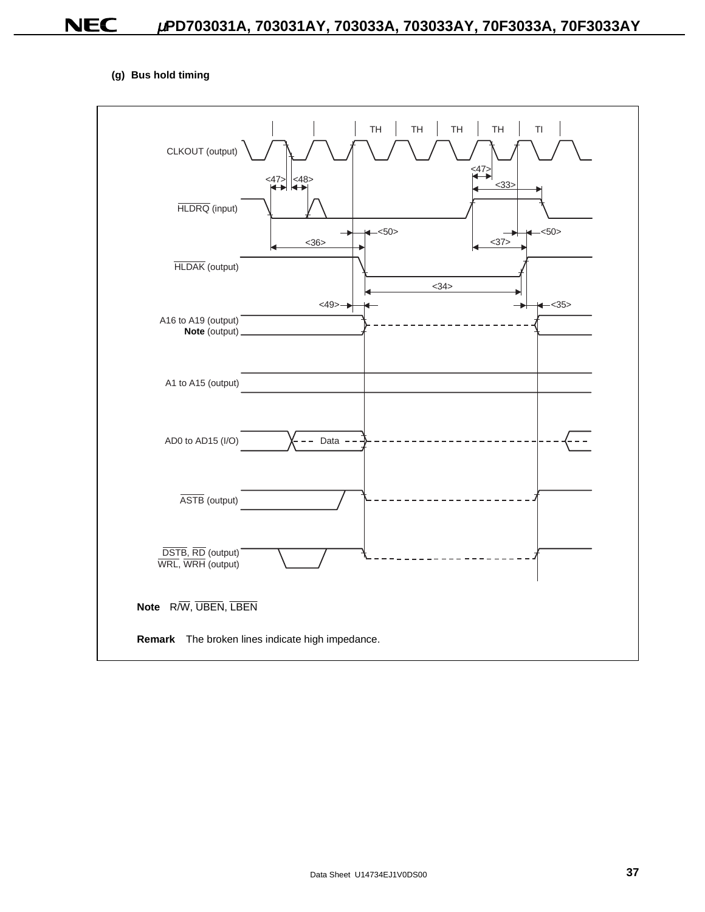(g) Bus hold timing

TH TH TH TH TI

CLKOUT (output)

<47> <48> <47> <33>

HLDRQ (input)

<50> <50>

<36> <37>

HLDAK (output)

<34>

<49> <35>

A16 to A19 (output)
**Note** (output)

A1 to A15 (output)

AD0 to AD15 (I/O) Data

ASTB (output)

DSTB, RD (output)
WRL, WRH (output)

**Note** R/W, UBEN, LBEN

**Remark** The broken lines indicate high impedance.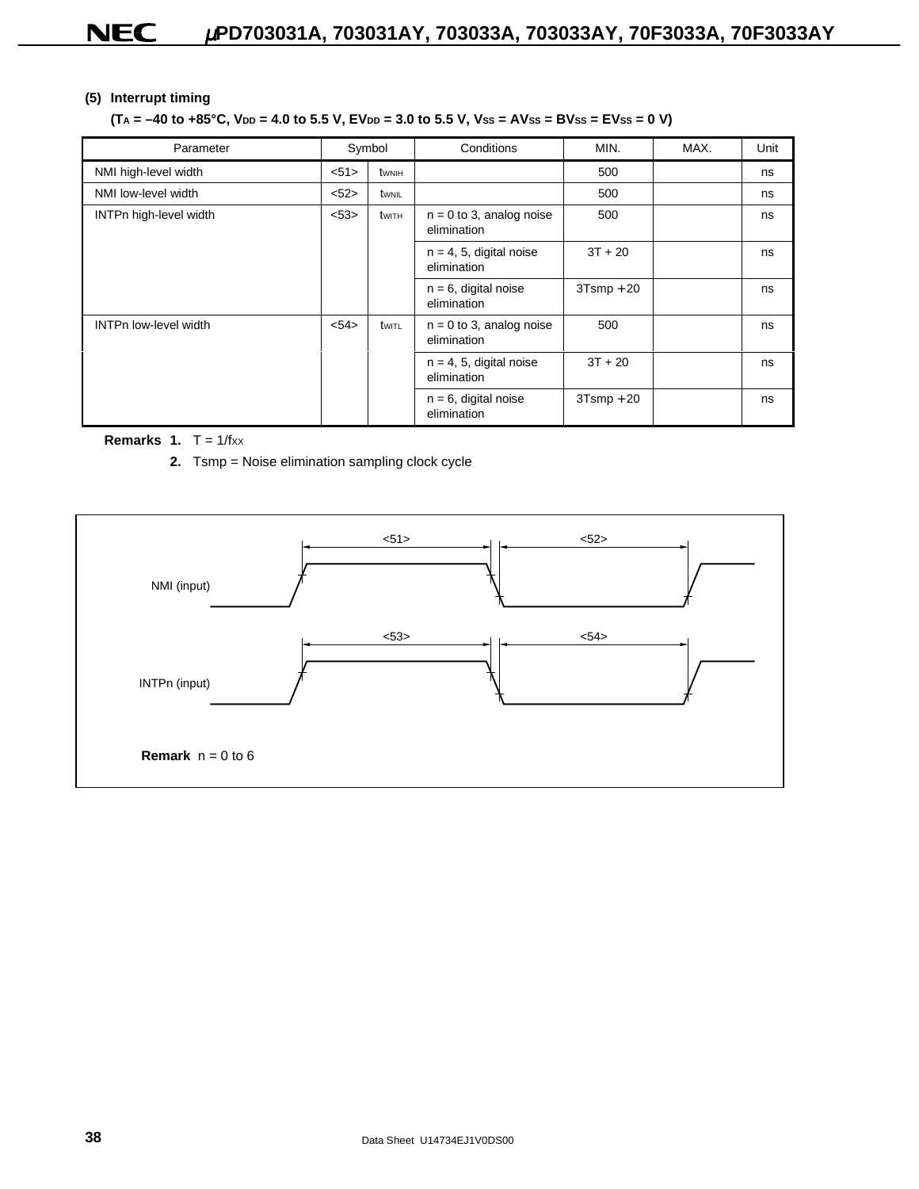### (5) Interrupt timing

**($T_A$ = –40 to +85°C, $V_{DD}$ = 4.0 to 5.5 V, $EV_{DD}$ = 3.0 to 5.5 V, $V_{SS}$ = $AV_{SS}$ = $BV_{SS}$ = $EV_{SS}$ = 0 V)**

| Parameter | Symbol | | Conditions | MIN. | MAX. | Unit |
|---|---|---|---|---|---|---|
| NMI high-level width | <51> | $t_{WNIH}$ | | 500 | | ns |
| NMI low-level width | <52> | $t_{WNIL}$ | | 500 | | ns |
| INTPn high-level width | <53> | $t_{WITH}$ | n = 0 to 3, analog noise elimination | 500 | | ns |
| | | | n = 4, 5, digital noise elimination | 3T + 20 | | ns |
| | | | n = 6, digital noise elimination | 3Tsmp +20 | | ns |
| INTPn low-level width | <54> | $t_{WITL}$ | n = 0 to 3, analog noise elimination | 500 | | ns |
| | | | n = 4, 5, digital noise elimination | 3T + 20 | | ns |
| | | | n = 6, digital noise elimination | 3Tsmp +20 | | ns |

**Remarks 1.** T = $1/f_{XX}$

**2.** Tsmp = Noise elimination sampling clock cycle

<51> <52>

NMI (input)

<53> <54>

INTPn (input)

**Remark** n = 0 to 6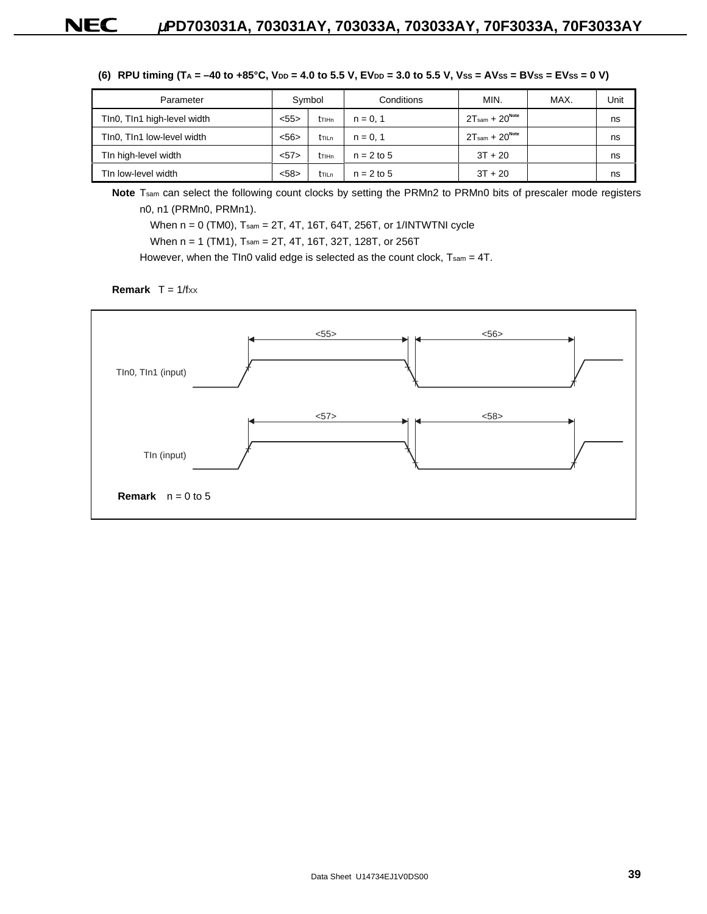### (6) RPU timing ($T_A$ = –40 to +85°C, $V_{DD}$ = 4.0 to 5.5 V, $EV_{DD}$ = 3.0 to 5.5 V, $V_{SS}$ = $AV_{SS}$ = $BV_{SS}$ = $EV_{SS}$ = 0 V)

| Parameter | Symbol | | Conditions | MIN. | MAX. | Unit |
|---|---|---|---|---|---|---|
| TIn0, TIn1 high-level width | <55> | $t_{TIHn}$ | n = 0, 1 | $2T_{sam}$ + 20[Note] | | ns |
| TIn0, TIn1 low-level width | <56> | $t_{TILn}$ | n = 0, 1 | $2T_{sam}$ + 20[Note] | | ns |
| TIn high-level width | <57> | $t_{TIHn}$ | n = 2 to 5 | 3T + 20 | | ns |
| TIn low-level width | <58> | $t_{TILn}$ | n = 2 to 5 | 3T + 20 | | ns |

**Note** $T_{sam}$ can select the following count clocks by setting the PRMn2 to PRMn0 bits of prescaler mode registers n0, n1 (PRMn0, PRMn1).

When n = 0 (TM0), $T_{sam}$ = 2T, 4T, 16T, 64T, 256T, or 1/INTWTNI cycle

When n = 1 (TM1), $T_{sam}$ = 2T, 4T, 16T, 32T, 128T, or 256T

However, when the TIn0 valid edge is selected as the count clock, $T_{sam}$ = 4T.

**Remark** T = 1/$f_{XX}$

TIn0, TIn1 (input): <55> high-level width, <56> low-level width

TIn (input): <57> high-level width, <58> low-level width

**Remark** n = 0 to 5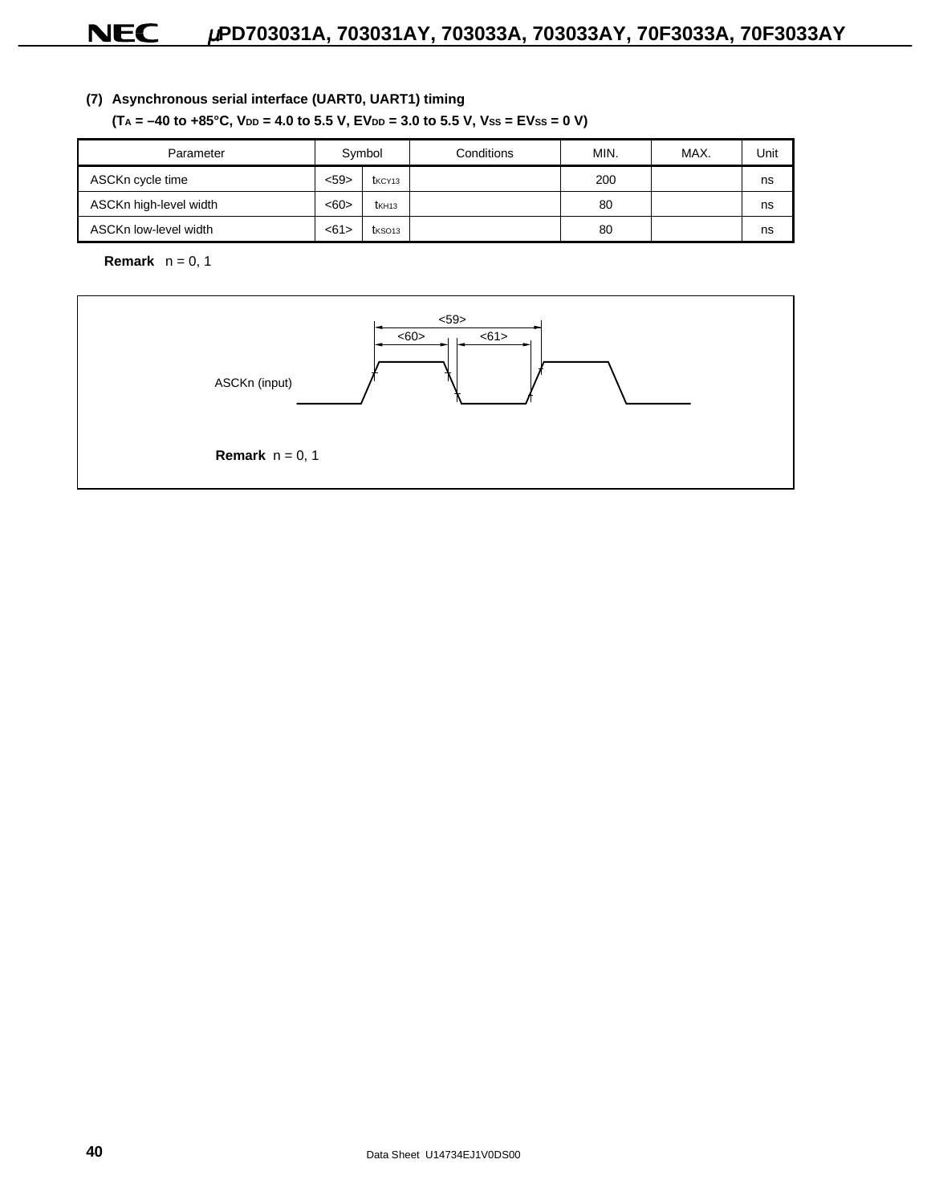### (7) Asynchronous serial interface (UART0, UART1) timing

**($T_A$ = –40 to +85°C, $V_{DD}$ = 4.0 to 5.5 V, $EV_{DD}$ = 3.0 to 5.5 V, $V_{SS}$ = $EV_{SS}$ = 0 V)**

| Parameter | Symbol | | Conditions | MIN. | MAX. | Unit |
|---|---|---|---|---|---|---|
| ASCKn cycle time | <59> | $t_{KCY13}$ | | 200 | | ns |
| ASCKn high-level width | <60> | $t_{KH13}$ | | 80 | | ns |
| ASCKn low-level width | <61> | $t_{KSO13}$ | | 80 | | ns |

**Remark** n = 0, 1

ASCKn (input)

<59>, <60>, <61>

**Remark** n = 0, 1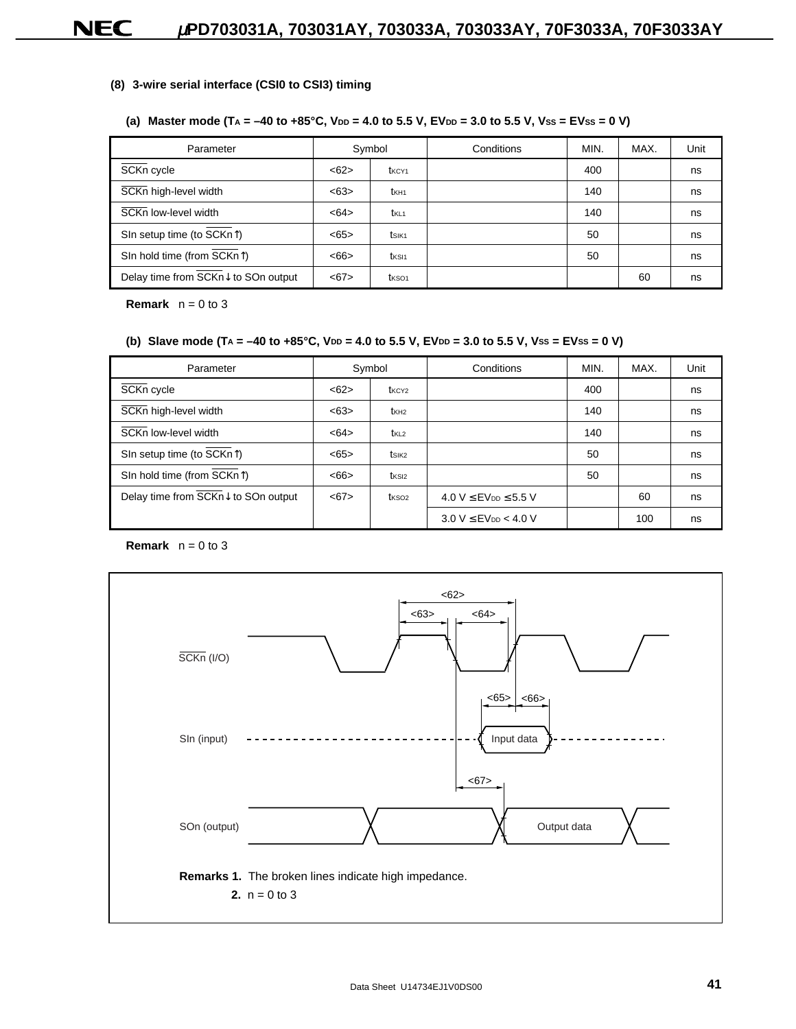#### (8) 3-wire serial interface (CSI0 to CSI3) timing

**(a) Master mode ($T_A$ = –40 to +85°C, $V_{DD}$ = 4.0 to 5.5 V, $EV_{DD}$ = 3.0 to 5.5 V, $V_{SS}$ = $EV_{SS}$ = 0 V)**

| Parameter | Symbol | | Conditions | MIN. | MAX. | Unit |
|---|---|---|---|---|---|---|
| $\overline{SCKn}$ cycle | <62> | $t_{KCY1}$ | | 400 | | ns |
| $\overline{SCKn}$ high-level width | <63> | $t_{KH1}$ | | 140 | | ns |
| $\overline{SCKn}$ low-level width | <64> | $t_{KL1}$ | | 140 | | ns |
| SIn setup time (to $\overline{SCKn}$↑) | <65> | $t_{SIK1}$ | | 50 | | ns |
| SIn hold time (from $\overline{SCKn}$↑) | <66> | $t_{KSI1}$ | | 50 | | ns |
| Delay time from $\overline{SCKn}$↓ to SOn output | <67> | $t_{KSO1}$ | | | 60 | ns |

**Remark** n = 0 to 3

**(b) Slave mode ($T_A$ = –40 to +85°C, $V_{DD}$ = 4.0 to 5.5 V, $EV_{DD}$ = 3.0 to 5.5 V, $V_{SS}$ = $EV_{SS}$ = 0 V)**

| Parameter | Symbol | | Conditions | MIN. | MAX. | Unit |
|---|---|---|---|---|---|---|
| $\overline{SCKn}$ cycle | <62> | $t_{KCY2}$ | | 400 | | ns |
| $\overline{SCKn}$ high-level width | <63> | $t_{KH2}$ | | 140 | | ns |
| $\overline{SCKn}$ low-level width | <64> | $t_{KL2}$ | | 140 | | ns |
| SIn setup time (to $\overline{SCKn}$↑) | <65> | $t_{SIK2}$ | | 50 | | ns |
| SIn hold time (from $\overline{SCKn}$↑) | <66> | $t_{KSI2}$ | | 50 | | ns |
| Delay time from $\overline{SCKn}$↓ to SOn output | <67> | $t_{KSO2}$ | 4.0 V ≤ $EV_{DD}$ ≤ 5.5 V | | 60 | ns |
| | | | 3.0 V ≤ $EV_{DD}$ < 4.0 V | | 100 | ns |

**Remark** n = 0 to 3

$\overline{SCKn}$ (I/O)

SIn (input) — Input data

SOn (output) — Output data

**Remarks 1.** The broken lines indicate high impedance.

**2.** n = 0 to 3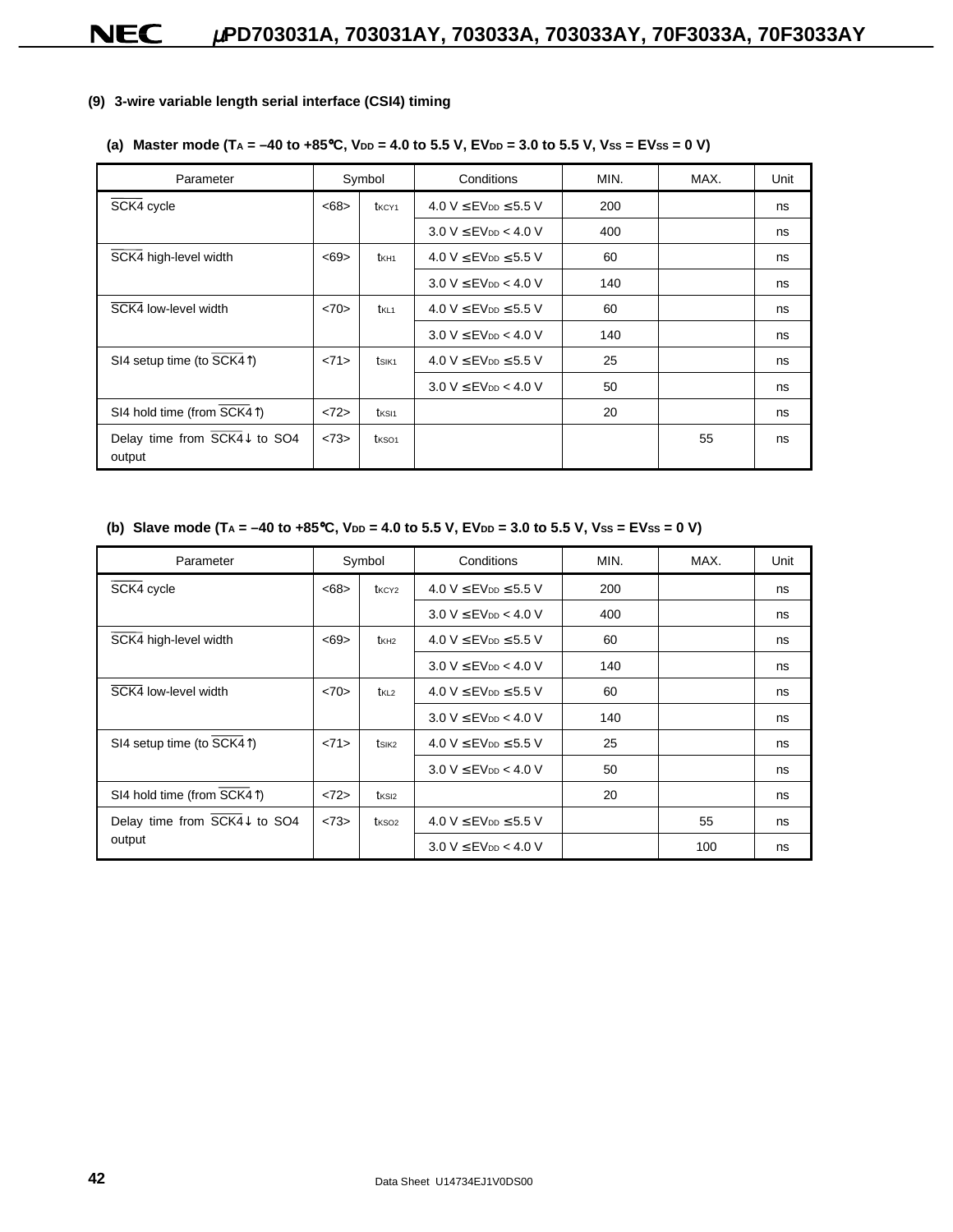### (9) 3-wire variable length serial interface (CSI4) timing

#### (a) Master mode ($T_A$ = –40 to +85°C, $V_{DD}$ = 4.0 to 5.5 V, $EV_{DD}$ = 3.0 to 5.5 V, $V_{SS}$ = $EV_{SS}$ = 0 V)

| Parameter | Symbol | | Conditions | MIN. | MAX. | Unit |
|---|---|---|---|---|---|---|
| $\overline{SCK4}$ cycle | <68> | $t_{KCY1}$ | 4.0 V ≤ $EV_{DD}$ ≤ 5.5 V | 200 | | ns |
| | | | 3.0 V ≤ $EV_{DD}$ < 4.0 V | 400 | | ns |
| $\overline{SCK4}$ high-level width | <69> | $t_{KH1}$ | 4.0 V ≤ $EV_{DD}$ ≤ 5.5 V | 60 | | ns |
| | | | 3.0 V ≤ $EV_{DD}$ < 4.0 V | 140 | | ns |
| $\overline{SCK4}$ low-level width | <70> | $t_{KL1}$ | 4.0 V ≤ $EV_{DD}$ ≤ 5.5 V | 60 | | ns |
| | | | 3.0 V ≤ $EV_{DD}$ < 4.0 V | 140 | | ns |
| SI4 setup time (to $\overline{SCK4}$↑) | <71> | $t_{SIK1}$ | 4.0 V ≤ $EV_{DD}$ ≤ 5.5 V | 25 | | ns |
| | | | 3.0 V ≤ $EV_{DD}$ < 4.0 V | 50 | | ns |
| SI4 hold time (from $\overline{SCK4}$↑) | <72> | $t_{KSI1}$ | | 20 | | ns |
| Delay time from $\overline{SCK4}$↓ to SO4 output | <73> | $t_{KSO1}$ | | | 55 | ns |

#### (b) Slave mode ($T_A$ = –40 to +85°C, $V_{DD}$ = 4.0 to 5.5 V, $EV_{DD}$ = 3.0 to 5.5 V, $V_{SS}$ = $EV_{SS}$ = 0 V)

| Parameter | Symbol | | Conditions | MIN. | MAX. | Unit |
|---|---|---|---|---|---|---|
| $\overline{SCK4}$ cycle | <68> | $t_{KCY2}$ | 4.0 V ≤ $EV_{DD}$ ≤ 5.5 V | 200 | | ns |
| | | | 3.0 V ≤ $EV_{DD}$ < 4.0 V | 400 | | ns |
| $\overline{SCK4}$ high-level width | <69> | $t_{KH2}$ | 4.0 V ≤ $EV_{DD}$ ≤ 5.5 V | 60 | | ns |
| | | | 3.0 V ≤ $EV_{DD}$ < 4.0 V | 140 | | ns |
| $\overline{SCK4}$ low-level width | <70> | $t_{KL2}$ | 4.0 V ≤ $EV_{DD}$ ≤ 5.5 V | 60 | | ns |
| | | | 3.0 V ≤ $EV_{DD}$ < 4.0 V | 140 | | ns |
| SI4 setup time (to $\overline{SCK4}$↑) | <71> | $t_{SIK2}$ | 4.0 V ≤ $EV_{DD}$ ≤ 5.5 V | 25 | | ns |
| | | | 3.0 V ≤ $EV_{DD}$ < 4.0 V | 50 | | ns |
| SI4 hold time (from $\overline{SCK4}$↑) | <72> | $t_{KSI2}$ | | 20 | | ns |
| Delay time from $\overline{SCK4}$↓ to SO4 output | <73> | $t_{KSO2}$ | 4.0 V ≤ $EV_{DD}$ ≤ 5.5 V | | 55 | ns |
| | | | 3.0 V ≤ $EV_{DD}$ < 4.0 V | | 100 | ns |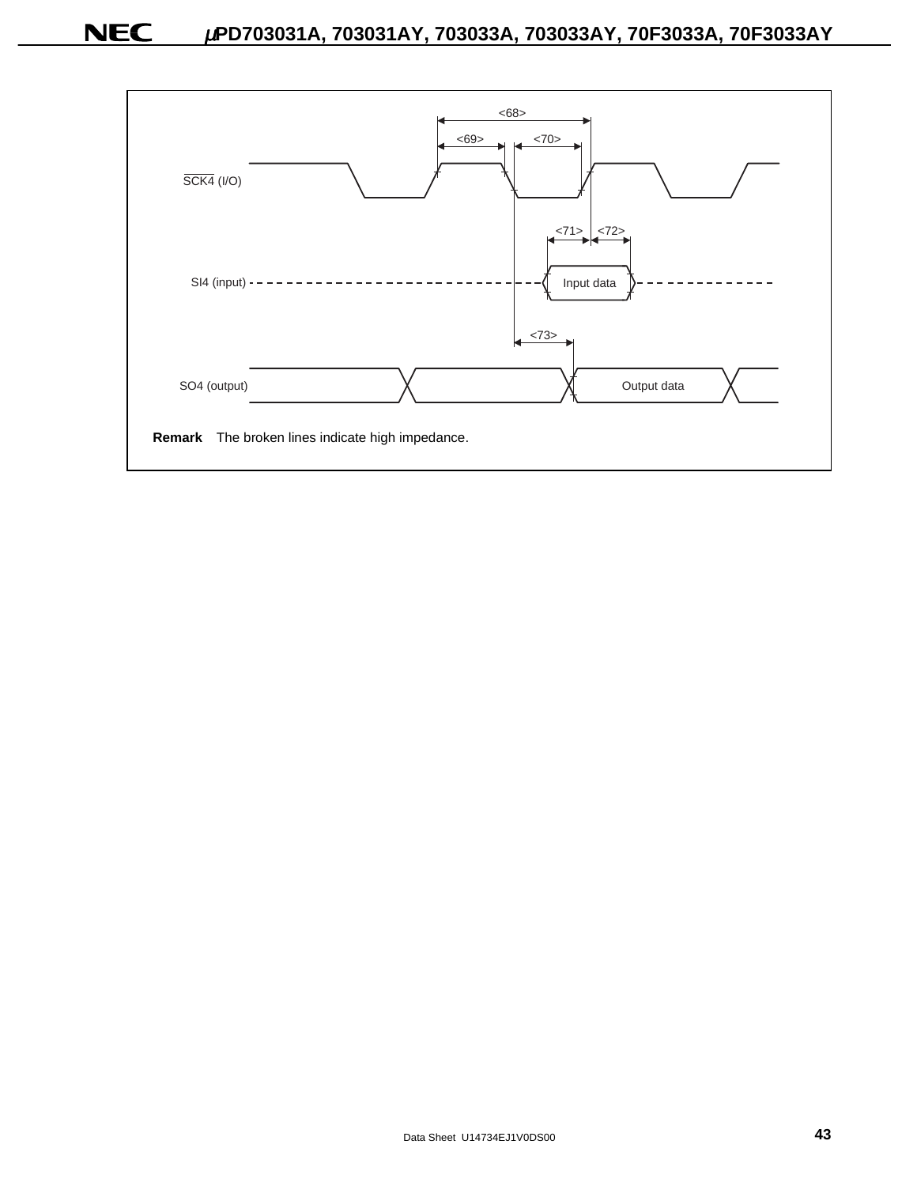<68>

<69> <70>

SCK4 (I/O)

<71> <72>

SI4 (input) Input data

<73>

SO4 (output) Output data

**Remark** The broken lines indicate high impedance.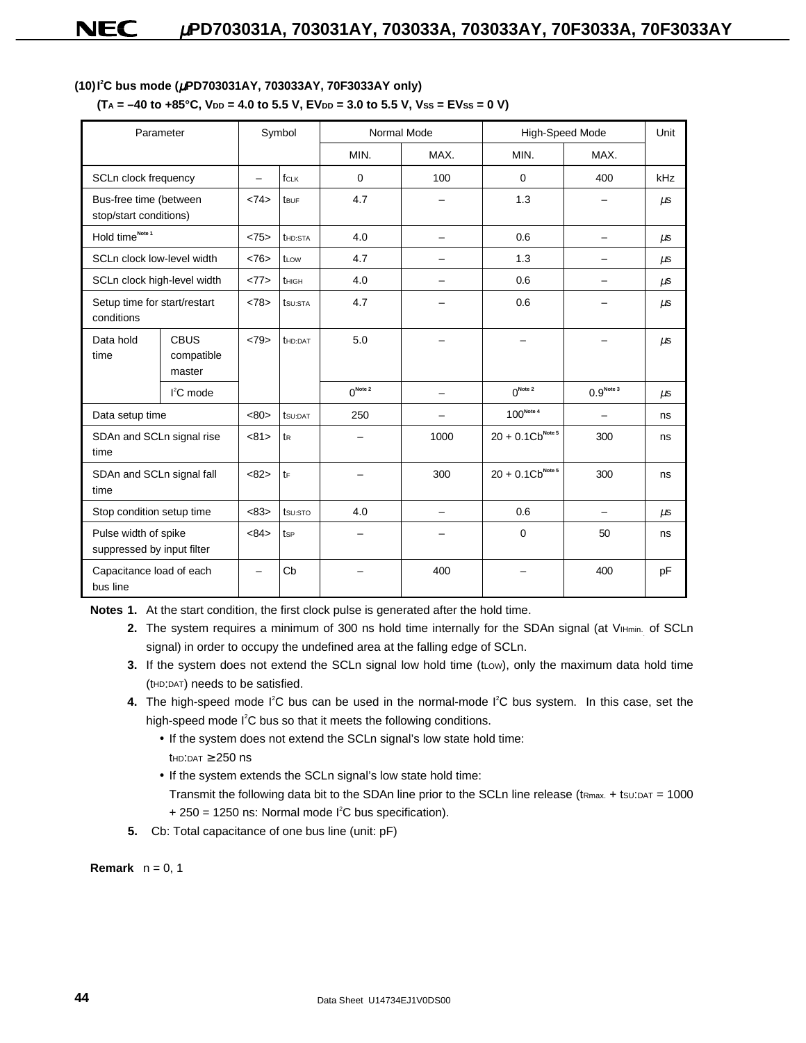### (10) I²C bus mode (μPD703031AY, 703033AY, 70F3033AY only)

**($T_A$ = –40 to +85°C, $V_{DD}$ = 4.0 to 5.5 V, $EV_{DD}$ = 3.0 to 5.5 V, $V_{SS}$ = $EV_{SS}$ = 0 V)**

| Parameter | | Symbol | | Normal Mode | | High-Speed Mode | | Unit |
|---|---|---|---|---|---|---|---|---|
| | | | | MIN. | MAX. | MIN. | MAX. | |
| SCLn clock frequency | | – | $f_{CLK}$ | 0 | 100 | 0 | 400 | kHz |
| Bus-free time (between stop/start conditions) | | <74> | $t_{BUF}$ | 4.7 | – | 1.3 | – | μs |
| Hold time[Note 1] | | <75> | $t_{HD:STA}$ | 4.0 | – | 0.6 | – | μs |
| SCLn clock low-level width | | <76> | $t_{LOW}$ | 4.7 | – | 1.3 | – | μs |
| SCLn clock high-level width | | <77> | $t_{HIGH}$ | 4.0 | – | 0.6 | – | μs |
| Setup time for start/restart conditions | | <78> | $t_{SU:STA}$ | 4.7 | – | 0.6 | – | μs |
| Data hold time | CBUS compatible master | <79> | $t_{HD:DAT}$ | 5.0 | – | – | – | μs |
| | I²C mode | | | 0[Note 2] | – | 0[Note 2] | 0.9[Note 3] | μs |
| Data setup time | | <80> | $t_{SU:DAT}$ | 250 | – | 100[Note 4] | – | ns |
| SDAn and SCLn signal rise time | | <81> | $t_R$ | – | 1000 | 20 + 0.1Cb[Note 5] | 300 | ns |
| SDAn and SCLn signal fall time | | <82> | $t_F$ | – | 300 | 20 + 0.1Cb[Note 5] | 300 | ns |
| Stop condition setup time | | <83> | $t_{SU:STO}$ | 4.0 | – | 0.6 | – | μs |
| Pulse width of spike suppressed by input filter | | <84> | $t_{SP}$ | – | – | 0 | 50 | ns |
| Capacitance load of each bus line | | – | Cb | – | 400 | – | 400 | pF |

**Notes 1.** At the start condition, the first clock pulse is generated after the hold time.

**2.** The system requires a minimum of 300 ns hold time internally for the SDAn signal (at $V_{IHmin.}$ of SCLn signal) in order to occupy the undefined area at the falling edge of SCLn.

**3.** If the system does not extend the SCLn signal low hold time ($t_{LOW}$), only the maximum data hold time ($t_{HD:DAT}$) needs to be satisfied.

**4.** The high-speed mode I²C bus can be used in the normal-mode I²C bus system. In this case, set the high-speed mode I²C bus so that it meets the following conditions.

- If the system does not extend the SCLn signal's low state hold time:
  $t_{HD:DAT} \geq 250$ ns
- If the system extends the SCLn signal's low state hold time:
  Transmit the following data bit to the SDAn line prior to the SCLn line release ($t_{Rmax.}$ + $t_{SU:DAT}$ = 1000 + 250 = 1250 ns: Normal mode I²C bus specification).

**5.** Cb: Total capacitance of one bus line (unit: pF)

**Remark** n = 0, 1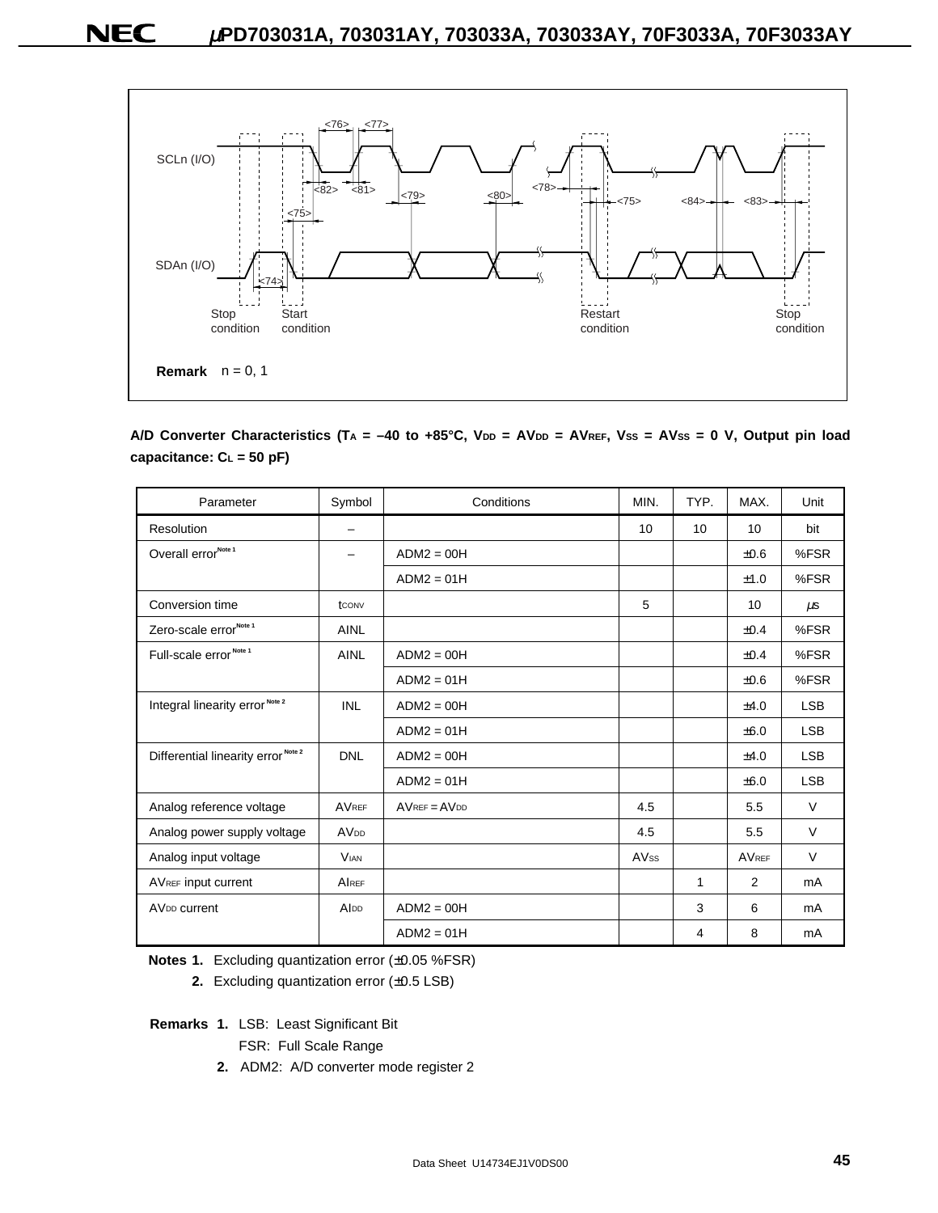SCLn (I/O)

SDAn (I/O)

<76> <77> <82> <81> <79> <80> <78> <75> <84> <83> <75> <74>

Stop condition | Start condition | Restart condition | Stop condition

**Remark** n = 0, 1

**A/D Converter Characteristics ($T_A$ = –40 to +85°C, $V_{DD}$ = $AV_{DD}$ = $AV_{REF}$, $V_{SS}$ = $AV_{SS}$ = 0 V, Output pin load capacitance: $C_L$ = 50 pF)**

| Parameter | Symbol | Conditions | MIN. | TYP. | MAX. | Unit |
|---|---|---|---|---|---|---|
| Resolution | – | | 10 | 10 | 10 | bit |
| Overall error Note 1 | – | ADM2 = 00H | | | ±0.6 | %FSR |
| | | ADM2 = 01H | | | ±1.0 | %FSR |
| Conversion time | $t_{CONV}$ | | 5 | | 10 | μs |
| Zero-scale error Note 1 | AINL | | | | ±0.4 | %FSR |
| Full-scale error Note 1 | AINL | ADM2 = 00H | | | ±0.4 | %FSR |
| | | ADM2 = 01H | | | ±0.6 | %FSR |
| Integral linearity error Note 2 | INL | ADM2 = 00H | | | ±4.0 | LSB |
| | | ADM2 = 01H | | | ±6.0 | LSB |
| Differential linearity error Note 2 | DNL | ADM2 = 00H | | | ±4.0 | LSB |
| | | ADM2 = 01H | | | ±6.0 | LSB |
| Analog reference voltage | $AV_{REF}$ | $AV_{REF}$ = $AV_{DD}$ | 4.5 | | 5.5 | V |
| Analog power supply voltage | $AV_{DD}$ | | 4.5 | | 5.5 | V |
| Analog input voltage | $V_{IAN}$ | | $AV_{SS}$ | | $AV_{REF}$ | V |
| $AV_{REF}$ input current | $AI_{REF}$ | | | 1 | 2 | mA |
| $AV_{DD}$ current | $AI_{DD}$ | ADM2 = 00H | | 3 | 6 | mA |
| | | ADM2 = 01H | | 4 | 8 | mA |

**Notes 1.** Excluding quantization error (±0.05 %FSR)

**2.** Excluding quantization error (±0.5 LSB)

**Remarks 1.** LSB: Least Significant Bit
FSR: Full Scale Range

**2.** ADM2: A/D converter mode register 2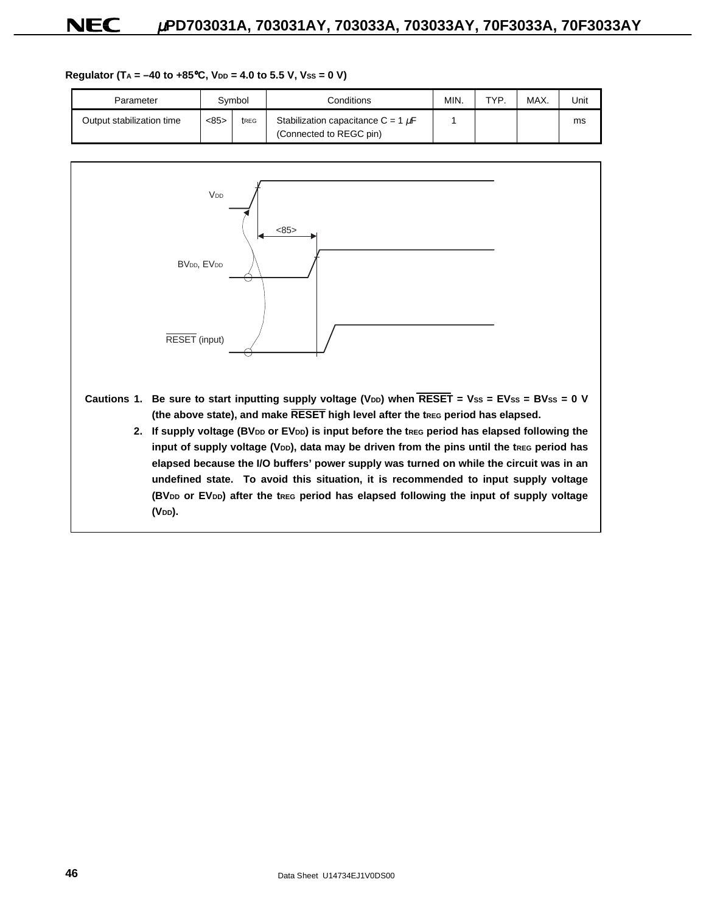**Regulator ($T_A$ = –40 to +85°C, $V_{DD}$ = 4.0 to 5.5 V, $V_{SS}$ = 0 V)**

| Parameter | Symbol | | Conditions | MIN. | TYP. | MAX. | Unit |
|---|---|---|---|---|---|---|---|
| Output stabilization time | <85> | $t_{REG}$ | Stabilization capacitance C = 1 μF (Connected to REGC pin) | 1 | | | ms |

$V_{DD}$

<85>

$BV_{DD}$, $EV_{DD}$

$\overline{RESET}$ (input)

**Cautions 1. Be sure to start inputting supply voltage ($V_{DD}$) when $\overline{RESET}$ = $V_{SS}$ = $EV_{SS}$ = $BV_{SS}$ = 0 V (the above state), and make $\overline{RESET}$ high level after the $t_{REG}$ period has elapsed.**

**2. If supply voltage ($BV_{DD}$ or $EV_{DD}$) is input before the $t_{REG}$ period has elapsed following the input of supply voltage ($V_{DD}$), data may be driven from the pins until the $t_{REG}$ period has elapsed because the I/O buffers' power supply was turned on while the circuit was in an undefined state. To avoid this situation, it is recommended to input supply voltage ($BV_{DD}$ or $EV_{DD}$) after the $t_{REG}$ period has elapsed following the input of supply voltage ($V_{DD}$).**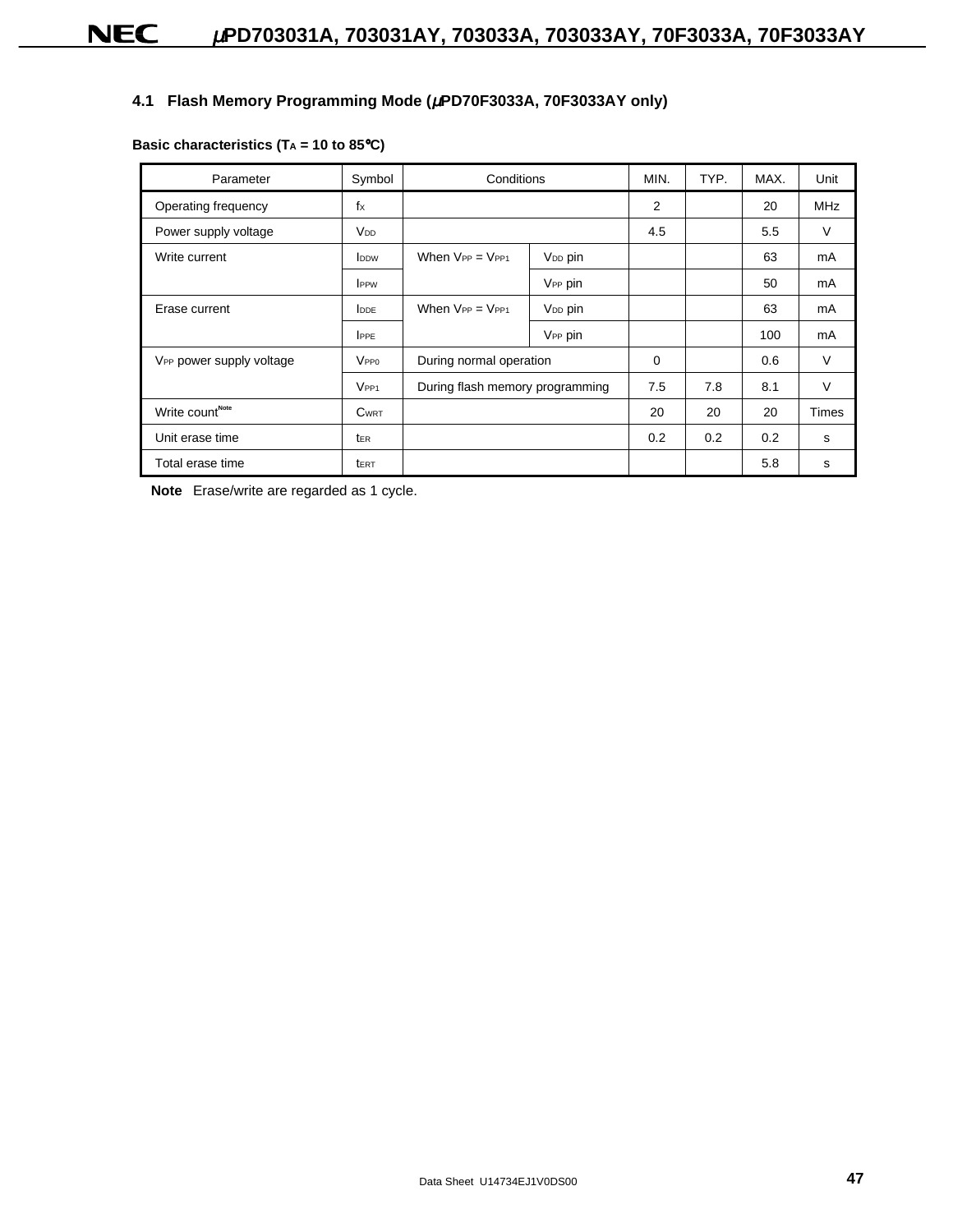### 4.1 Flash Memory Programming Mode (μPD70F3033A, 70F3033AY only)

**Basic characteristics ($T_A$ = 10 to 85°C)**

| Parameter | Symbol | Conditions | | MIN. | TYP. | MAX. | Unit |
|---|---|---|---|---|---|---|---|
| Operating frequency | $f_X$ | | | 2 | | 20 | MHz |
| Power supply voltage | $V_{DD}$ | | | 4.5 | | 5.5 | V |
| Write current | $I_{DDW}$ | When $V_{PP} = V_{PP1}$ | $V_{DD}$ pin | | | 63 | mA |
| | $I_{PPW}$ | | $V_{PP}$ pin | | | 50 | mA |
| Erase current | $I_{DDE}$ | When $V_{PP} = V_{PP1}$ | $V_{DD}$ pin | | | 63 | mA |
| | $I_{PPE}$ | | $V_{PP}$ pin | | | 100 | mA |
| $V_{PP}$ power supply voltage | $V_{PP0}$ | During normal operation | | 0 | | 0.6 | V |
| | $V_{PP1}$ | During flash memory programming | | 7.5 | 7.8 | 8.1 | V |
| Write count[Note] | $C_{WRT}$ | | | 20 | 20 | 20 | Times |
| Unit erase time | $t_{ER}$ | | | 0.2 | 0.2 | 0.2 | s |
| Total erase time | $t_{ERT}$ | | | | | 5.8 | s |

**Note** Erase/write are regarded as 1 cycle.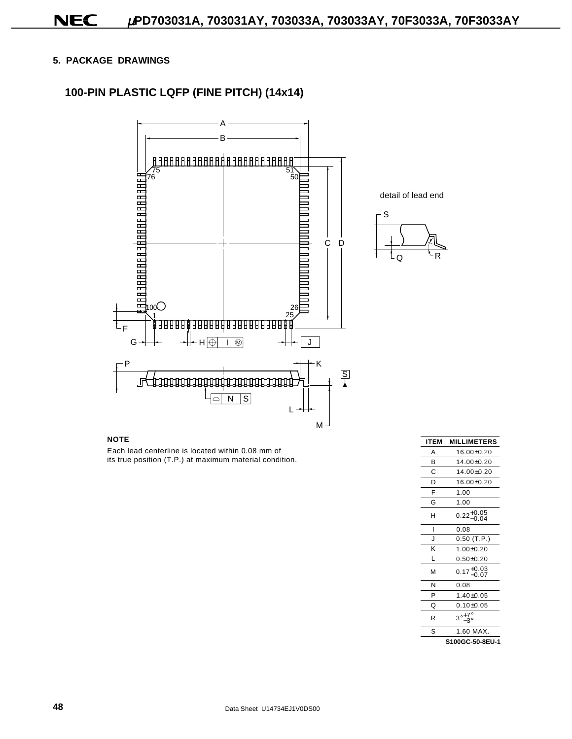## 5. PACKAGE DRAWINGS

### 100-PIN PLASTIC LQFP (FINE PITCH) (14x14)

detail of lead end

**NOTE**

Each lead centerline is located within 0.08 mm of its true position (T.P.) at maximum material condition.

| ITEM | MILLIMETERS |
|---|---|
| A | 16.00±0.20 |
| B | 14.00±0.20 |
| C | 14.00±0.20 |
| D | 16.00±0.20 |
| F | 1.00 |
| G | 1.00 |
| H | $0.22^{+0.05}_{-0.04}$ |
| I | 0.08 |
| J | 0.50 (T.P.) |
| K | 1.00±0.20 |
| L | 0.50±0.20 |
| M | $0.17^{+0.03}_{-0.07}$ |
| N | 0.08 |
| P | 1.40±0.05 |
| Q | 0.10±0.05 |
| R | $3°^{+7°}_{-3°}$ |
| S | 1.60 MAX. |

**S100GC-50-8EU-1**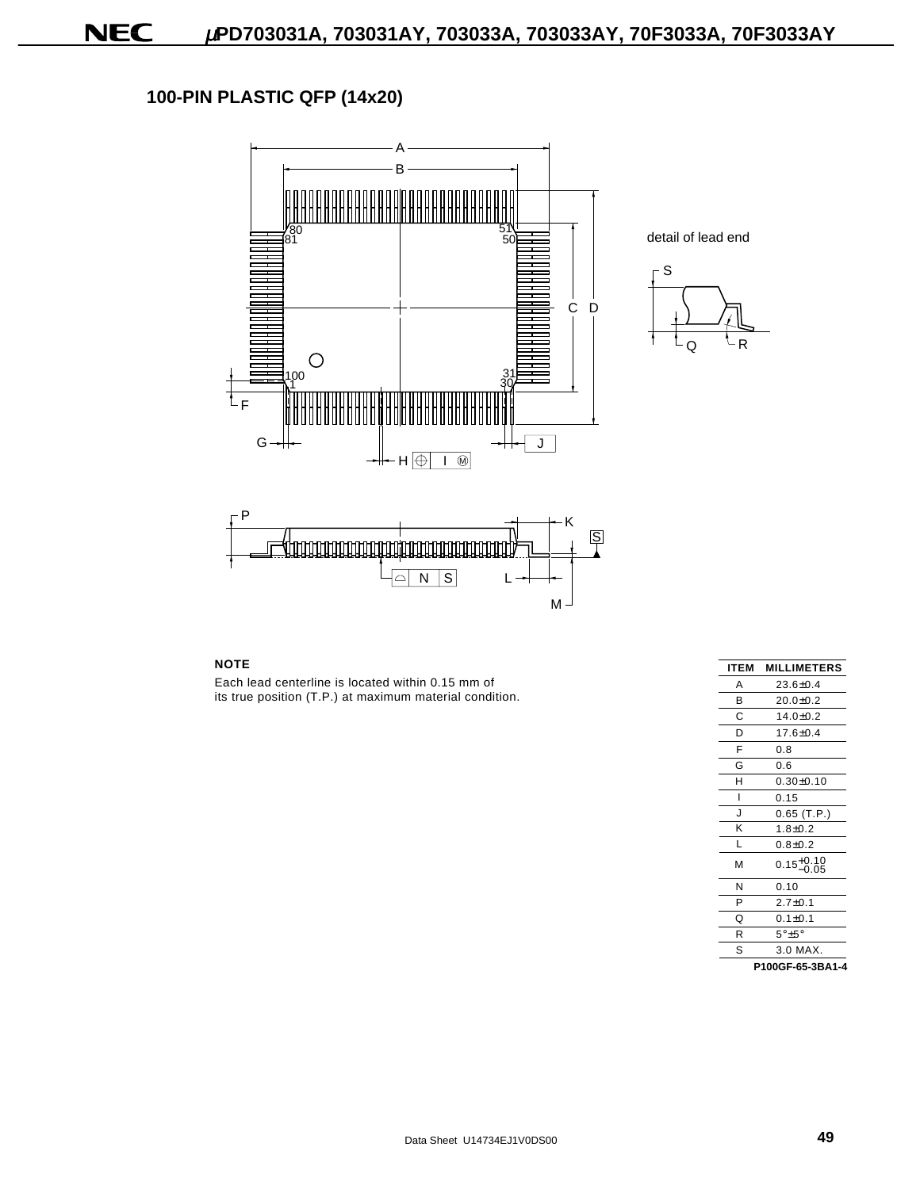## 100-PIN PLASTIC QFP (14x20)

**NOTE**

Each lead centerline is located within 0.15 mm of its true position (T.P.) at maximum material condition.

| ITEM | MILLIMETERS |
|---|---|
| A | 23.6±0.4 |
| B | 20.0±0.2 |
| C | 14.0±0.2 |
| D | 17.6±0.4 |
| F | 0.8 |
| G | 0.6 |
| H | 0.30±0.10 |
| I | 0.15 |
| J | 0.65 (T.P.) |
| K | 1.8±0.2 |
| L | 0.8±0.2 |
| M | $0.15^{+0.10}_{-0.05}$ |
| N | 0.10 |
| P | 2.7±0.1 |
| Q | 0.1±0.1 |
| R | 5°±5° |
| S | 3.0 MAX. |

**P100GF-65-3BA1-4**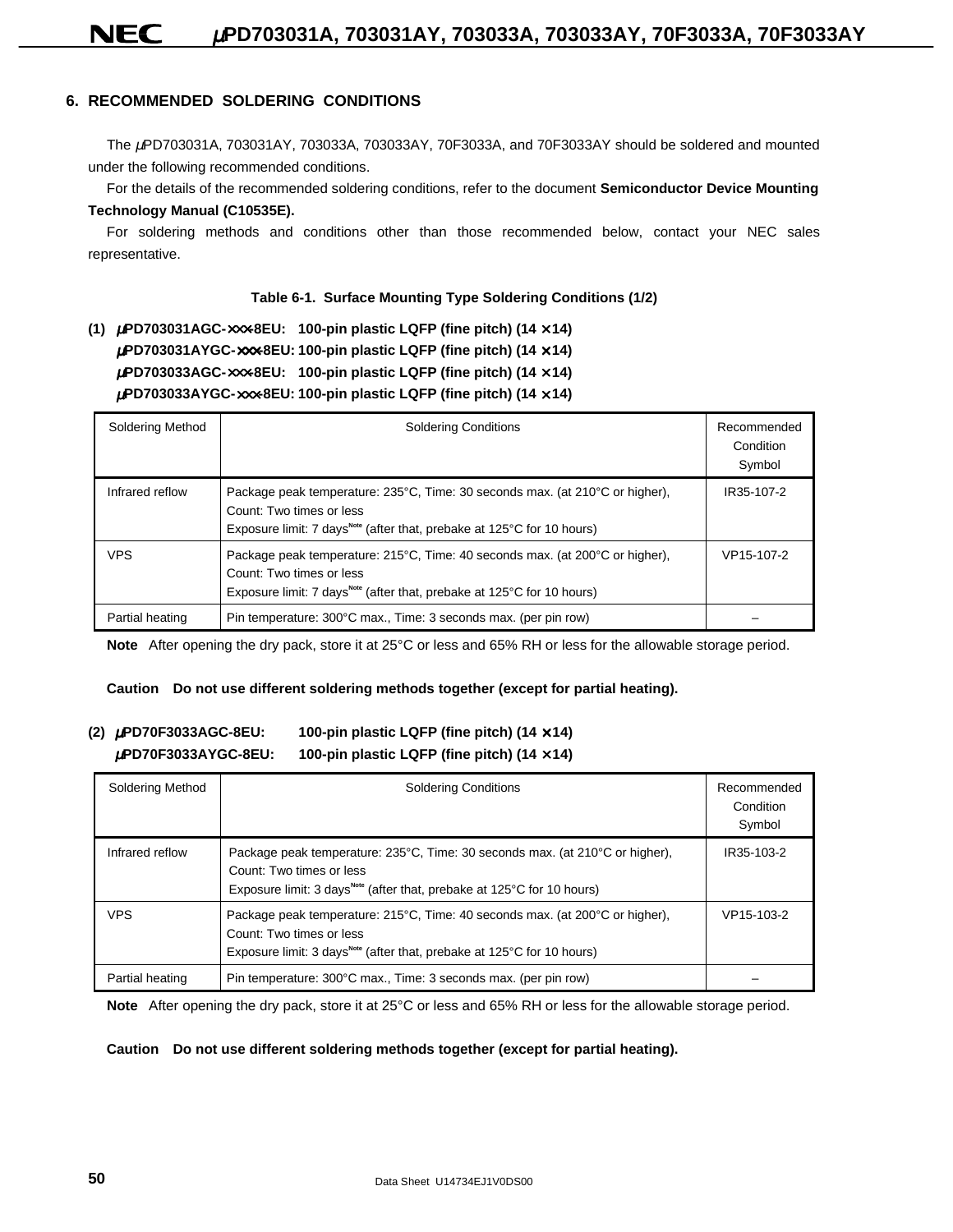## 6. RECOMMENDED SOLDERING CONDITIONS

The μPD703031A, 703031AY, 703033A, 703033AY, 70F3033A, and 70F3033AY should be soldered and mounted under the following recommended conditions.

For the details of the recommended soldering conditions, refer to the document **Semiconductor Device Mounting Technology Manual (C10535E).**

For soldering methods and conditions other than those recommended below, contact your NEC sales representative.

**Table 6-1. Surface Mounting Type Soldering Conditions (1/2)**

**(1) μPD703031AGC-×××-8EU: 100-pin plastic LQFP (fine pitch) (14 × 14)**
**μPD703031AYGC-×××-8EU: 100-pin plastic LQFP (fine pitch) (14 × 14)**
**μPD703033AGC-×××-8EU: 100-pin plastic LQFP (fine pitch) (14 × 14)**
**μPD703033AYGC-×××-8EU: 100-pin plastic LQFP (fine pitch) (14 × 14)**

| Soldering Method | Soldering Conditions | Recommended Condition Symbol |
|---|---|---|
| Infrared reflow | Package peak temperature: 235°C, Time: 30 seconds max. (at 210°C or higher), Count: Two times or less, Exposure limit: 7 days[Note] (after that, prebake at 125°C for 10 hours) | IR35-107-2 |
| VPS | Package peak temperature: 215°C, Time: 40 seconds max. (at 200°C or higher), Count: Two times or less, Exposure limit: 7 days[Note] (after that, prebake at 125°C for 10 hours) | VP15-107-2 |
| Partial heating | Pin temperature: 300°C max., Time: 3 seconds max. (per pin row) | – |

**Note** After opening the dry pack, store it at 25°C or less and 65% RH or less for the allowable storage period.

**Caution Do not use different soldering methods together (except for partial heating).**

**(2) μPD70F3033AGC-8EU: 100-pin plastic LQFP (fine pitch) (14 × 14)**
**μPD70F3033AYGC-8EU: 100-pin plastic LQFP (fine pitch) (14 × 14)**

| Soldering Method | Soldering Conditions | Recommended Condition Symbol |
|---|---|---|
| Infrared reflow | Package peak temperature: 235°C, Time: 30 seconds max. (at 210°C or higher), Count: Two times or less, Exposure limit: 3 days[Note] (after that, prebake at 125°C for 10 hours) | IR35-103-2 |
| VPS | Package peak temperature: 215°C, Time: 40 seconds max. (at 200°C or higher), Count: Two times or less, Exposure limit: 3 days[Note] (after that, prebake at 125°C for 10 hours) | VP15-103-2 |
| Partial heating | Pin temperature: 300°C max., Time: 3 seconds max. (per pin row) | – |

**Note** After opening the dry pack, store it at 25°C or less and 65% RH or less for the allowable storage period.

**Caution Do not use different soldering methods together (except for partial heating).**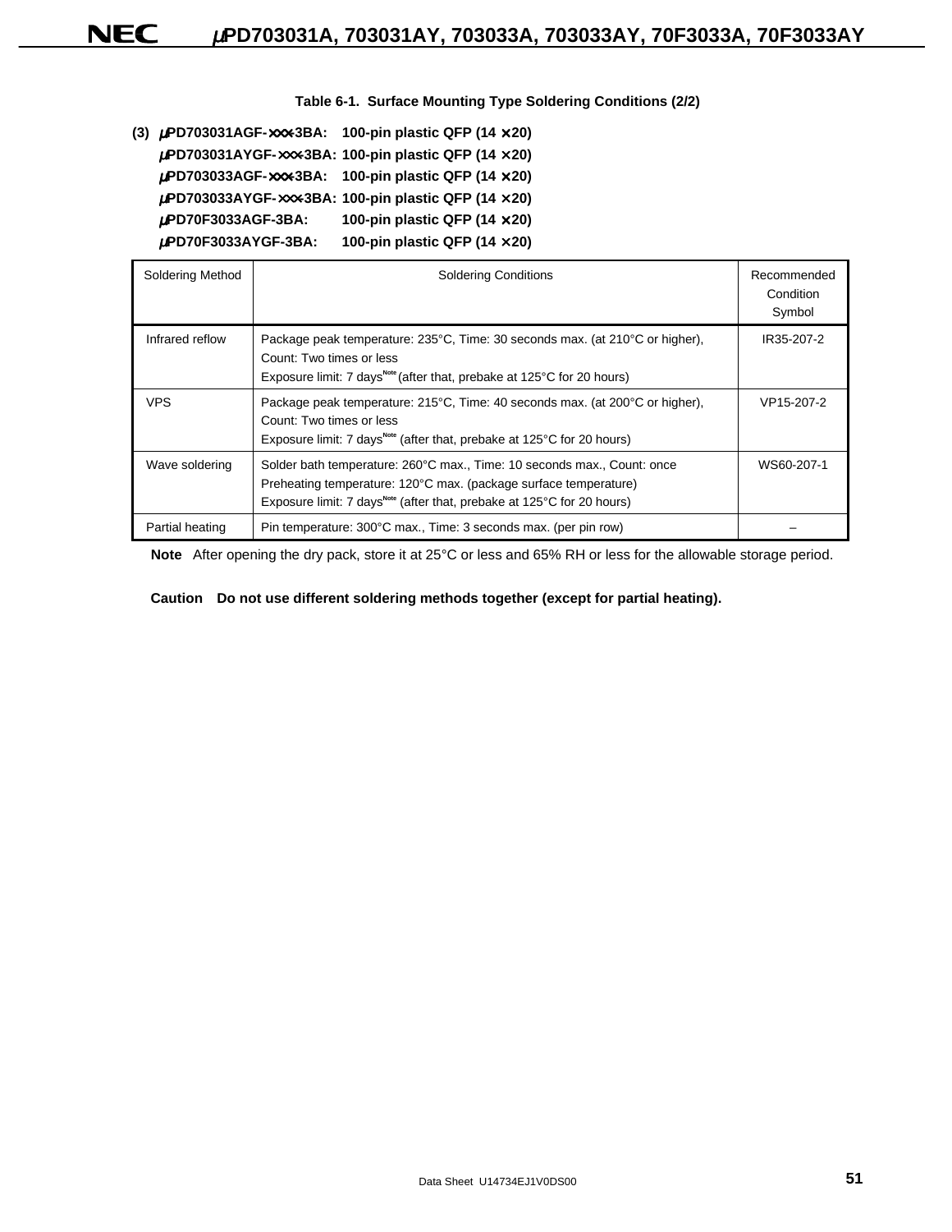**Table 6-1. Surface Mounting Type Soldering Conditions (2/2)**

**(3) μPD703031AGF-×××-3BA: 100-pin plastic QFP (14 × 20)**
**μPD703031AYGF-×××-3BA: 100-pin plastic QFP (14 × 20)**
**μPD703033AGF-×××-3BA: 100-pin plastic QFP (14 × 20)**
**μPD703033AYGF-×××-3BA: 100-pin plastic QFP (14 × 20)**
**μPD70F3033AGF-3BA: 100-pin plastic QFP (14 × 20)**
**μPD70F3033AYGF-3BA: 100-pin plastic QFP (14 × 20)**

| Soldering Method | Soldering Conditions | Recommended Condition Symbol |
|---|---|---|
| Infrared reflow | Package peak temperature: 235°C, Time: 30 seconds max. (at 210°C or higher),<br>Count: Two times or less<br>Exposure limit: 7 days[Note] (after that, prebake at 125°C for 20 hours) | IR35-207-2 |
| VPS | Package peak temperature: 215°C, Time: 40 seconds max. (at 200°C or higher),<br>Count: Two times or less<br>Exposure limit: 7 days[Note] (after that, prebake at 125°C for 20 hours) | VP15-207-2 |
| Wave soldering | Solder bath temperature: 260°C max., Time: 10 seconds max., Count: once<br>Preheating temperature: 120°C max. (package surface temperature)<br>Exposure limit: 7 days[Note] (after that, prebake at 125°C for 20 hours) | WS60-207-1 |
| Partial heating | Pin temperature: 300°C max., Time: 3 seconds max. (per pin row) | – |

**Note** After opening the dry pack, store it at 25°C or less and 65% RH or less for the allowable storage period.

**Caution Do not use different soldering methods together (except for partial heating).**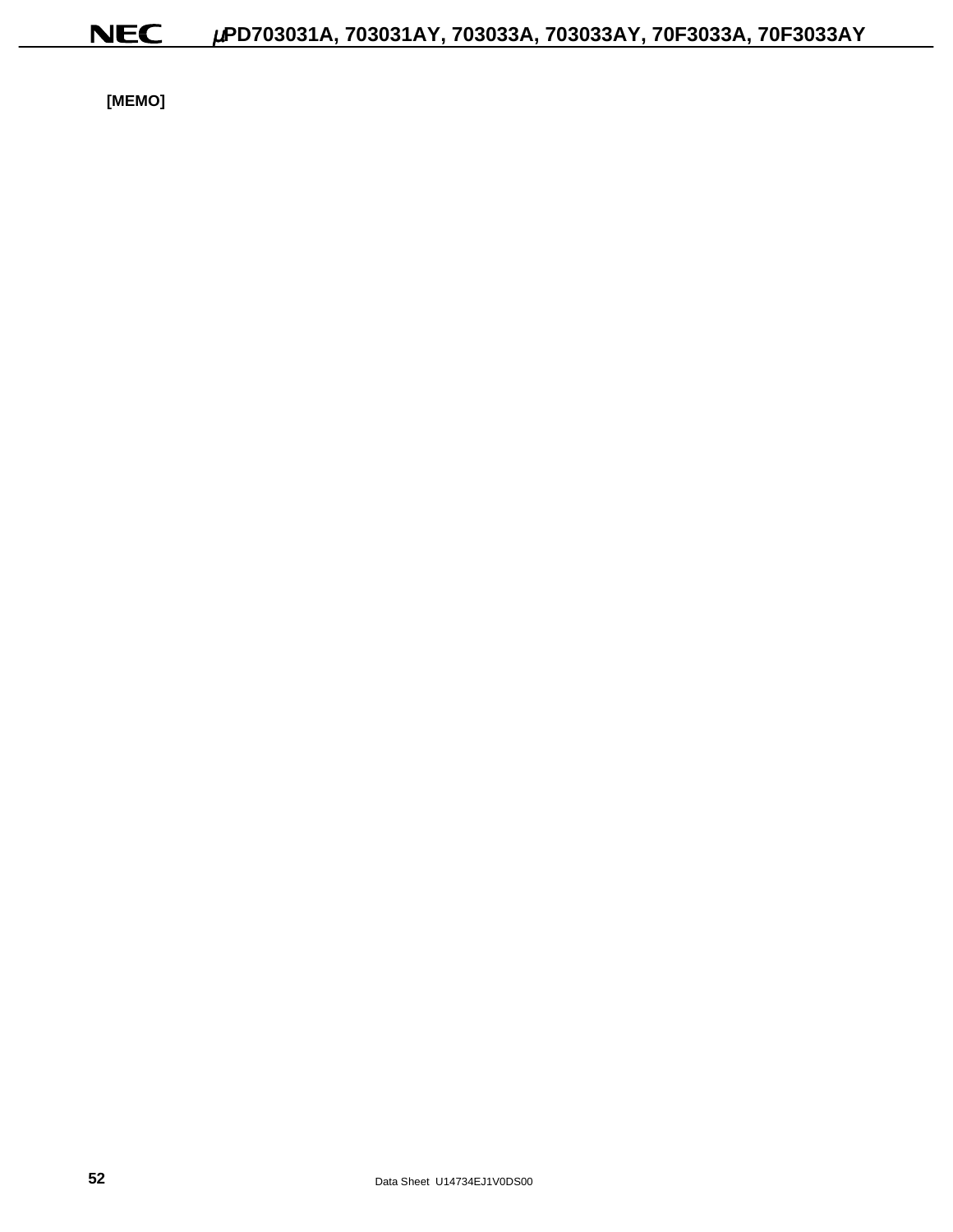[MEMO]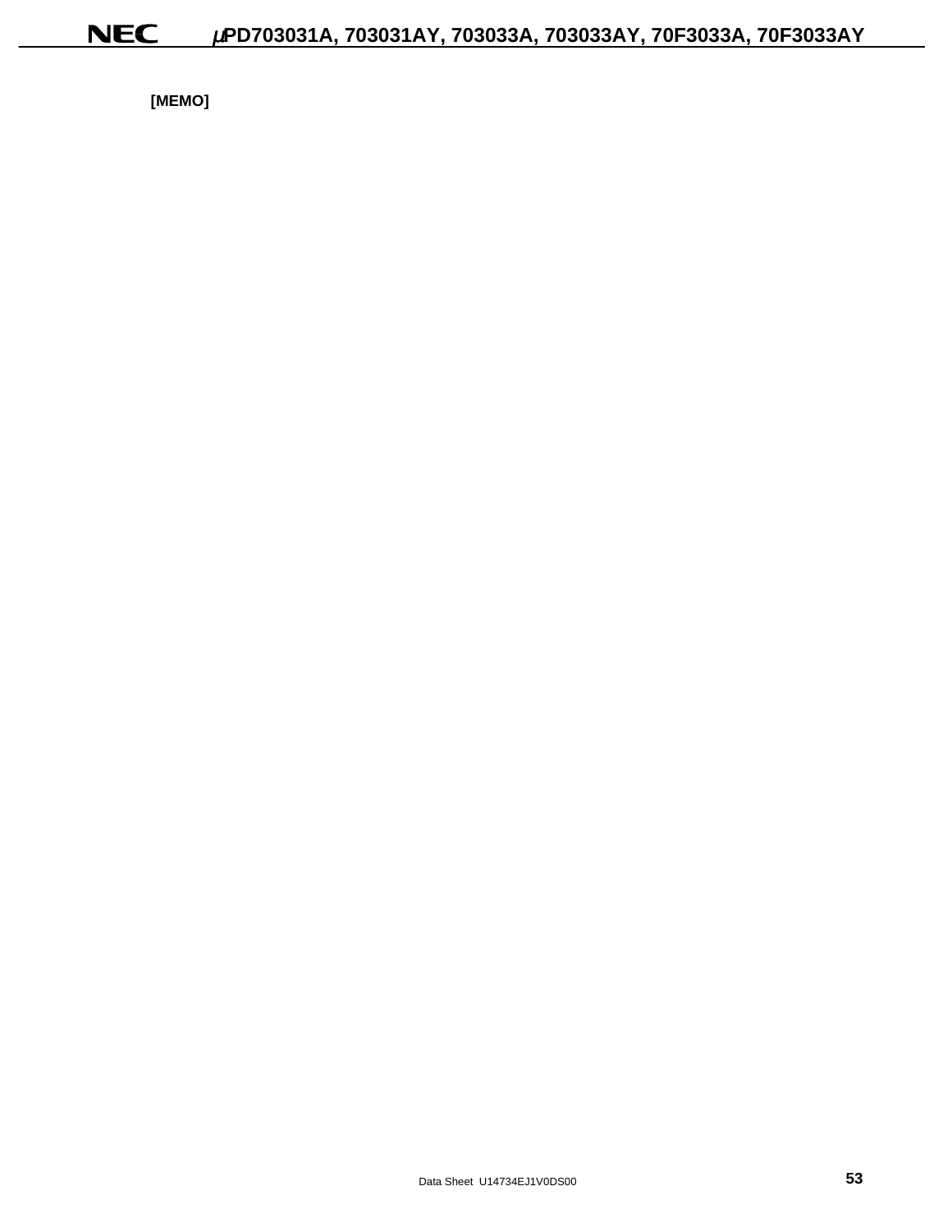**[MEMO]**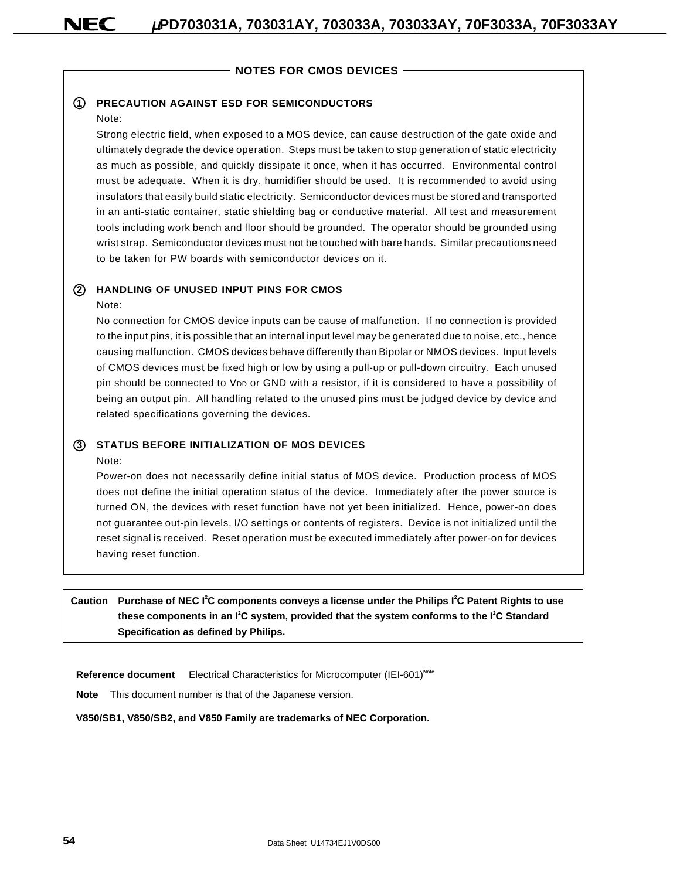## NOTES FOR CMOS DEVICES

### ① PRECAUTION AGAINST ESD FOR SEMICONDUCTORS

Note:

Strong electric field, when exposed to a MOS device, can cause destruction of the gate oxide and ultimately degrade the device operation. Steps must be taken to stop generation of static electricity as much as possible, and quickly dissipate it once, when it has occurred. Environmental control must be adequate. When it is dry, humidifier should be used. It is recommended to avoid using insulators that easily build static electricity. Semiconductor devices must be stored and transported in an anti-static container, static shielding bag or conductive material. All test and measurement tools including work bench and floor should be grounded. The operator should be grounded using wrist strap. Semiconductor devices must not be touched with bare hands. Similar precautions need to be taken for PW boards with semiconductor devices on it.

### ② HANDLING OF UNUSED INPUT PINS FOR CMOS

Note:

No connection for CMOS device inputs can be cause of malfunction. If no connection is provided to the input pins, it is possible that an internal input level may be generated due to noise, etc., hence causing malfunction. CMOS devices behave differently than Bipolar or NMOS devices. Input levels of CMOS devices must be fixed high or low by using a pull-up or pull-down circuitry. Each unused pin should be connected to $V_{DD}$ or GND with a resistor, if it is considered to have a possibility of being an output pin. All handling related to the unused pins must be judged device by device and related specifications governing the devices.

### ③ STATUS BEFORE INITIALIZATION OF MOS DEVICES

Note:

Power-on does not necessarily define initial status of MOS device. Production process of MOS does not define the initial operation status of the device. Immediately after the power source is turned ON, the devices with reset function have not yet been initialized. Hence, power-on does not guarantee out-pin levels, I/O settings or contents of registers. Device is not initialized until the reset signal is received. Reset operation must be executed immediately after power-on for devices having reset function.

**Caution Purchase of NEC $I^2C$ components conveys a license under the Philips $I^2C$ Patent Rights to use these components in an $I^2C$ system, provided that the system conforms to the $I^2C$ Standard Specification as defined by Philips.**

**Reference document** Electrical Characteristics for Microcomputer (IEI-601)[Note]

**Note** This document number is that of the Japanese version.

**V850/SB1, V850/SB2, and V850 Family are trademarks of NEC Corporation.**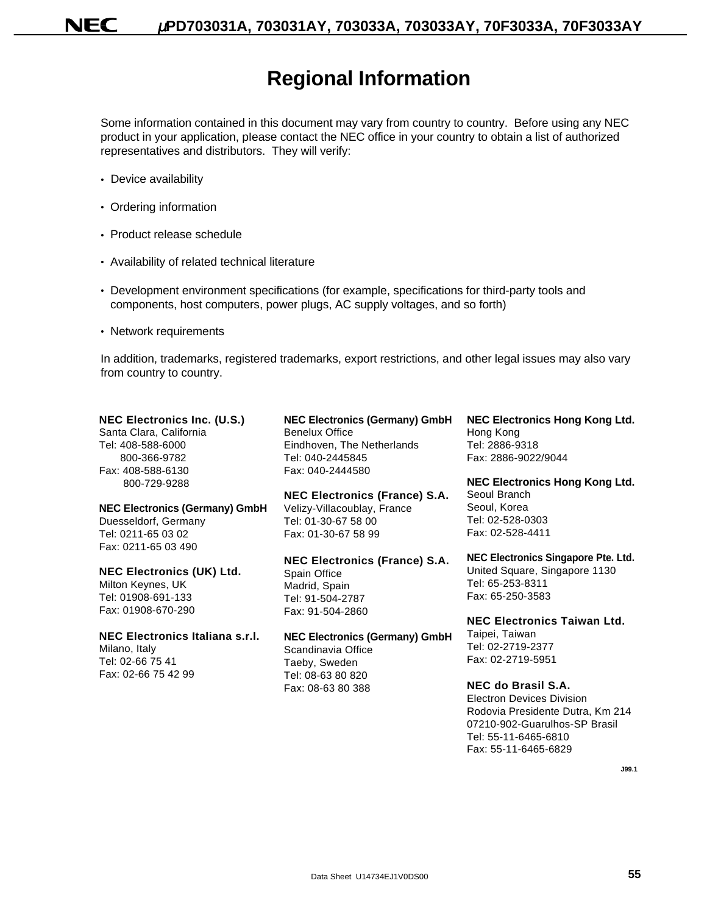# Regional Information

Some information contained in this document may vary from country to country. Before using any NEC product in your application, please contact the NEC office in your country to obtain a list of authorized representatives and distributors. They will verify:

- Device availability
- Ordering information
- Product release schedule
- Availability of related technical literature
- Development environment specifications (for example, specifications for third-party tools and components, host computers, power plugs, AC supply voltages, and so forth)
- Network requirements

In addition, trademarks, registered trademarks, export restrictions, and other legal issues may also vary from country to country.

**NEC Electronics Inc. (U.S.)**
Santa Clara, California
Tel: 408-588-6000
800-366-9782
Fax: 408-588-6130
800-729-9288

**NEC Electronics (Germany) GmbH**
Duesseldorf, Germany
Tel: 0211-65 03 02
Fax: 0211-65 03 490

**NEC Electronics (UK) Ltd.**
Milton Keynes, UK
Tel: 01908-691-133
Fax: 01908-670-290

**NEC Electronics Italiana s.r.l.**
Milano, Italy
Tel: 02-66 75 41
Fax: 02-66 75 42 99

**NEC Electronics (Germany) GmbH**
Benelux Office
Eindhoven, The Netherlands
Tel: 040-2445845
Fax: 040-2444580

**NEC Electronics (France) S.A.**
Velizy-Villacoublay, France
Tel: 01-30-67 58 00
Fax: 01-30-67 58 99

**NEC Electronics (France) S.A.**
Spain Office
Madrid, Spain
Tel: 91-504-2787
Fax: 91-504-2860

**NEC Electronics (Germany) GmbH**
Scandinavia Office
Taeby, Sweden
Tel: 08-63 80 820
Fax: 08-63 80 388

**NEC Electronics Hong Kong Ltd.**
Hong Kong
Tel: 2886-9318
Fax: 2886-9022/9044

**NEC Electronics Hong Kong Ltd.**
Seoul Branch
Seoul, Korea
Tel: 02-528-0303
Fax: 02-528-4411

**NEC Electronics Singapore Pte. Ltd.**
United Square, Singapore 1130
Tel: 65-253-8311
Fax: 65-250-3583

**NEC Electronics Taiwan Ltd.**
Taipei, Taiwan
Tel: 02-2719-2377
Fax: 02-2719-5951

**NEC do Brasil S.A.**
Electron Devices Division
Rodovia Presidente Dutra, Km 214
07210-902-Guarulhos-SP Brasil
Tel: 55-11-6465-6810
Fax: 55-11-6465-6829

J99.1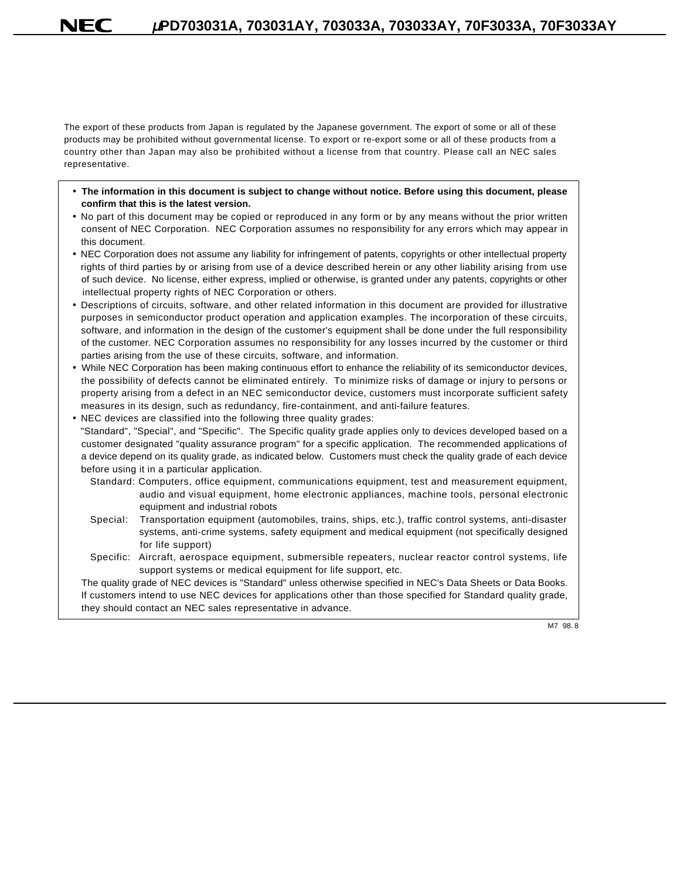The export of these products from Japan is regulated by the Japanese government. The export of some or all of these products may be prohibited without governmental license. To export or re-export some or all of these products from a country other than Japan may also be prohibited without a license from that country. Please call an NEC sales representative.

- **The information in this document is subject to change without notice. Before using this document, please confirm that this is the latest version.**
- No part of this document may be copied or reproduced in any form or by any means without the prior written consent of NEC Corporation. NEC Corporation assumes no responsibility for any errors which may appear in this document.
- NEC Corporation does not assume any liability for infringement of patents, copyrights or other intellectual property rights of third parties by or arising from use of a device described herein or any other liability arising from use of such device. No license, either express, implied or otherwise, is granted under any patents, copyrights or other intellectual property rights of NEC Corporation or others.
- Descriptions of circuits, software, and other related information in this document are provided for illustrative purposes in semiconductor product operation and application examples. The incorporation of these circuits, software, and information in the design of the customer's equipment shall be done under the full responsibility of the customer. NEC Corporation assumes no responsibility for any losses incurred by the customer or third parties arising from the use of these circuits, software, and information.
- While NEC Corporation has been making continuous effort to enhance the reliability of its semiconductor devices, the possibility of defects cannot be eliminated entirely. To minimize risks of damage or injury to persons or property arising from a defect in an NEC semiconductor device, customers must incorporate sufficient safety measures in its design, such as redundancy, fire-containment, and anti-failure features.
- NEC devices are classified into the following three quality grades:
  "Standard", "Special", and "Specific". The Specific quality grade applies only to devices developed based on a customer designated "quality assurance program" for a specific application. The recommended applications of a device depend on its quality grade, as indicated below. Customers must check the quality grade of each device before using it in a particular application.
  - Standard: Computers, office equipment, communications equipment, test and measurement equipment, audio and visual equipment, home electronic appliances, machine tools, personal electronic equipment and industrial robots
  - Special: Transportation equipment (automobiles, trains, ships, etc.), traffic control systems, anti-disaster systems, anti-crime systems, safety equipment and medical equipment (not specifically designed for life support)
  - Specific: Aircraft, aerospace equipment, submersible repeaters, nuclear reactor control systems, life support systems or medical equipment for life support, etc.

  The quality grade of NEC devices is "Standard" unless otherwise specified in NEC's Data Sheets or Data Books. If customers intend to use NEC devices for applications other than those specified for Standard quality grade, they should contact an NEC sales representative in advance.

M7 98.8